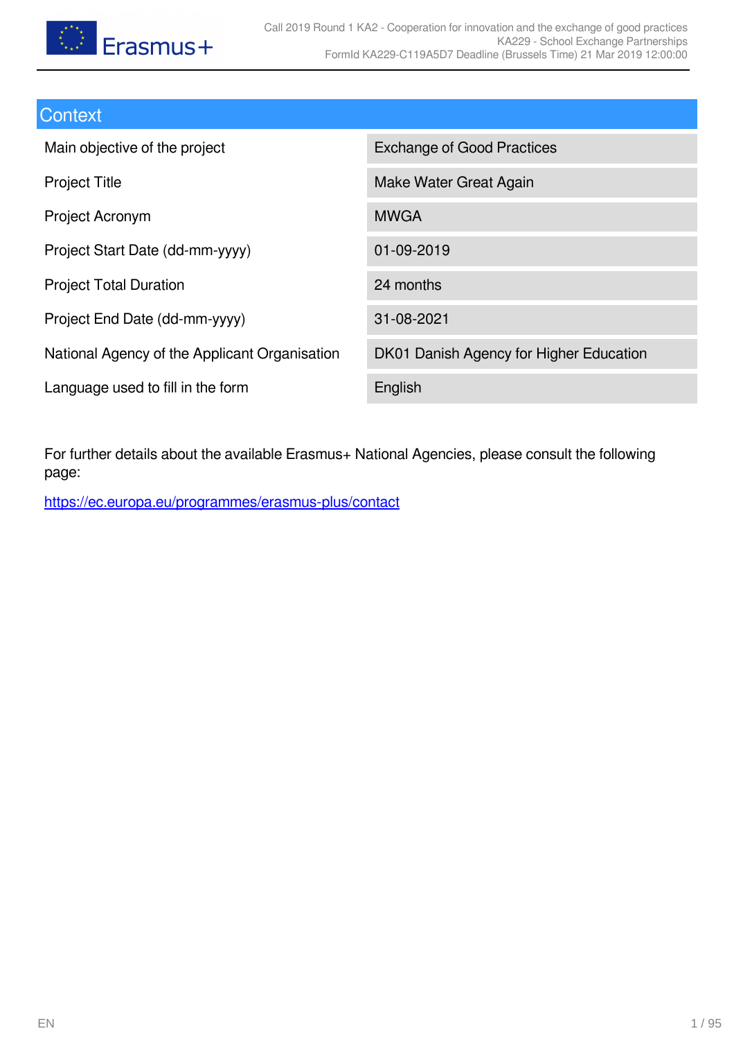## Context

| | |
|---|---|
| Main objective of the project | Exchange of Good Practices |
| Project Title | Make Water Great Again |
| Project Acronym | MWGA |
| Project Start Date (dd-mm-yyyy) | 01-09-2019 |
| Project Total Duration | 24 months |
| Project End Date (dd-mm-yyyy) | 31-08-2021 |
| National Agency of the Applicant Organisation | DK01 Danish Agency for Higher Education |
| Language used to fill in the form | English |

For further details about the available Erasmus+ National Agencies, please consult the following page:

https://ec.europa.eu/programmes/erasmus-plus/contact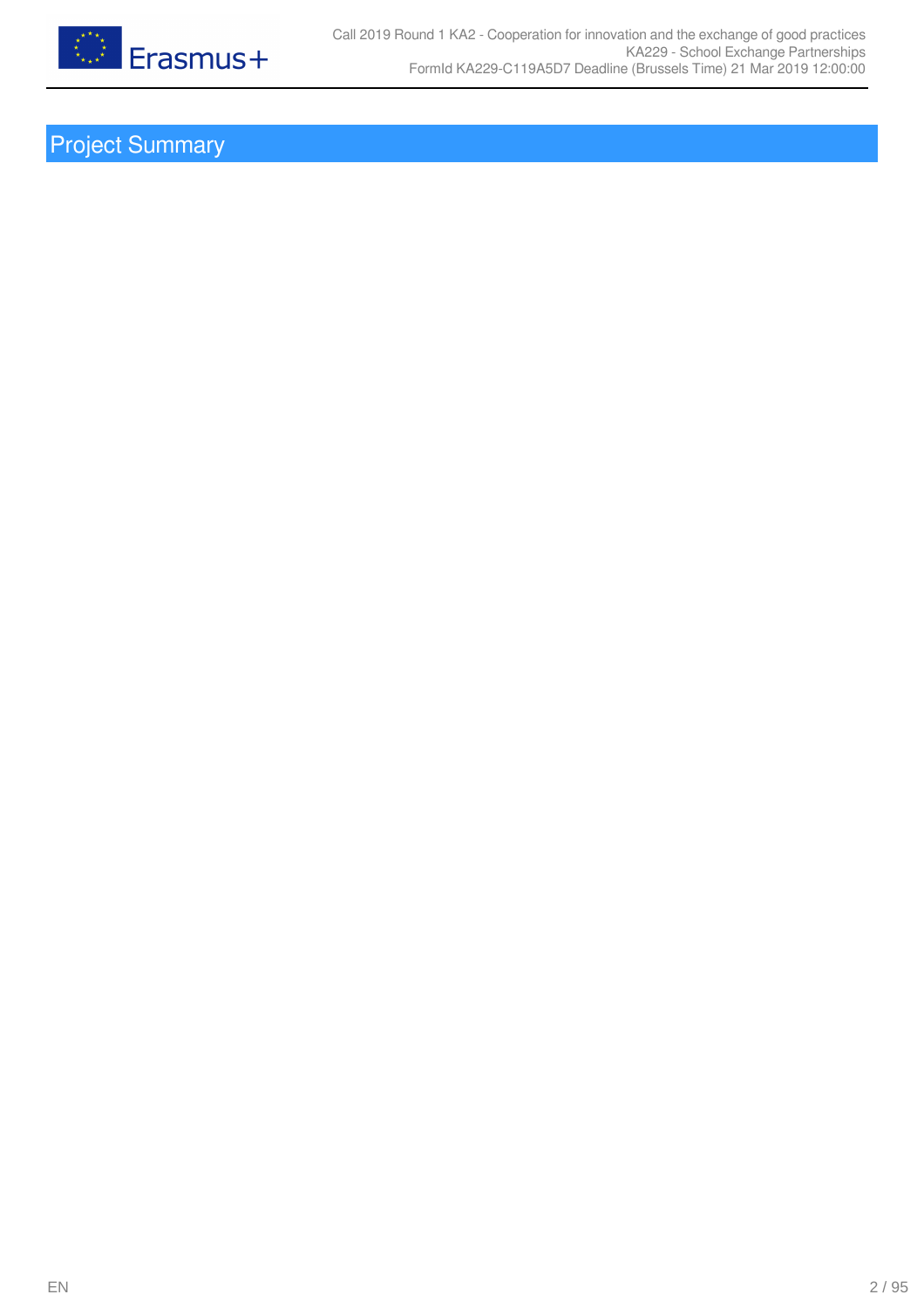# Project Summary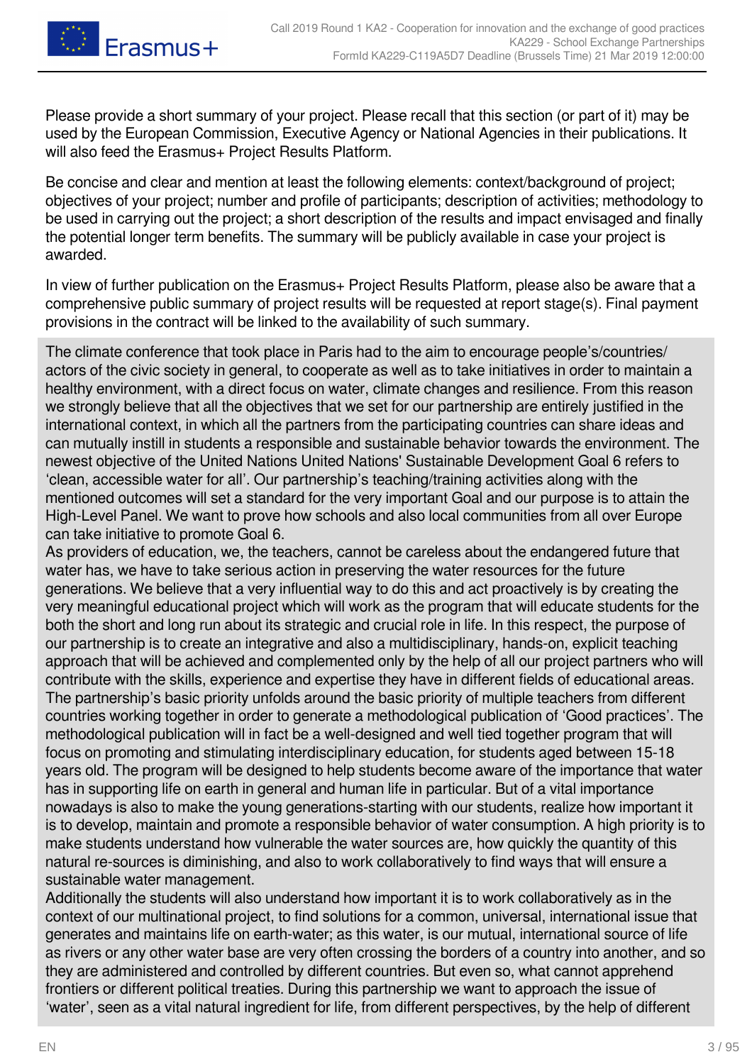Please provide a short summary of your project. Please recall that this section (or part of it) may be used by the European Commission, Executive Agency or National Agencies in their publications. It will also feed the Erasmus+ Project Results Platform.

Be concise and clear and mention at least the following elements: context/background of project; objectives of your project; number and profile of participants; description of activities; methodology to be used in carrying out the project; a short description of the results and impact envisaged and finally the potential longer term benefits. The summary will be publicly available in case your project is awarded.

In view of further publication on the Erasmus+ Project Results Platform, please also be aware that a comprehensive public summary of project results will be requested at report stage(s). Final payment provisions in the contract will be linked to the availability of such summary.

The climate conference that took place in Paris had to the aim to encourage people's/countries/ actors of the civic society in general, to cooperate as well as to take initiatives in order to maintain a healthy environment, with a direct focus on water, climate changes and resilience. From this reason we strongly believe that all the objectives that we set for our partnership are entirely justified in the international context, in which all the partners from the participating countries can share ideas and can mutually instill in students a responsible and sustainable behavior towards the environment. The newest objective of the United Nations United Nations' Sustainable Development Goal 6 refers to 'clean, accessible water for all'. Our partnership's teaching/training activities along with the mentioned outcomes will set a standard for the very important Goal and our purpose is to attain the High-Level Panel. We want to prove how schools and also local communities from all over Europe can take initiative to promote Goal 6.
As providers of education, we, the teachers, cannot be careless about the endangered future that water has, we have to take serious action in preserving the water resources for the future generations. We believe that a very influential way to do this and act proactively is by creating the very meaningful educational project which will work as the program that will educate students for the both the short and long run about its strategic and crucial role in life. In this respect, the purpose of our partnership is to create an integrative and also a multidisciplinary, hands-on, explicit teaching approach that will be achieved and complemented only by the help of all our project partners who will contribute with the skills, experience and expertise they have in different fields of educational areas. The partnership's basic priority unfolds around the basic priority of multiple teachers from different countries working together in order to generate a methodological publication of 'Good practices'. The methodological publication will in fact be a well-designed and well tied together program that will focus on promoting and stimulating interdisciplinary education, for students aged between 15-18 years old. The program will be designed to help students become aware of the importance that water has in supporting life on earth in general and human life in particular. But of a vital importance nowadays is also to make the young generations-starting with our students, realize how important it is to develop, maintain and promote a responsible behavior of water consumption. A high priority is to make students understand how vulnerable the water sources are, how quickly the quantity of this natural re-sources is diminishing, and also to work collaboratively to find ways that will ensure a sustainable water management.
Additionally the students will also understand how important it is to work collaboratively as in the context of our multinational project, to find solutions for a common, universal, international issue that generates and maintains life on earth-water; as this water, is our mutual, international source of life as rivers or any other water base are very often crossing the borders of a country into another, and so they are administered and controlled by different countries. But even so, what cannot apprehend frontiers or different political treaties. During this partnership we want to approach the issue of 'water', seen as a vital natural ingredient for life, from different perspectives, by the help of different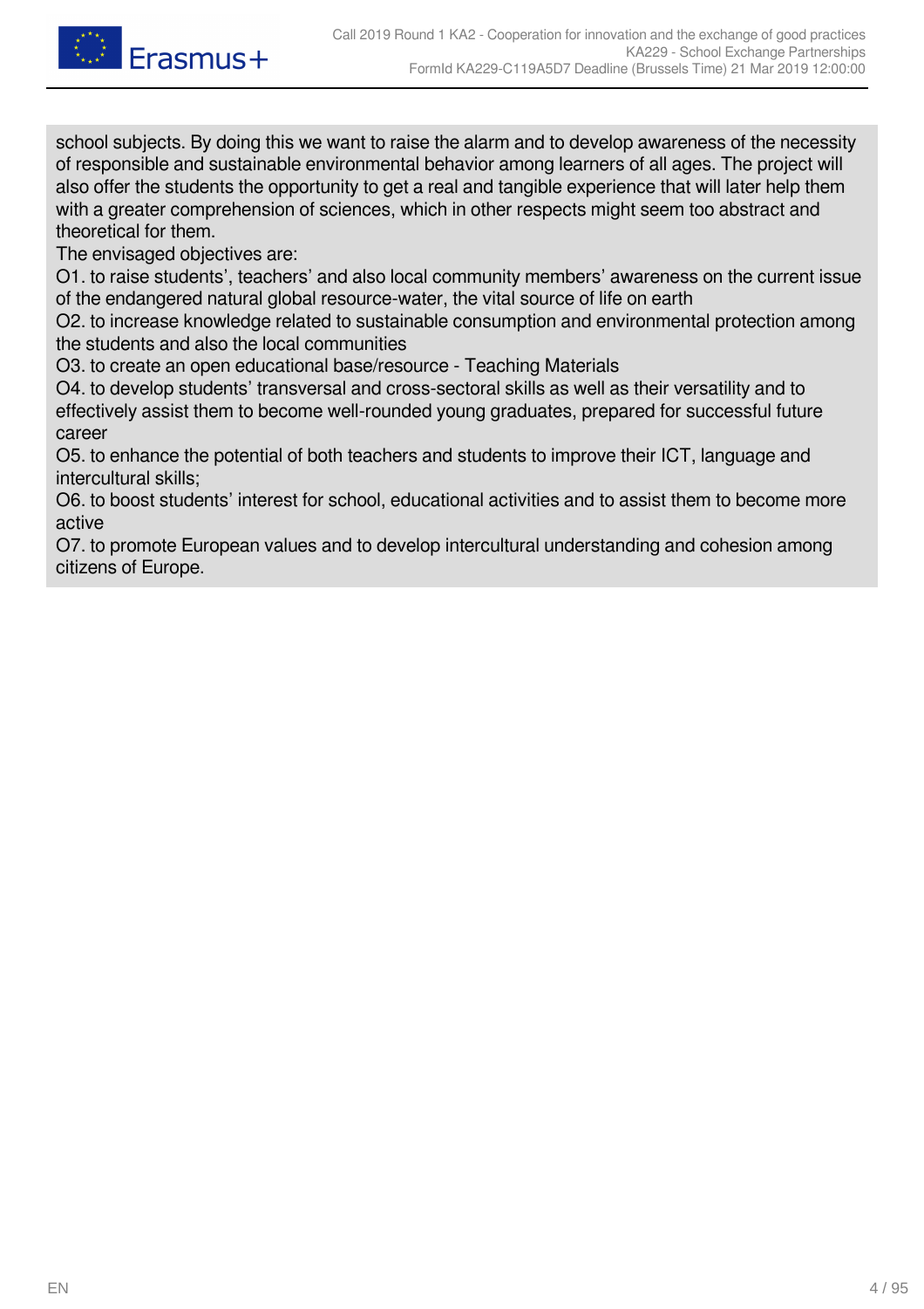school subjects. By doing this we want to raise the alarm and to develop awareness of the necessity of responsible and sustainable environmental behavior among learners of all ages. The project will also offer the students the opportunity to get a real and tangible experience that will later help them with a greater comprehension of sciences, which in other respects might seem too abstract and theoretical for them.

The envisaged objectives are:

O1. to raise students', teachers' and also local community members' awareness on the current issue of the endangered natural global resource-water, the vital source of life on earth

O2. to increase knowledge related to sustainable consumption and environmental protection among the students and also the local communities

O3. to create an open educational base/resource - Teaching Materials

O4. to develop students' transversal and cross-sectoral skills as well as their versatility and to effectively assist them to become well-rounded young graduates, prepared for successful future career

O5. to enhance the potential of both teachers and students to improve their ICT, language and intercultural skills;

O6. to boost students' interest for school, educational activities and to assist them to become more active

O7. to promote European values and to develop intercultural understanding and cohesion among citizens of Europe.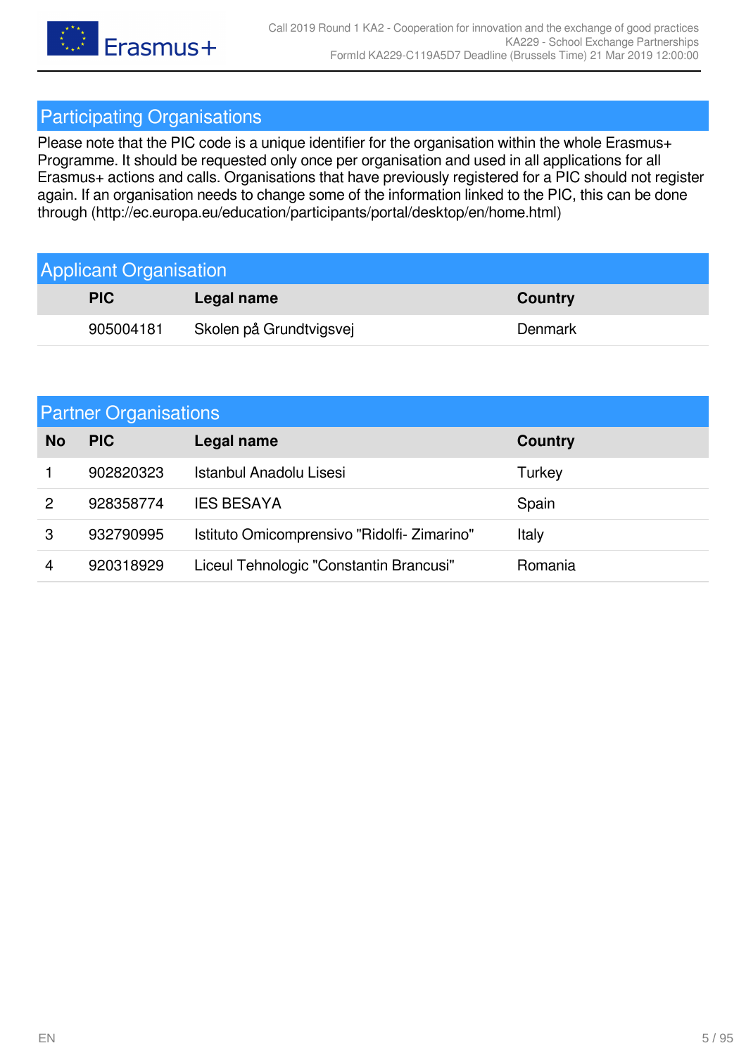## Participating Organisations

Please note that the PIC code is a unique identifier for the organisation within the whole Erasmus+ Programme. It should be requested only once per organisation and used in all applications for all Erasmus+ actions and calls. Organisations that have previously registered for a PIC should not register again. If an organisation needs to change some of the information linked to the PIC, this can be done through (http://ec.europa.eu/education/participants/portal/desktop/en/home.html)

### Applicant Organisation

| PIC | Legal name | Country |
|---|---|---|
| 905004181 | Skolen på Grundtvigsvej | Denmark |

### Partner Organisations

| No | PIC | Legal name | Country |
|---|---|---|---|
| 1 | 902820323 | Istanbul Anadolu Lisesi | Turkey |
| 2 | 928358774 | IES BESAYA | Spain |
| 3 | 932790995 | Istituto Omicomprensivo "Ridolfi- Zimarino" | Italy |
| 4 | 920318929 | Liceul Tehnologic "Constantin Brancusi" | Romania |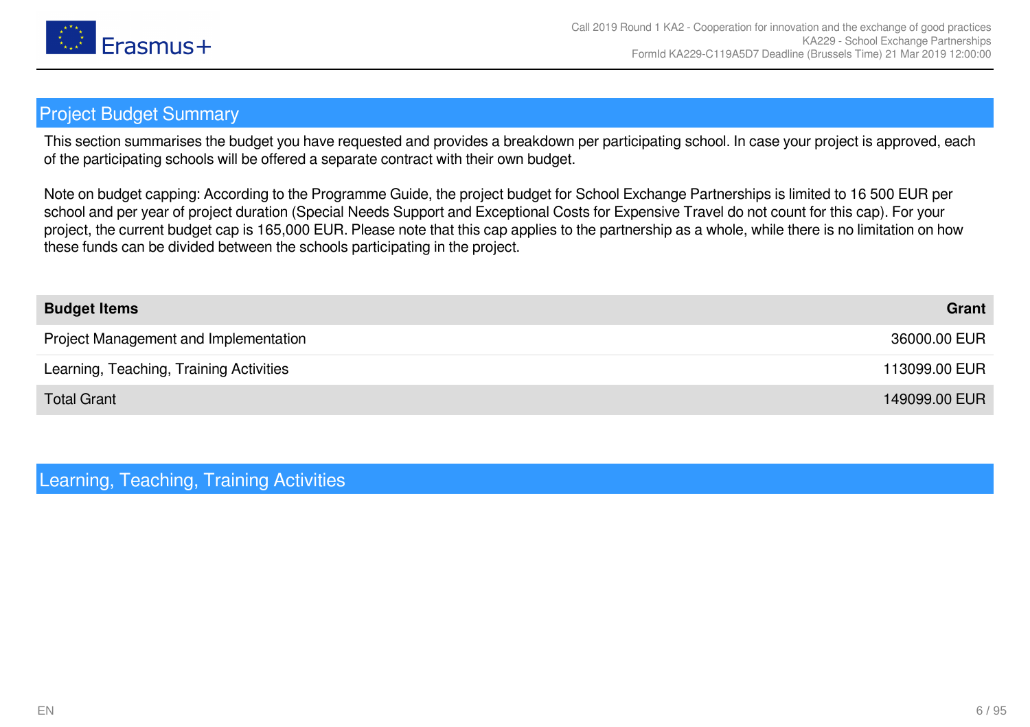## Project Budget Summary

This section summarises the budget you have requested and provides a breakdown per participating school. In case your project is approved, each of the participating schools will be offered a separate contract with their own budget.

Note on budget capping: According to the Programme Guide, the project budget for School Exchange Partnerships is limited to 16 500 EUR per school and per year of project duration (Special Needs Support and Exceptional Costs for Expensive Travel do not count for this cap). For your project, the current budget cap is 165,000 EUR. Please note that this cap applies to the partnership as a whole, while there is no limitation on how these funds can be divided between the schools participating in the project.

| **Budget Items** | **Grant** |
|---|---|
| Project Management and Implementation | 36000.00 EUR |
| Learning, Teaching, Training Activities | 113099.00 EUR |
| Total Grant | 149099.00 EUR |

## Learning, Teaching, Training Activities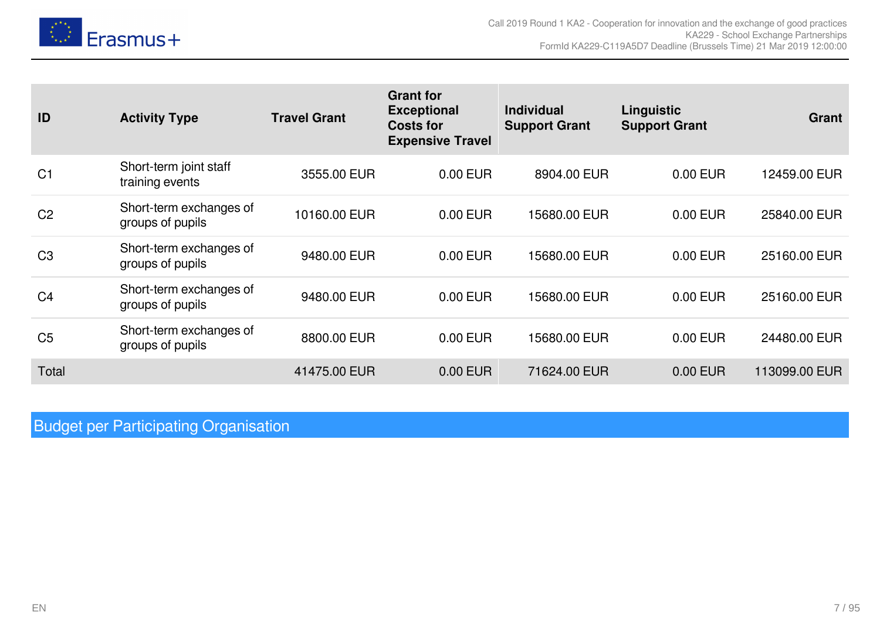| ID | Activity Type | Travel Grant | Grant for Exceptional Costs for Expensive Travel | Individual Support Grant | Linguistic Support Grant | Grant |
|---|---|---|---|---|---|---|
| C1 | Short-term joint staff training events | 3555.00 EUR | 0.00 EUR | 8904.00 EUR | 0.00 EUR | 12459.00 EUR |
| C2 | Short-term exchanges of groups of pupils | 10160.00 EUR | 0.00 EUR | 15680.00 EUR | 0.00 EUR | 25840.00 EUR |
| C3 | Short-term exchanges of groups of pupils | 9480.00 EUR | 0.00 EUR | 15680.00 EUR | 0.00 EUR | 25160.00 EUR |
| C4 | Short-term exchanges of groups of pupils | 9480.00 EUR | 0.00 EUR | 15680.00 EUR | 0.00 EUR | 25160.00 EUR |
| C5 | Short-term exchanges of groups of pupils | 8800.00 EUR | 0.00 EUR | 15680.00 EUR | 0.00 EUR | 24480.00 EUR |
| Total | | 41475.00 EUR | 0.00 EUR | 71624.00 EUR | 0.00 EUR | 113099.00 EUR |

## Budget per Participating Organisation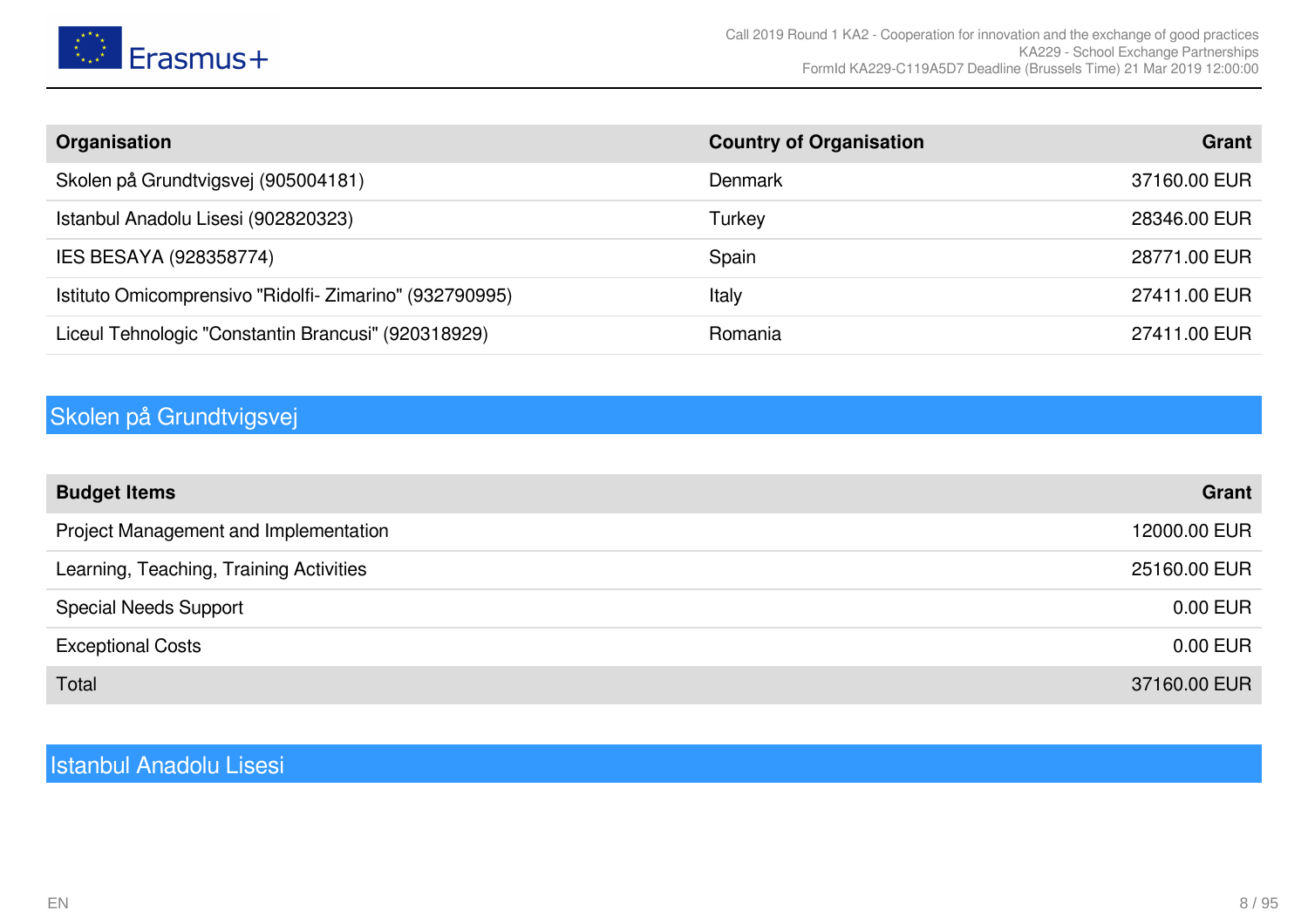| Organisation | Country of Organisation | Grant |
|---|---|---|
| Skolen på Grundtvigsvej (905004181) | Denmark | 37160.00 EUR |
| Istanbul Anadolu Lisesi (902820323) | Turkey | 28346.00 EUR |
| IES BESAYA (928358774) | Spain | 28771.00 EUR |
| Istituto Omicomprensivo "Ridolfi- Zimarino" (932790995) | Italy | 27411.00 EUR |
| Liceul Tehnologic "Constantin Brancusi" (920318929) | Romania | 27411.00 EUR |

## Skolen på Grundtvigsvej

| Budget Items | Grant |
|---|---|
| Project Management and Implementation | 12000.00 EUR |
| Learning, Teaching, Training Activities | 25160.00 EUR |
| Special Needs Support | 0.00 EUR |
| Exceptional Costs | 0.00 EUR |
| Total | 37160.00 EUR |

## Istanbul Anadolu Lisesi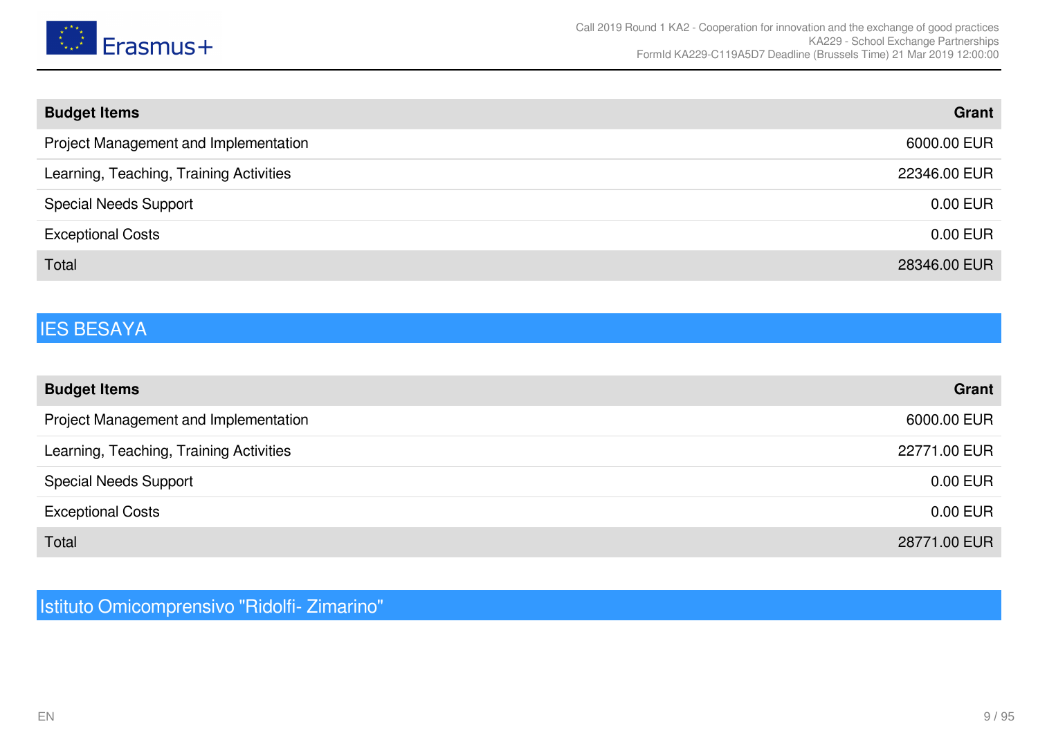| Budget Items | Grant |
|---|---|
| Project Management and Implementation | 6000.00 EUR |
| Learning, Teaching, Training Activities | 22346.00 EUR |
| Special Needs Support | 0.00 EUR |
| Exceptional Costs | 0.00 EUR |
| Total | 28346.00 EUR |

## IES BESAYA

| Budget Items | Grant |
|---|---|
| Project Management and Implementation | 6000.00 EUR |
| Learning, Teaching, Training Activities | 22771.00 EUR |
| Special Needs Support | 0.00 EUR |
| Exceptional Costs | 0.00 EUR |
| Total | 28771.00 EUR |

## Istituto Omicomprensivo "Ridolfi- Zimarino"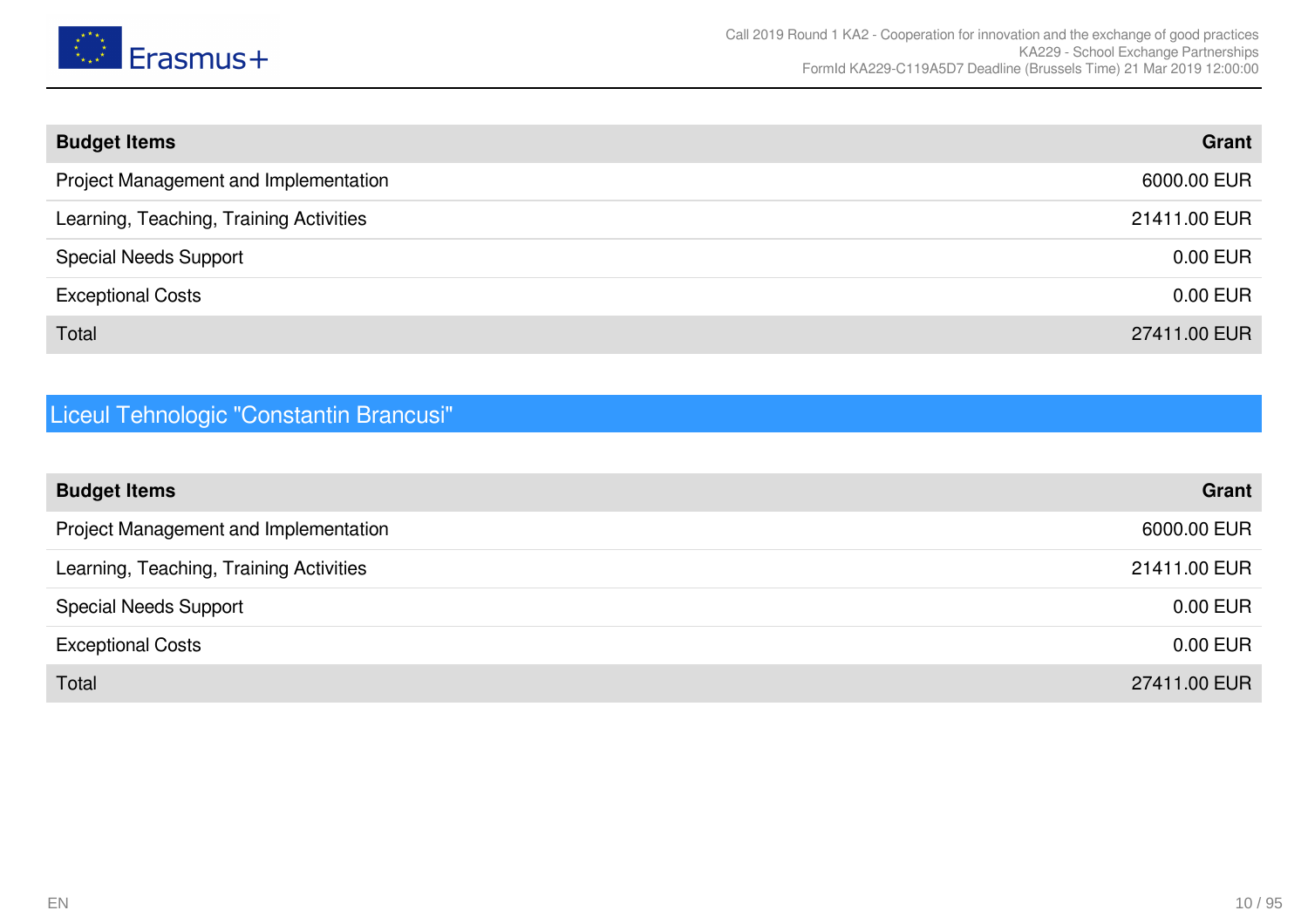| Budget Items | Grant |
| --- | --- |
| Project Management and Implementation | 6000.00 EUR |
| Learning, Teaching, Training Activities | 21411.00 EUR |
| Special Needs Support | 0.00 EUR |
| Exceptional Costs | 0.00 EUR |
| Total | 27411.00 EUR |

## Liceul Tehnologic "Constantin Brancusi"

| Budget Items | Grant |
| --- | --- |
| Project Management and Implementation | 6000.00 EUR |
| Learning, Teaching, Training Activities | 21411.00 EUR |
| Special Needs Support | 0.00 EUR |
| Exceptional Costs | 0.00 EUR |
| Total | 27411.00 EUR |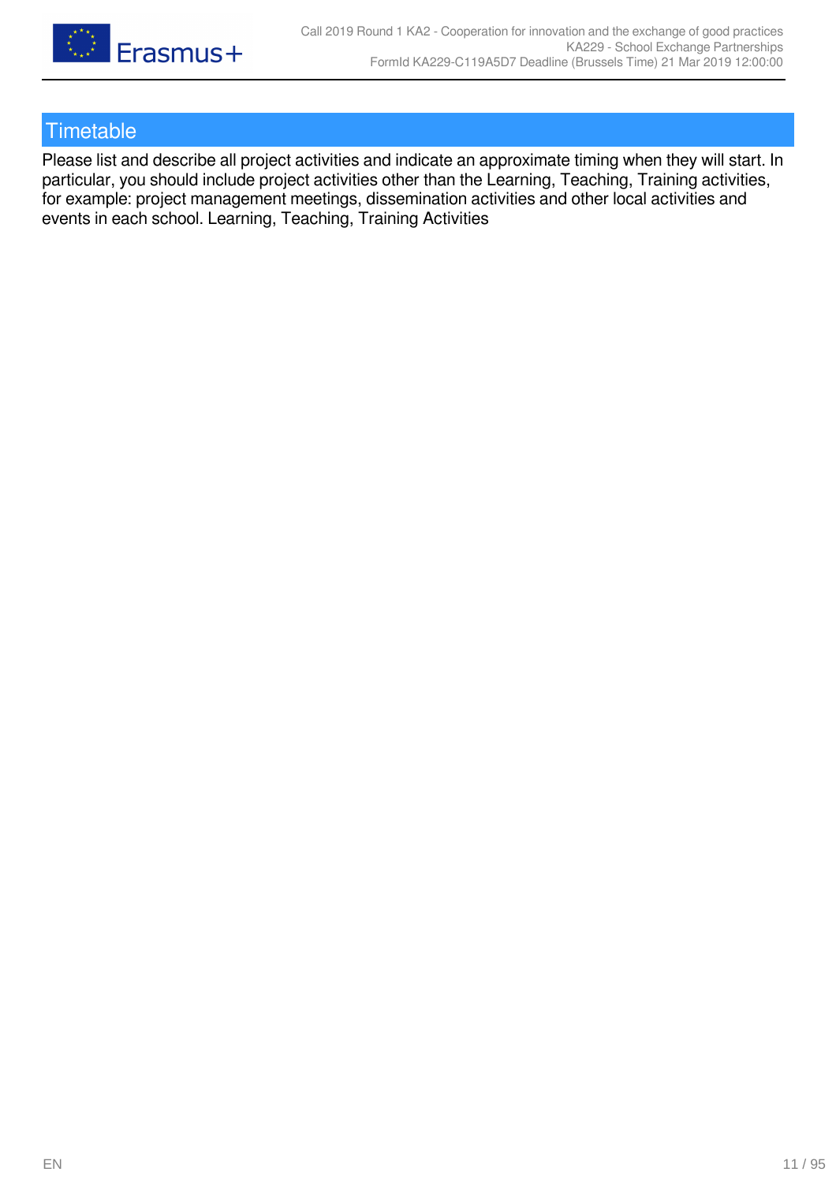## Timetable

Please list and describe all project activities and indicate an approximate timing when they will start. In particular, you should include project activities other than the Learning, Teaching, Training activities, for example: project management meetings, dissemination activities and other local activities and events in each school. Learning, Teaching, Training Activities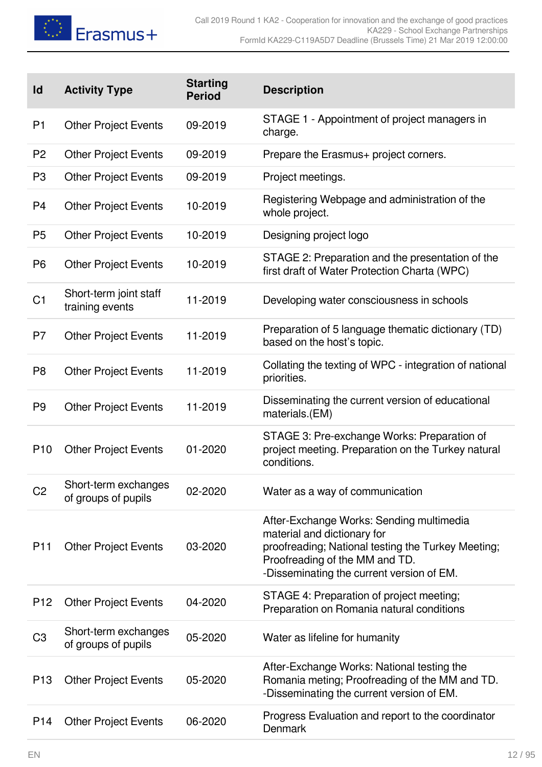| Id | Activity Type | Starting Period | Description |
|---|---|---|---|
| P1 | Other Project Events | 09-2019 | STAGE 1 - Appointment of project managers in charge. |
| P2 | Other Project Events | 09-2019 | Prepare the Erasmus+ project corners. |
| P3 | Other Project Events | 09-2019 | Project meetings. |
| P4 | Other Project Events | 10-2019 | Registering Webpage and administration of the whole project. |
| P5 | Other Project Events | 10-2019 | Designing project logo |
| P6 | Other Project Events | 10-2019 | STAGE 2: Preparation and the presentation of the first draft of Water Protection Charta (WPC) |
| C1 | Short-term joint staff training events | 11-2019 | Developing water consciousness in schools |
| P7 | Other Project Events | 11-2019 | Preparation of 5 language thematic dictionary (TD) based on the host's topic. |
| P8 | Other Project Events | 11-2019 | Collating the texting of WPC - integration of national priorities. |
| P9 | Other Project Events | 11-2019 | Disseminating the current version of educational materials.(EM) |
| P10 | Other Project Events | 01-2020 | STAGE 3: Pre-exchange Works: Preparation of project meeting. Preparation on the Turkey natural conditions. |
| C2 | Short-term exchanges of groups of pupils | 02-2020 | Water as a way of communication |
| P11 | Other Project Events | 03-2020 | After-Exchange Works: Sending multimedia material and dictionary for proofreading; National testing the Turkey Meeting; Proofreading of the MM and TD. -Disseminating the current version of EM. |
| P12 | Other Project Events | 04-2020 | STAGE 4: Preparation of project meeting; Preparation on Romania natural conditions |
| C3 | Short-term exchanges of groups of pupils | 05-2020 | Water as lifeline for humanity |
| P13 | Other Project Events | 05-2020 | After-Exchange Works: National testing the Romania meting; Proofreading of the MM and TD. -Disseminating the current version of EM. |
| P14 | Other Project Events | 06-2020 | Progress Evaluation and report to the coordinator Denmark |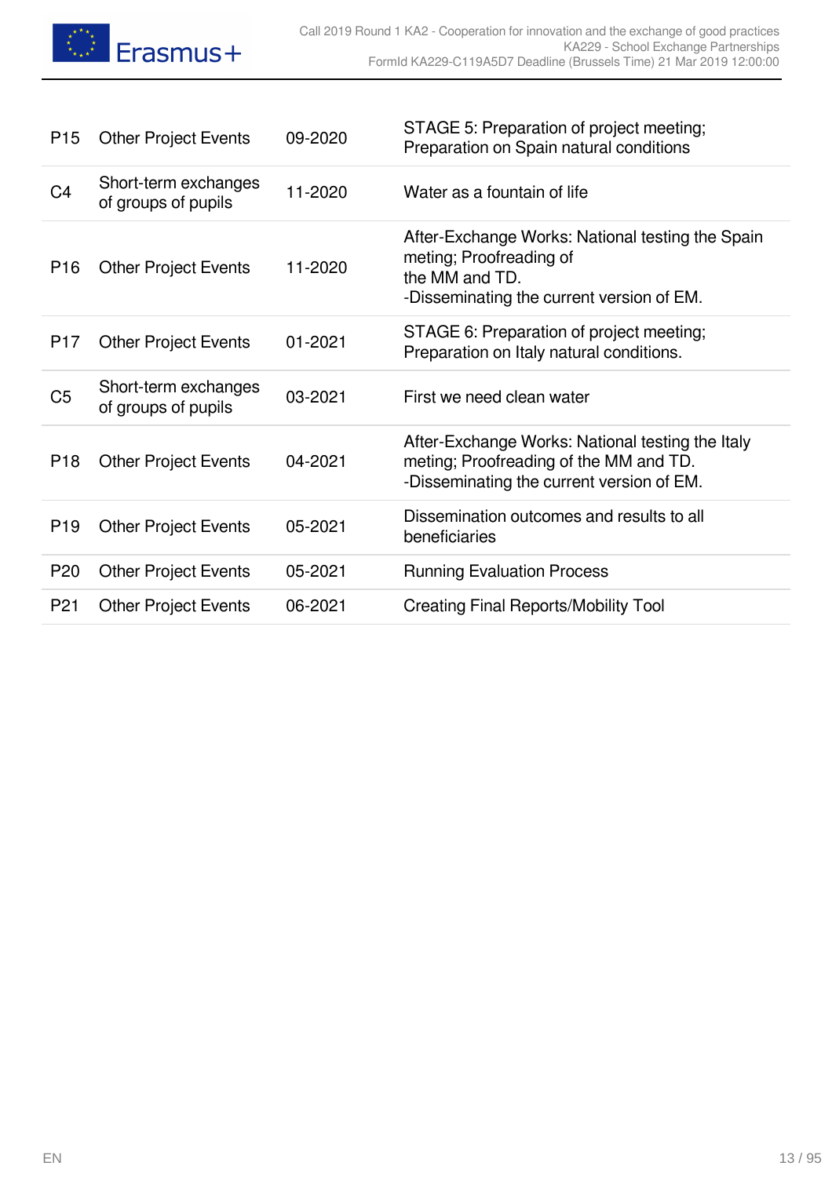| | | | |
|---|---|---|---|
| P15 | Other Project Events | 09-2020 | STAGE 5: Preparation of project meeting; Preparation on Spain natural conditions |
| C4 | Short-term exchanges of groups of pupils | 11-2020 | Water as a fountain of life |
| P16 | Other Project Events | 11-2020 | After-Exchange Works: National testing the Spain meting; Proofreading of the MM and TD. -Disseminating the current version of EM. |
| P17 | Other Project Events | 01-2021 | STAGE 6: Preparation of project meeting; Preparation on Italy natural conditions. |
| C5 | Short-term exchanges of groups of pupils | 03-2021 | First we need clean water |
| P18 | Other Project Events | 04-2021 | After-Exchange Works: National testing the Italy meting; Proofreading of the MM and TD. -Disseminating the current version of EM. |
| P19 | Other Project Events | 05-2021 | Dissemination outcomes and results to all beneficiaries |
| P20 | Other Project Events | 05-2021 | Running Evaluation Process |
| P21 | Other Project Events | 06-2021 | Creating Final Reports/Mobility Tool |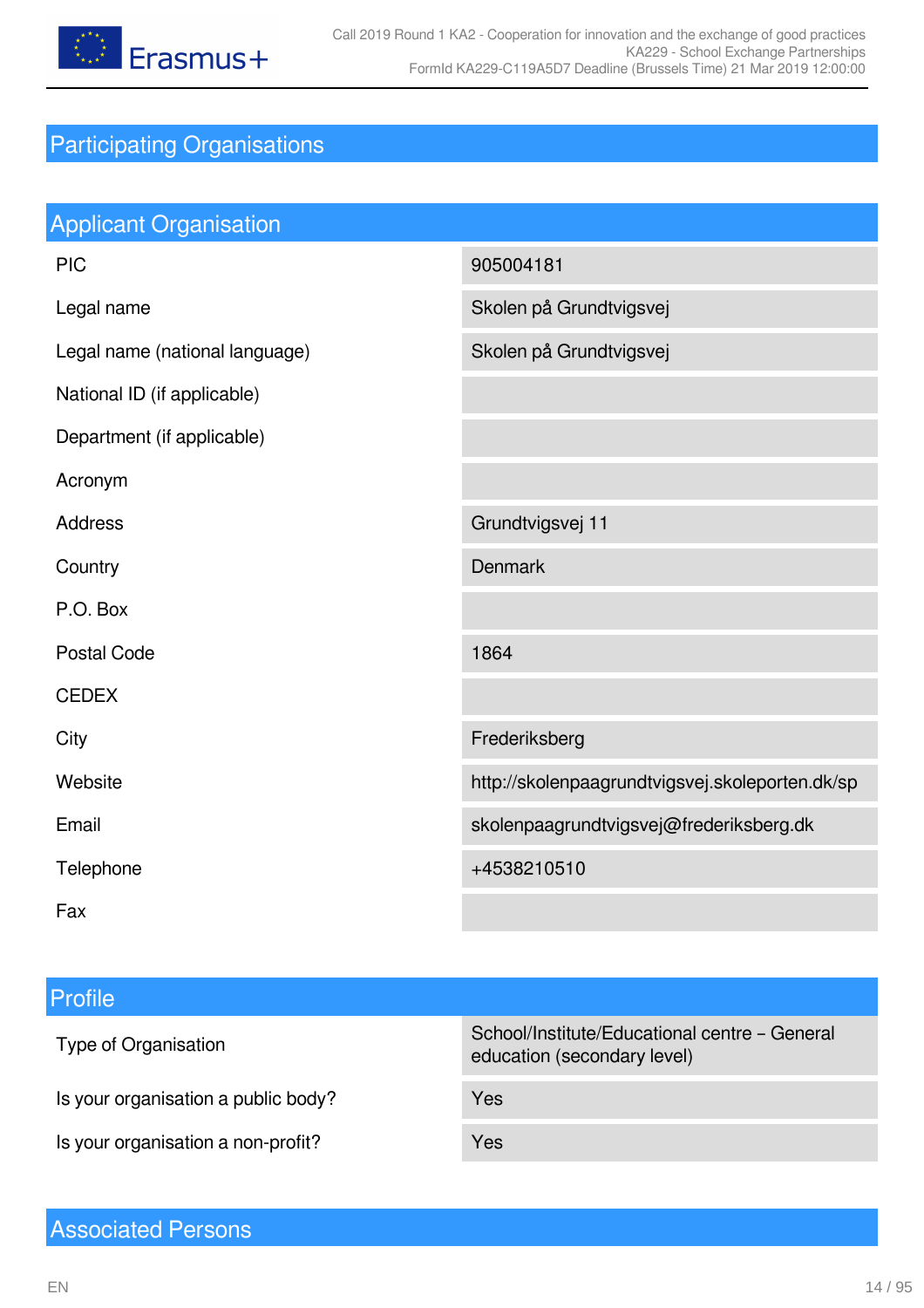# Participating Organisations

## Applicant Organisation

| | |
|---|---|
| PIC | 905004181 |
| Legal name | Skolen på Grundtvigsvej |
| Legal name (national language) | Skolen på Grundtvigsvej |
| National ID (if applicable) | |
| Department (if applicable) | |
| Acronym | |
| Address | Grundtvigsvej 11 |
| Country | Denmark |
| P.O. Box | |
| Postal Code | 1864 |
| CEDEX | |
| City | Frederiksberg |
| Website | http://skolenpaagrundtvigsvej.skoleporten.dk/sp |
| Email | skolenpaagrundtvigsvej@frederiksberg.dk |
| Telephone | +4538210510 |
| Fax | |

## Profile

| | |
|---|---|
| Type of Organisation | School/Institute/Educational centre – General education (secondary level) |
| Is your organisation a public body? | Yes |
| Is your organisation a non-profit? | Yes |

## Associated Persons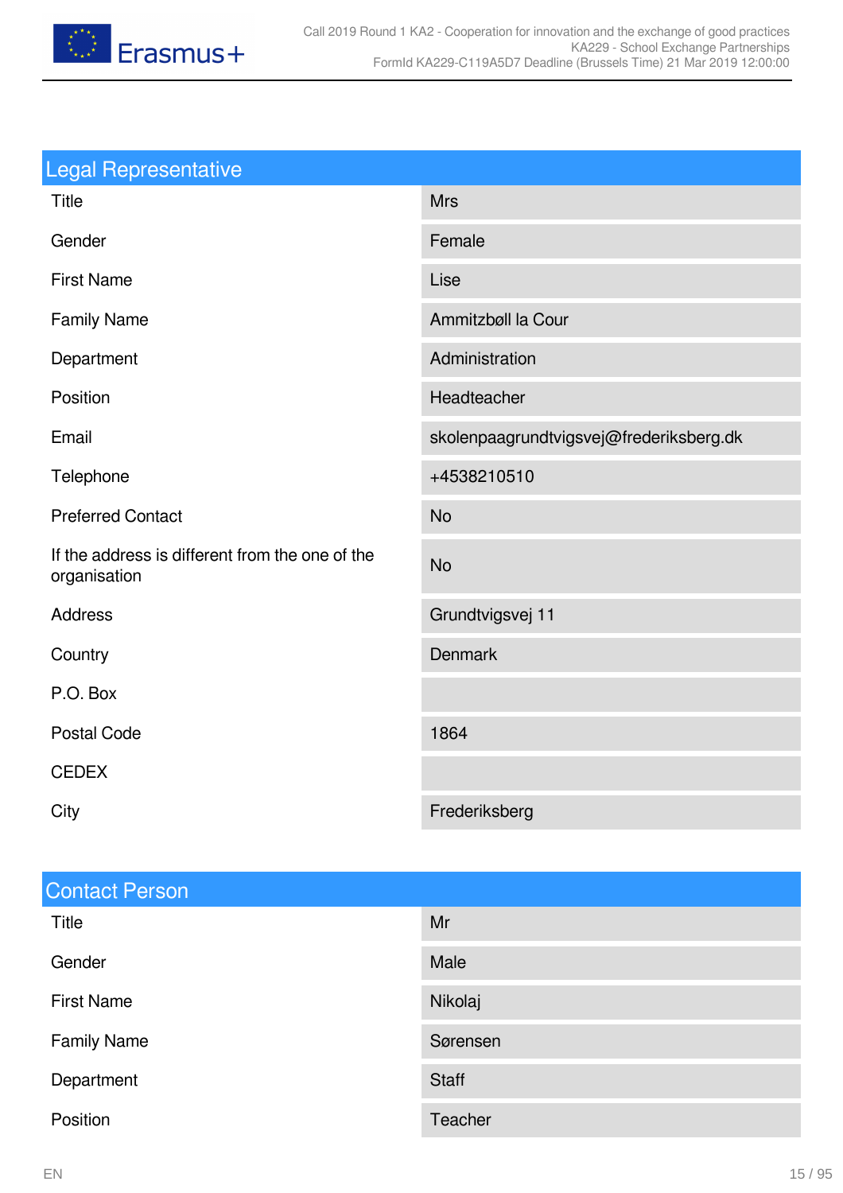## Legal Representative

| | |
|---|---|
| Title | Mrs |
| Gender | Female |
| First Name | Lise |
| Family Name | Ammitzbøll la Cour |
| Department | Administration |
| Position | Headteacher |
| Email | skolenpaagrundtvigsvej@frederiksberg.dk |
| Telephone | +4538210510 |
| Preferred Contact | No |
| If the address is different from the one of the organisation | No |
| Address | Grundtvigsvej 11 |
| Country | Denmark |
| P.O. Box | |
| Postal Code | 1864 |
| CEDEX | |
| City | Frederiksberg |

## Contact Person

| | |
|---|---|
| Title | Mr |
| Gender | Male |
| First Name | Nikolaj |
| Family Name | Sørensen |
| Department | Staff |
| Position | Teacher |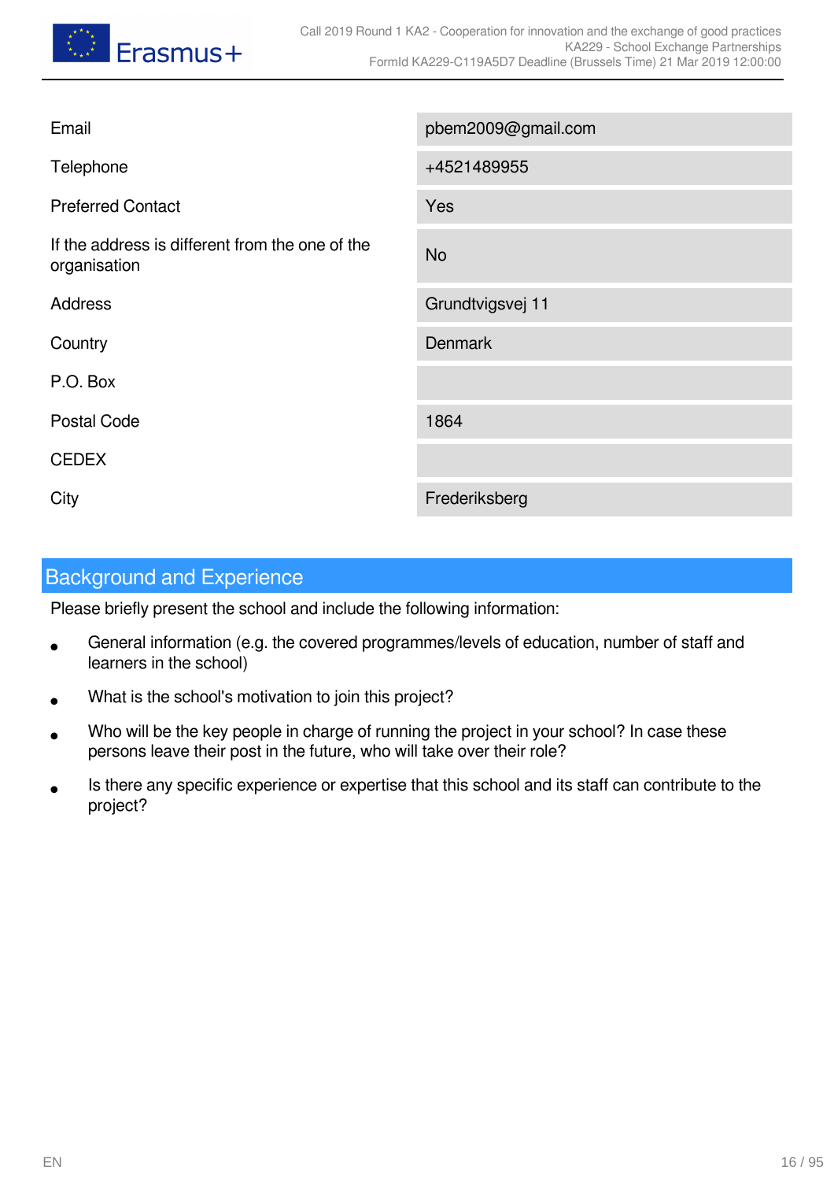| | |
|---|---|
| Email | pbem2009@gmail.com |
| Telephone | +4521489955 |
| Preferred Contact | Yes |
| If the address is different from the one of the organisation | No |
| Address | Grundtvigsvej 11 |
| Country | Denmark |
| P.O. Box | |
| Postal Code | 1864 |
| CEDEX | |
| City | Frederiksberg |

## Background and Experience

Please briefly present the school and include the following information:

- General information (e.g. the covered programmes/levels of education, number of staff and learners in the school)
- What is the school's motivation to join this project?
- Who will be the key people in charge of running the project in your school? In case these persons leave their post in the future, who will take over their role?
- Is there any specific experience or expertise that this school and its staff can contribute to the project?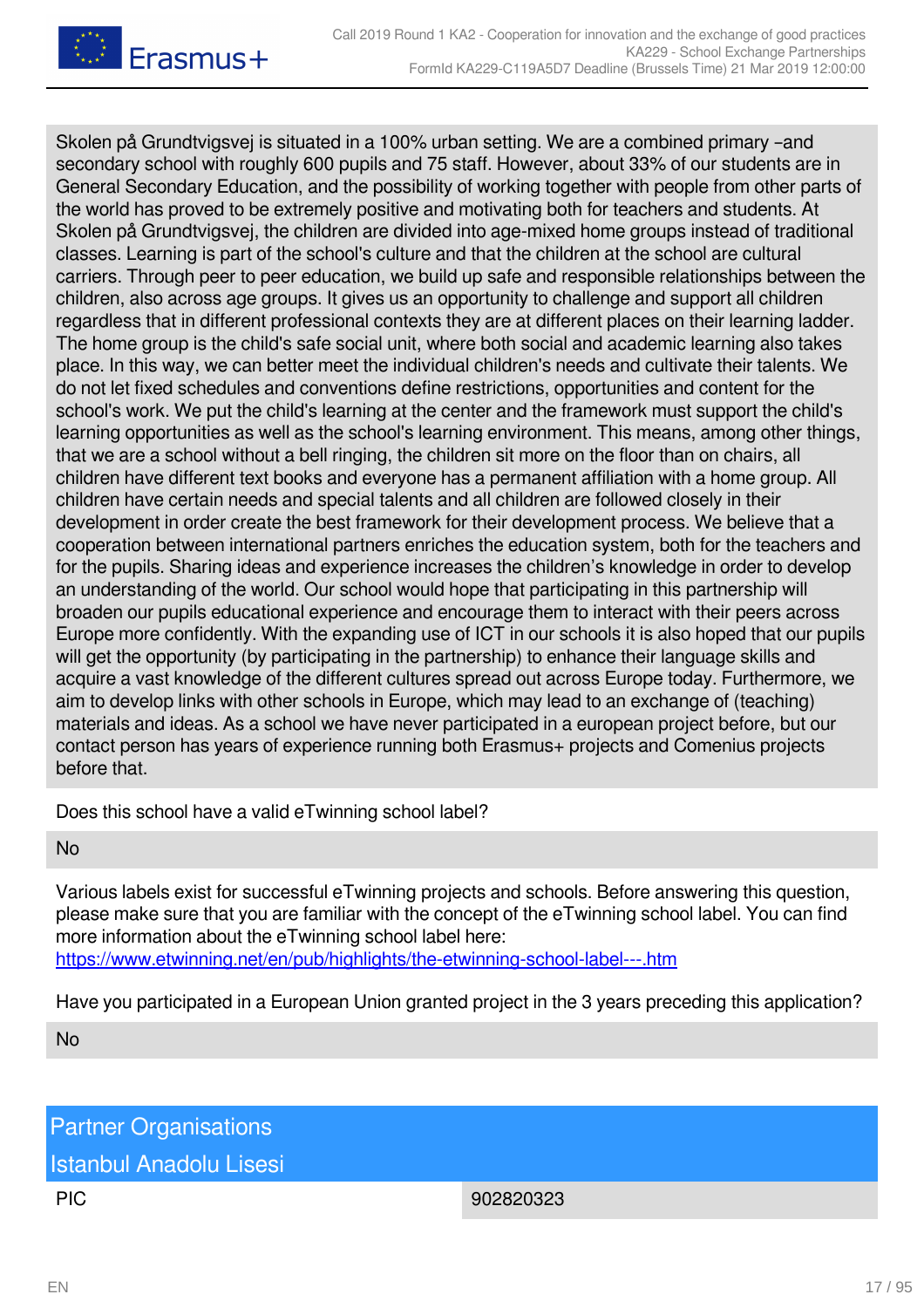Skolen på Grundtvigsvej is situated in a 100% urban setting. We are a combined primary –and secondary school with roughly 600 pupils and 75 staff. However, about 33% of our students are in General Secondary Education, and the possibility of working together with people from other parts of the world has proved to be extremely positive and motivating both for teachers and students. At Skolen på Grundtvigsvej, the children are divided into age-mixed home groups instead of traditional classes. Learning is part of the school's culture and that the children at the school are cultural carriers. Through peer to peer education, we build up safe and responsible relationships between the children, also across age groups. It gives us an opportunity to challenge and support all children regardless that in different professional contexts they are at different places on their learning ladder. The home group is the child's safe social unit, where both social and academic learning also takes place. In this way, we can better meet the individual children's needs and cultivate their talents. We do not let fixed schedules and conventions define restrictions, opportunities and content for the school's work. We put the child's learning at the center and the framework must support the child's learning opportunities as well as the school's learning environment. This means, among other things, that we are a school without a bell ringing, the children sit more on the floor than on chairs, all children have different text books and everyone has a permanent affiliation with a home group. All children have certain needs and special talents and all children are followed closely in their development in order create the best framework for their development process. We believe that a cooperation between international partners enriches the education system, both for the teachers and for the pupils. Sharing ideas and experience increases the children's knowledge in order to develop an understanding of the world. Our school would hope that participating in this partnership will broaden our pupils educational experience and encourage them to interact with their peers across Europe more confidently. With the expanding use of ICT in our schools it is also hoped that our pupils will get the opportunity (by participating in the partnership) to enhance their language skills and acquire a vast knowledge of the different cultures spread out across Europe today. Furthermore, we aim to develop links with other schools in Europe, which may lead to an exchange of (teaching) materials and ideas. As a school we have never participated in a european project before, but our contact person has years of experience running both Erasmus+ projects and Comenius projects before that.

Does this school have a valid eTwinning school label?

No

Various labels exist for successful eTwinning projects and schools. Before answering this question, please make sure that you are familiar with the concept of the eTwinning school label. You can find more information about the eTwinning school label here:
https://www.etwinning.net/en/pub/highlights/the-etwinning-school-label---.htm

Have you participated in a European Union granted project in the 3 years preceding this application?

No

## Partner Organisations

### Istanbul Anadolu Lisesi

| PIC | 902820323 |
|---|---|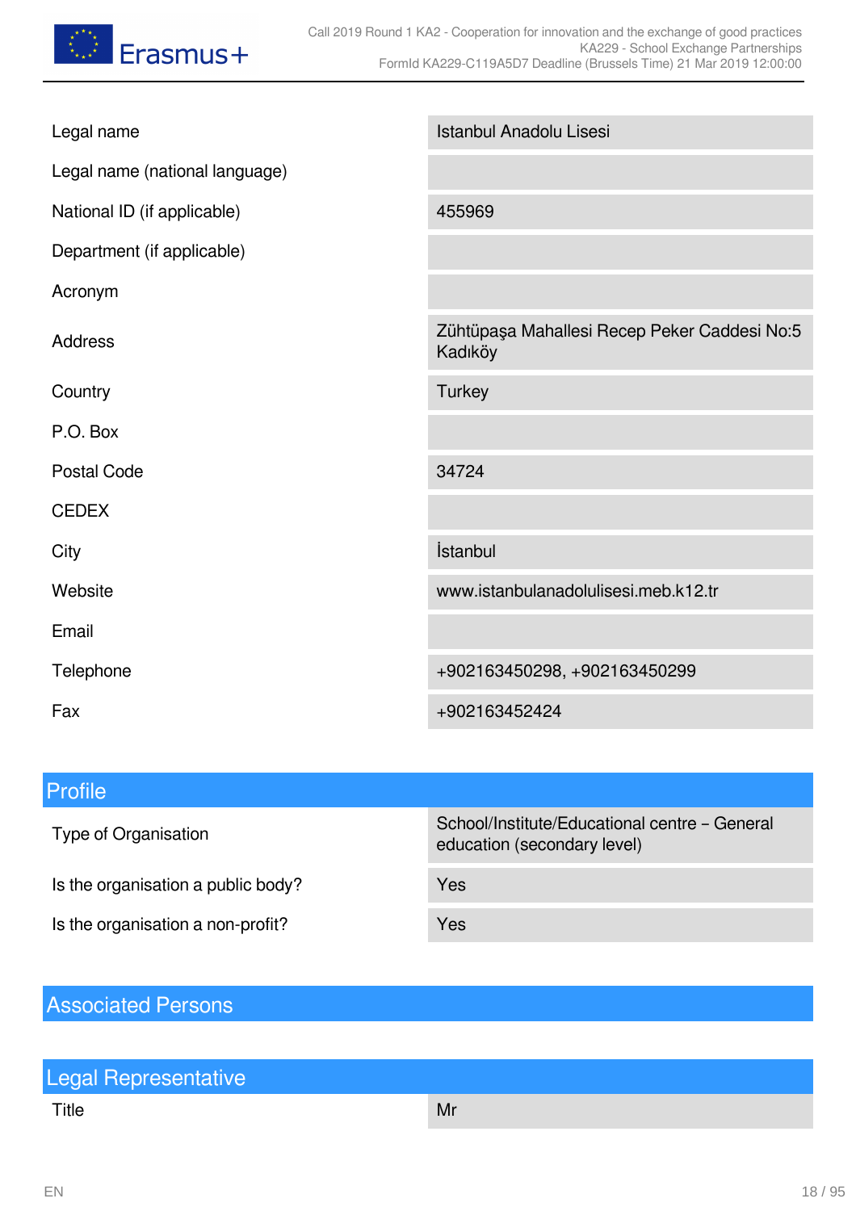| | |
|---|---|
| Legal name | Istanbul Anadolu Lisesi |
| Legal name (national language) | |
| National ID (if applicable) | 455969 |
| Department (if applicable) | |
| Acronym | |
| Address | Zühtüpaşa Mahallesi Recep Peker Caddesi No:5 Kadıköy |
| Country | Turkey |
| P.O. Box | |
| Postal Code | 34724 |
| CEDEX | |
| City | İstanbul |
| Website | www.istanbulanadolulisesi.meb.k12.tr |
| Email | |
| Telephone | +902163450298, +902163450299 |
| Fax | +902163452424 |

## Profile

| | |
|---|---|
| Type of Organisation | School/Institute/Educational centre – General education (secondary level) |
| Is the organisation a public body? | Yes |
| Is the organisation a non-profit? | Yes |

## Associated Persons

## Legal Representative

| | |
|---|---|
| Title | Mr |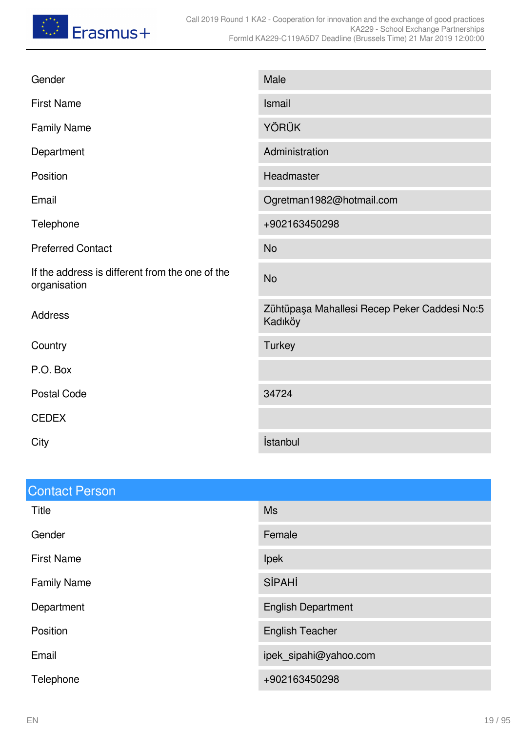| | |
|---|---|
| Gender | Male |
| First Name | Ismail |
| Family Name | YÖRÜK |
| Department | Administration |
| Position | Headmaster |
| Email | Ogretman1982@hotmail.com |
| Telephone | +902163450298 |
| Preferred Contact | No |
| If the address is different from the one of the organisation | No |
| Address | Zühtüpaşa Mahallesi Recep Peker Caddesi No:5 Kadıköy |
| Country | Turkey |
| P.O. Box | |
| Postal Code | 34724 |
| CEDEX | |
| City | İstanbul |

## Contact Person

| | |
|---|---|
| Title | Ms |
| Gender | Female |
| First Name | Ipek |
| Family Name | SİPAHİ |
| Department | English Department |
| Position | English Teacher |
| Email | ipek_sipahi@yahoo.com |
| Telephone | +902163450298 |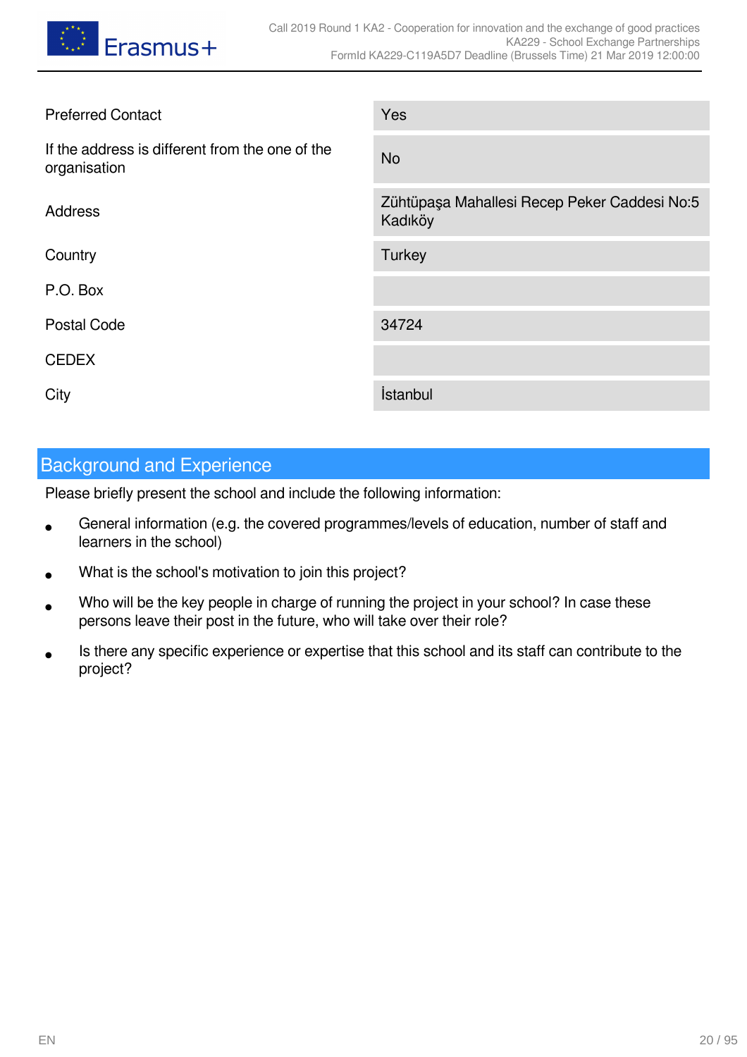| | |
|---|---|
| Preferred Contact | Yes |
| If the address is different from the one of the organisation | No |
| Address | Zühtüpaşa Mahallesi Recep Peker Caddesi No:5 Kadıköy |
| Country | Turkey |
| P.O. Box | |
| Postal Code | 34724 |
| CEDEX | |
| City | İstanbul |

## Background and Experience

Please briefly present the school and include the following information:

- General information (e.g. the covered programmes/levels of education, number of staff and learners in the school)
- What is the school's motivation to join this project?
- Who will be the key people in charge of running the project in your school? In case these persons leave their post in the future, who will take over their role?
- Is there any specific experience or expertise that this school and its staff can contribute to the project?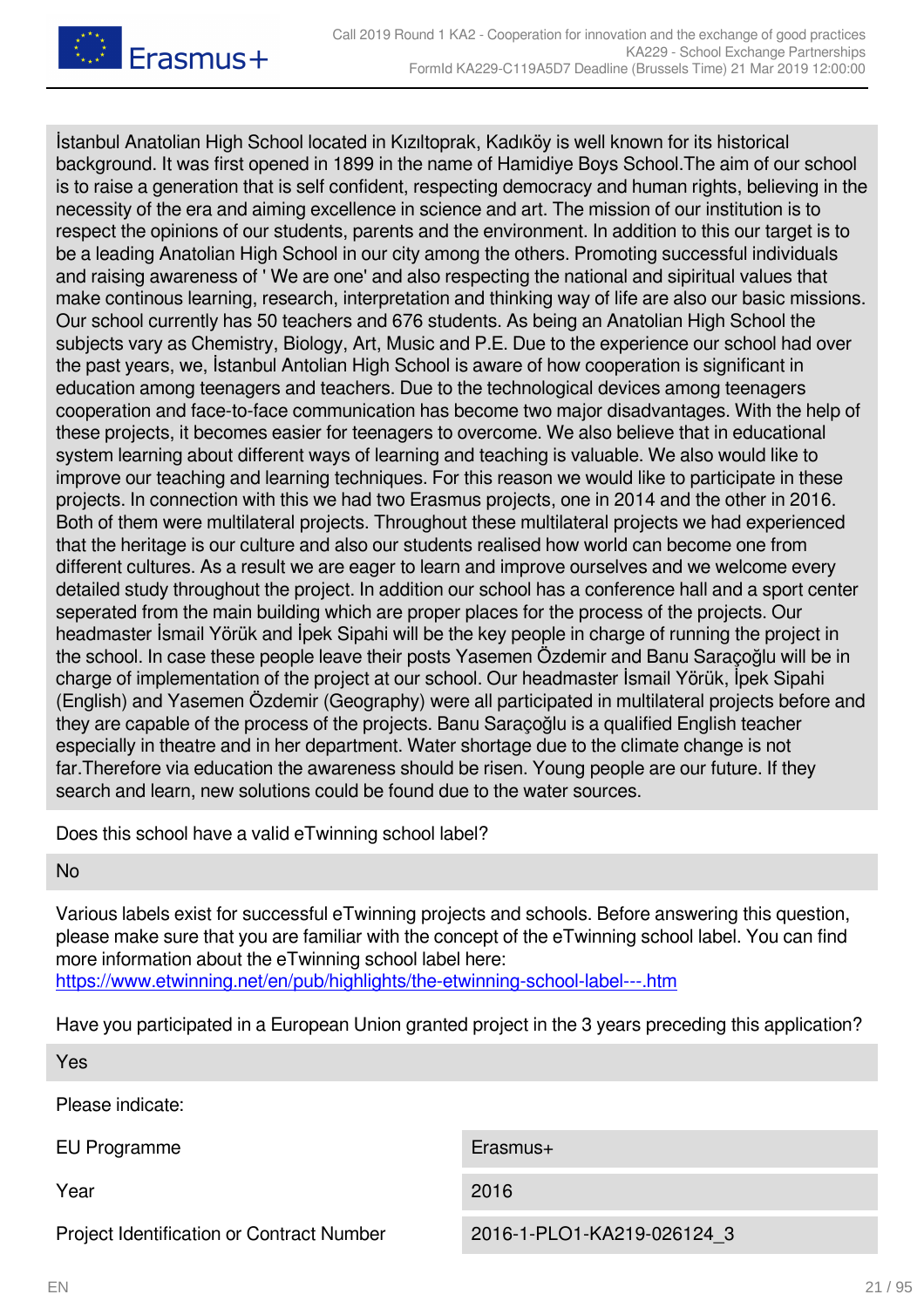İstanbul Anatolian High School located in Kızıltoprak, Kadıköy is well known for its historical background. It was first opened in 1899 in the name of Hamidiye Boys School.The aim of our school is to raise a generation that is self confident, respecting democracy and human rights, believing in the necessity of the era and aiming excellence in science and art. The mission of our institution is to respect the opinions of our students, parents and the environment. In addition to this our target is to be a leading Anatolian High School in our city among the others. Promoting successful individuals and raising awareness of ' We are one' and also respecting the national and sipiritual values that make continous learning, research, interpretation and thinking way of life are also our basic missions. Our school currently has 50 teachers and 676 students. As being an Anatolian High School the subjects vary as Chemistry, Biology, Art, Music and P.E. Due to the experience our school had over the past years, we, İstanbul Antolian High School is aware of how cooperation is significant in education among teenagers and teachers. Due to the technological devices among teenagers cooperation and face-to-face communication has become two major disadvantages. With the help of these projects, it becomes easier for teenagers to overcome. We also believe that in educational system learning about different ways of learning and teaching is valuable. We also would like to improve our teaching and learning techniques. For this reason we would like to participate in these projects. In connection with this we had two Erasmus projects, one in 2014 and the other in 2016. Both of them were multilateral projects. Throughout these multilateral projects we had experienced that the heritage is our culture and also our students realised how world can become one from different cultures. As a result we are eager to learn and improve ourselves and we welcome every detailed study throughout the project. In addition our school has a conference hall and a sport center seperated from the main building which are proper places for the process of the projects. Our headmaster İsmail Yörük and İpek Sipahi will be the key people in charge of running the project in the school. In case these people leave their posts Yasemen Özdemir and Banu Saraçoğlu will be in charge of implementation of the project at our school. Our headmaster İsmail Yörük, İpek Sipahi (English) and Yasemen Özdemir (Geography) were all participated in multilateral projects before and they are capable of the process of the projects. Banu Saraçoğlu is a qualified English teacher especially in theatre and in her department. Water shortage due to the climate change is not far.Therefore via education the awareness should be risen. Young people are our future. If they search and learn, new solutions could be found due to the water sources.

Does this school have a valid eTwinning school label?

No

Various labels exist for successful eTwinning projects and schools. Before answering this question, please make sure that you are familiar with the concept of the eTwinning school label. You can find more information about the eTwinning school label here:
https://www.etwinning.net/en/pub/highlights/the-etwinning-school-label---.htm

Have you participated in a European Union granted project in the 3 years preceding this application?

Yes

Please indicate:

| | |
|---|---|
| EU Programme | Erasmus+ |
| Year | 2016 |
| Project Identification or Contract Number | 2016-1-PLO1-KA219-026124_3 |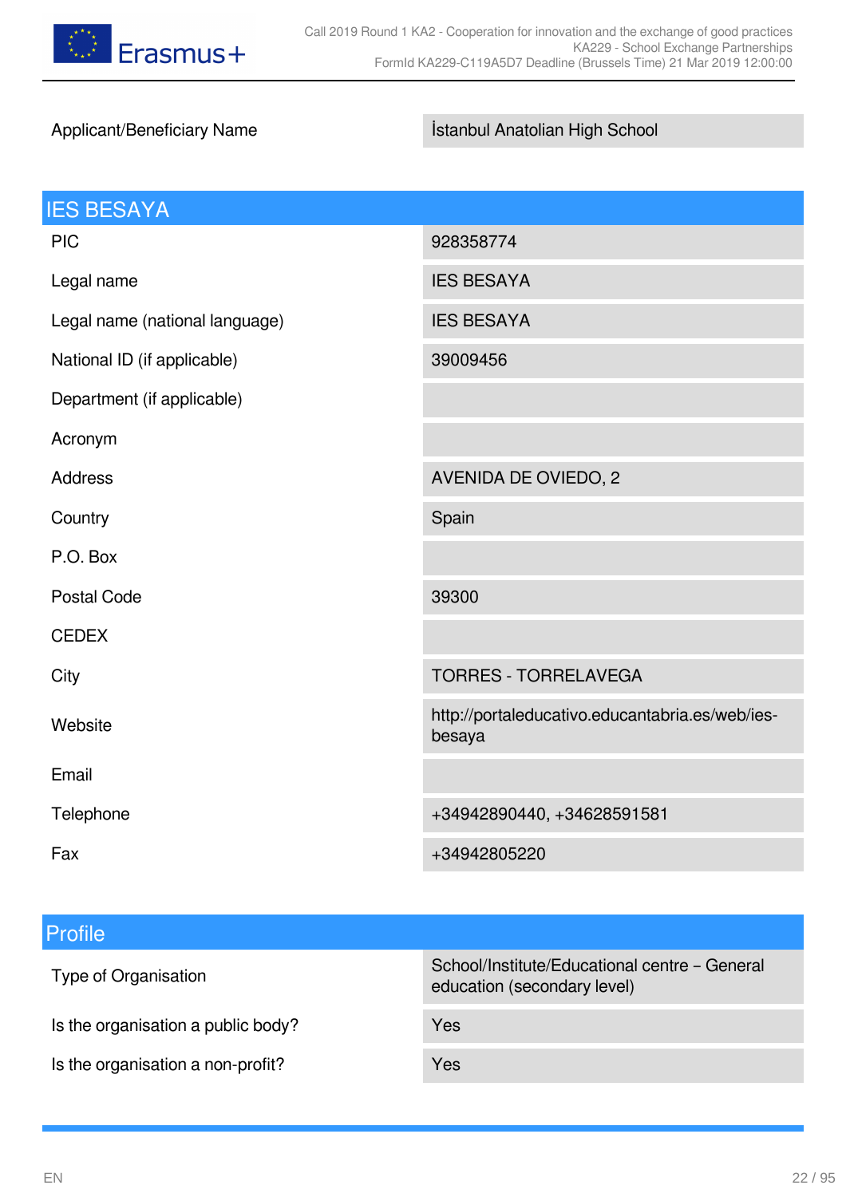| Applicant/Beneficiary Name | İstanbul Anatolian High School |
|---|---|

## IES BESAYA

| | |
|---|---|
| PIC | 928358774 |
| Legal name | IES BESAYA |
| Legal name (national language) | IES BESAYA |
| National ID (if applicable) | 39009456 |
| Department (if applicable) | |
| Acronym | |
| Address | AVENIDA DE OVIEDO, 2 |
| Country | Spain |
| P.O. Box | |
| Postal Code | 39300 |
| CEDEX | |
| City | TORRES - TORRELAVEGA |
| Website | http://portaleducativo.educantabria.es/web/ies-besaya |
| Email | |
| Telephone | +34942890440, +34628591581 |
| Fax | +34942805220 |

## Profile

| | |
|---|---|
| Type of Organisation | School/Institute/Educational centre – General education (secondary level) |
| Is the organisation a public body? | Yes |
| Is the organisation a non-profit? | Yes |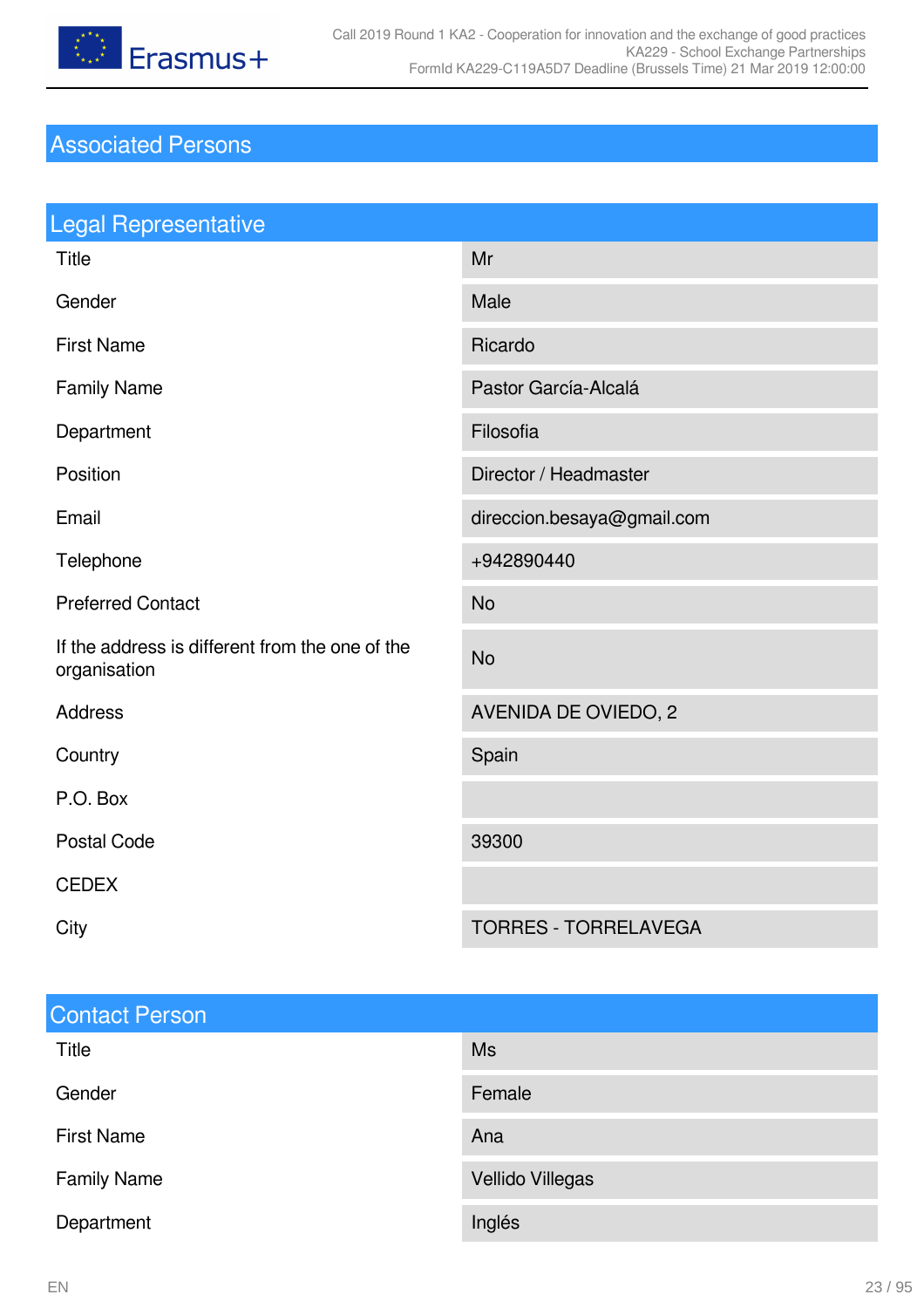## Associated Persons

### Legal Representative

| | |
|---|---|
| Title | Mr |
| Gender | Male |
| First Name | Ricardo |
| Family Name | Pastor García-Alcalá |
| Department | Filosofia |
| Position | Director / Headmaster |
| Email | direccion.besaya@gmail.com |
| Telephone | +942890440 |
| Preferred Contact | No |
| If the address is different from the one of the organisation | No |
| Address | AVENIDA DE OVIEDO, 2 |
| Country | Spain |
| P.O. Box | |
| Postal Code | 39300 |
| CEDEX | |
| City | TORRES - TORRELAVEGA |

### Contact Person

| | |
|---|---|
| Title | Ms |
| Gender | Female |
| First Name | Ana |
| Family Name | Vellido Villegas |
| Department | Inglés |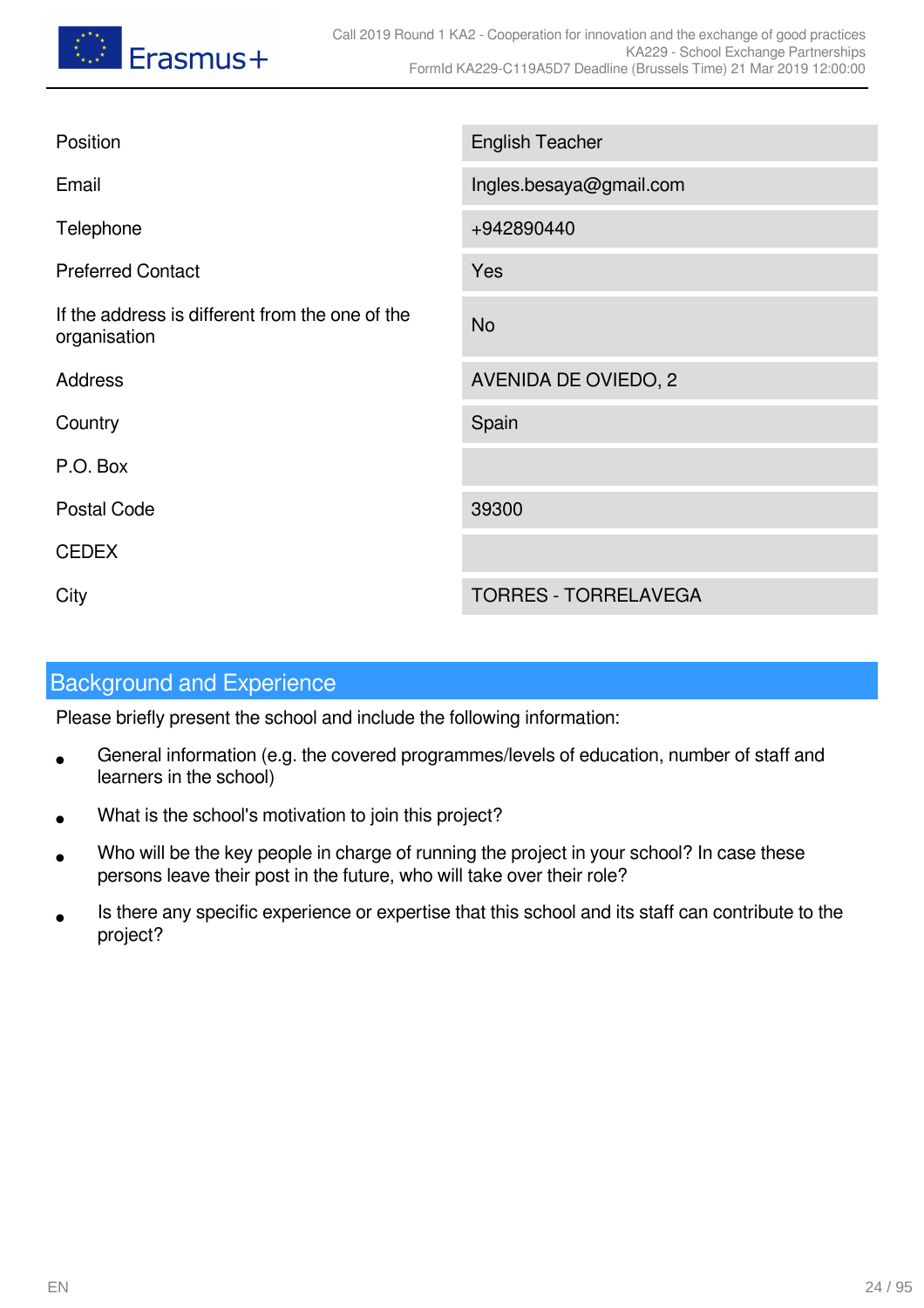| | |
|---|---|
| Position | English Teacher |
| Email | Ingles.besaya@gmail.com |
| Telephone | +942890440 |
| Preferred Contact | Yes |
| If the address is different from the one of the organisation | No |
| Address | AVENIDA DE OVIEDO, 2 |
| Country | Spain |
| P.O. Box | |
| Postal Code | 39300 |
| CEDEX | |
| City | TORRES - TORRELAVEGA |

## Background and Experience

Please briefly present the school and include the following information:

- General information (e.g. the covered programmes/levels of education, number of staff and learners in the school)
- What is the school's motivation to join this project?
- Who will be the key people in charge of running the project in your school? In case these persons leave their post in the future, who will take over their role?
- Is there any specific experience or expertise that this school and its staff can contribute to the project?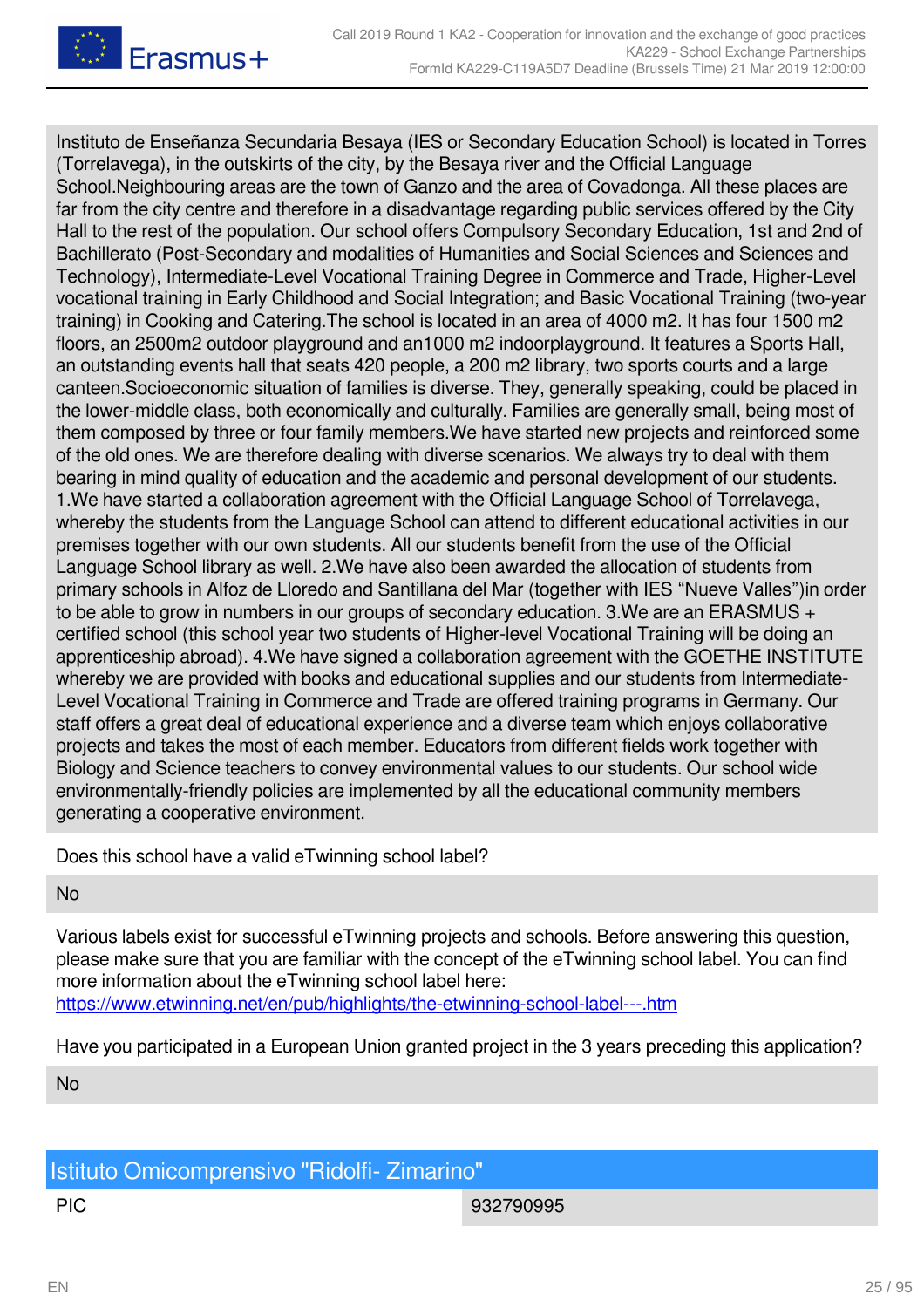Instituto de Enseñanza Secundaria Besaya (IES or Secondary Education School) is located in Torres (Torrelavega), in the outskirts of the city, by the Besaya river and the Official Language School.Neighbouring areas are the town of Ganzo and the area of Covadonga. All these places are far from the city centre and therefore in a disadvantage regarding public services offered by the City Hall to the rest of the population. Our school offers Compulsory Secondary Education, 1st and 2nd of Bachillerato (Post-Secondary and modalities of Humanities and Social Sciences and Sciences and Technology), Intermediate-Level Vocational Training Degree in Commerce and Trade, Higher-Level vocational training in Early Childhood and Social Integration; and Basic Vocational Training (two-year training) in Cooking and Catering.The school is located in an area of 4000 m2. It has four 1500 m2 floors, an 2500m2 outdoor playground and an1000 m2 indoorplayground. It features a Sports Hall, an outstanding events hall that seats 420 people, a 200 m2 library, two sports courts and a large canteen.Socioeconomic situation of families is diverse. They, generally speaking, could be placed in the lower-middle class, both economically and culturally. Families are generally small, being most of them composed by three or four family members.We have started new projects and reinforced some of the old ones. We are therefore dealing with diverse scenarios. We always try to deal with them bearing in mind quality of education and the academic and personal development of our students. 1.We have started a collaboration agreement with the Official Language School of Torrelavega, whereby the students from the Language School can attend to different educational activities in our premises together with our own students. All our students benefit from the use of the Official Language School library as well. 2.We have also been awarded the allocation of students from primary schools in Alfoz de Lloredo and Santillana del Mar (together with IES “Nueve Valles”)in order to be able to grow in numbers in our groups of secondary education. 3.We are an ERASMUS + certified school (this school year two students of Higher-level Vocational Training will be doing an apprenticeship abroad). 4.We have signed a collaboration agreement with the GOETHE INSTITUTE whereby we are provided with books and educational supplies and our students from Intermediate-Level Vocational Training in Commerce and Trade are offered training programs in Germany. Our staff offers a great deal of educational experience and a diverse team which enjoys collaborative projects and takes the most of each member. Educators from different fields work together with Biology and Science teachers to convey environmental values to our students. Our school wide environmentally-friendly policies are implemented by all the educational community members generating a cooperative environment.

Does this school have a valid eTwinning school label?

No

Various labels exist for successful eTwinning projects and schools. Before answering this question, please make sure that you are familiar with the concept of the eTwinning school label. You can find more information about the eTwinning school label here:
https://www.etwinning.net/en/pub/highlights/the-etwinning-school-label---.htm

Have you participated in a European Union granted project in the 3 years preceding this application?

No

## Istituto Omicomprensivo "Ridolfi- Zimarino"

| PIC | 932790995 |
|---|---|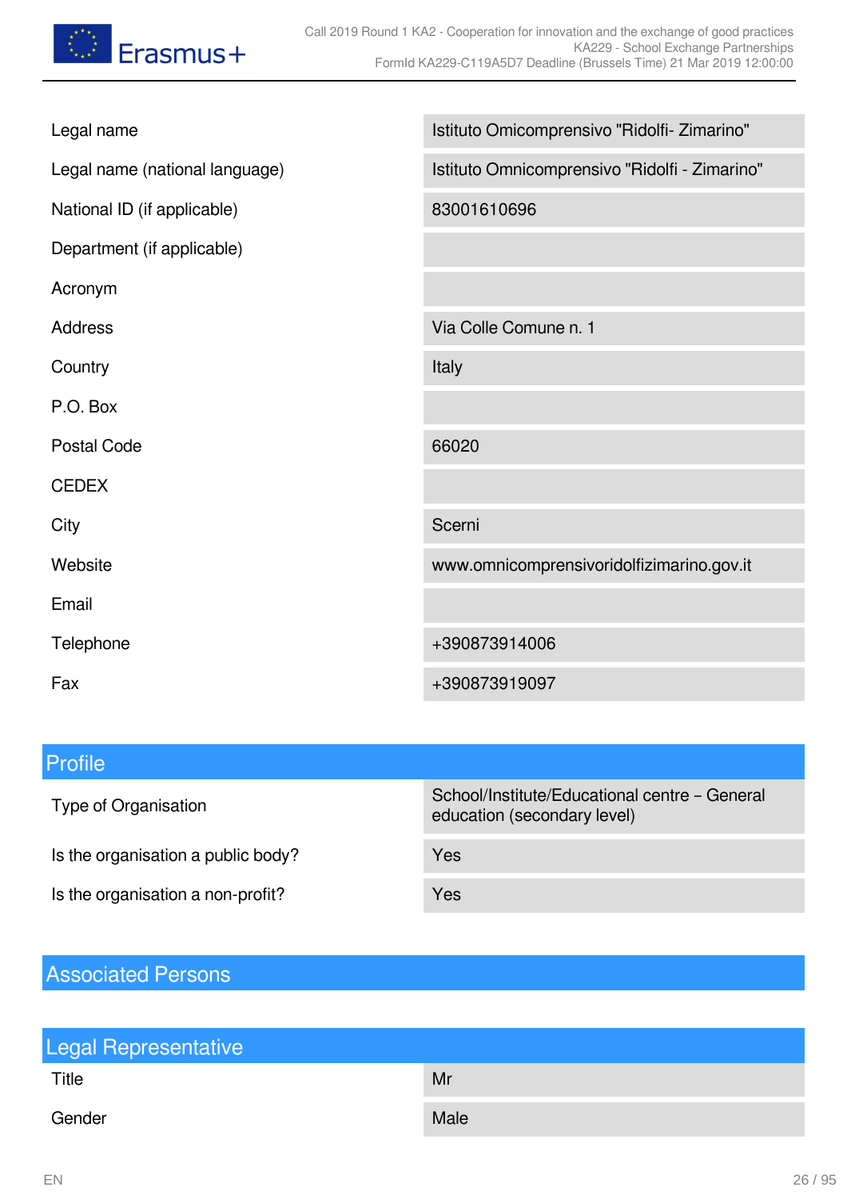| | |
|---|---|
| Legal name | Istituto Omicomprensivo "Ridolfi- Zimarino" |
| Legal name (national language) | Istituto Omnicomprensivo "Ridolfi - Zimarino" |
| National ID (if applicable) | 83001610696 |
| Department (if applicable) | |
| Acronym | |
| Address | Via Colle Comune n. 1 |
| Country | Italy |
| P.O. Box | |
| Postal Code | 66020 |
| CEDEX | |
| City | Scerni |
| Website | www.omnicomprensivoridolfizimarino.gov.it |
| Email | |
| Telephone | +390873914006 |
| Fax | +390873919097 |

## Profile

| | |
|---|---|
| Type of Organisation | School/Institute/Educational centre – General education (secondary level) |
| Is the organisation a public body? | Yes |
| Is the organisation a non-profit? | Yes |

## Associated Persons

## Legal Representative

| | |
|---|---|
| Title | Mr |
| Gender | Male |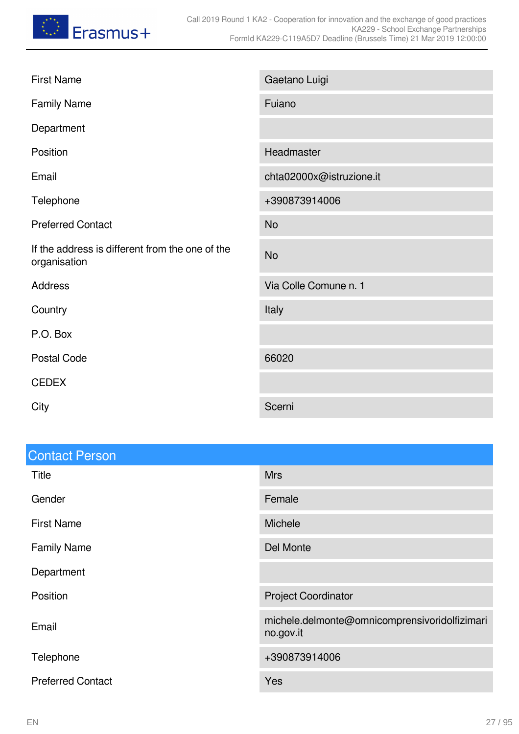| | |
|---|---|
| First Name | Gaetano Luigi |
| Family Name | Fuiano |
| Department | |
| Position | Headmaster |
| Email | chta02000x@istruzione.it |
| Telephone | +390873914006 |
| Preferred Contact | No |
| If the address is different from the one of the organisation | No |
| Address | Via Colle Comune n. 1 |
| Country | Italy |
| P.O. Box | |
| Postal Code | 66020 |
| CEDEX | |
| City | Scerni |

## Contact Person

| | |
|---|---|
| Title | Mrs |
| Gender | Female |
| First Name | Michele |
| Family Name | Del Monte |
| Department | |
| Position | Project Coordinator |
| Email | michele.delmonte@omnicomprensivoridolfizimarino.gov.it |
| Telephone | +390873914006 |
| Preferred Contact | Yes |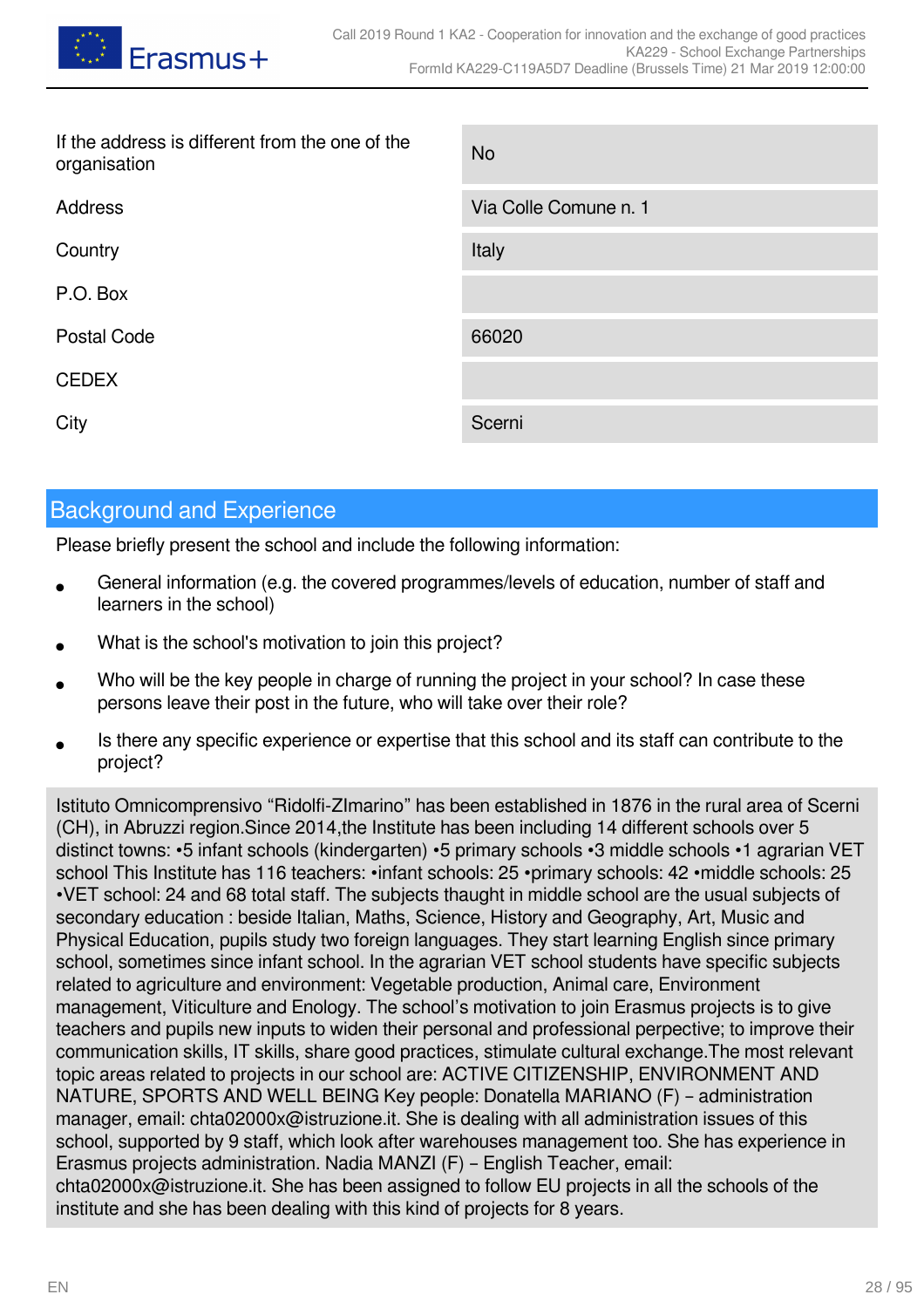| | |
|---|---|
| If the address is different from the one of the organisation | No |
| Address | Via Colle Comune n. 1 |
| Country | Italy |
| P.O. Box | |
| Postal Code | 66020 |
| CEDEX | |
| City | Scerni |

## Background and Experience

Please briefly present the school and include the following information:

- General information (e.g. the covered programmes/levels of education, number of staff and learners in the school)
- What is the school's motivation to join this project?
- Who will be the key people in charge of running the project in your school? In case these persons leave their post in the future, who will take over their role?
- Is there any specific experience or expertise that this school and its staff can contribute to the project?

Istituto Omnicomprensivo "Ridolfi-ZImarino" has been established in 1876 in the rural area of Scerni (CH), in Abruzzi region.Since 2014,the Institute has been including 14 different schools over 5 distinct towns: •5 infant schools (kindergarten) •5 primary schools •3 middle schools •1 agrarian VET school This Institute has 116 teachers: •infant schools: 25 •primary schools: 42 •middle schools: 25 •VET school: 24 and 68 total staff. The subjects thaught in middle school are the usual subjects of secondary education : beside Italian, Maths, Science, History and Geography, Art, Music and Physical Education, pupils study two foreign languages. They start learning English since primary school, sometimes since infant school. In the agrarian VET school students have specific subjects related to agriculture and environment: Vegetable production, Animal care, Environment management, Viticulture and Enology. The school's motivation to join Erasmus projects is to give teachers and pupils new inputs to widen their personal and professional perpective; to improve their communication skills, IT skills, share good practices, stimulate cultural exchange.The most relevant topic areas related to projects in our school are: ACTIVE CITIZENSHIP, ENVIRONMENT AND NATURE, SPORTS AND WELL BEING Key people: Donatella MARIANO (F) – administration manager, email: chta02000x@istruzione.it. She is dealing with all administration issues of this school, supported by 9 staff, which look after warehouses management too. She has experience in Erasmus projects administration. Nadia MANZI (F) – English Teacher, email: chta02000x@istruzione.it. She has been assigned to follow EU projects in all the schools of the institute and she has been dealing with this kind of projects for 8 years.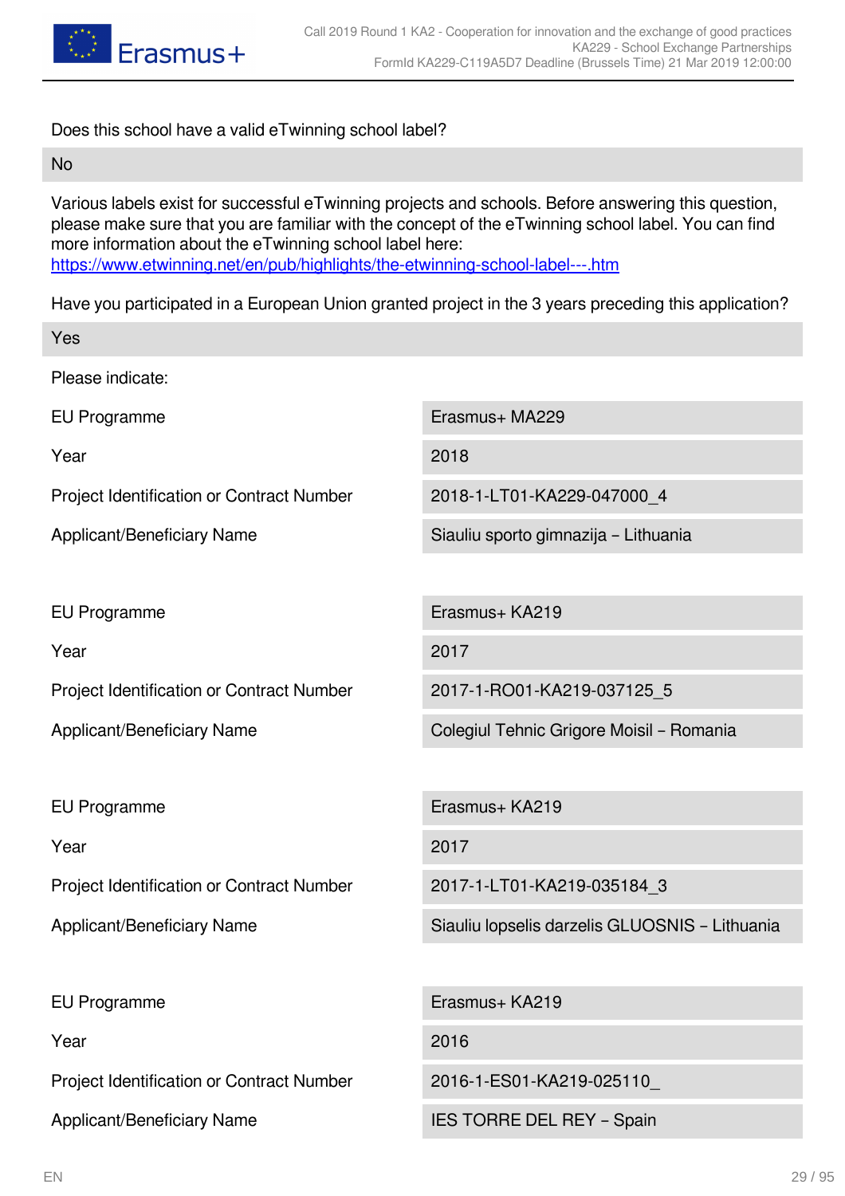Does this school have a valid eTwinning school label?

| No |
|---|

Various labels exist for successful eTwinning projects and schools. Before answering this question, please make sure that you are familiar with the concept of the eTwinning school label. You can find more information about the eTwinning school label here:
https://www.etwinning.net/en/pub/highlights/the-etwinning-school-label---.htm

Have you participated in a European Union granted project in the 3 years preceding this application?

| Yes |
|---|

Please indicate:

| | |
|---|---|
| EU Programme | Erasmus+ MA229 |
| Year | 2018 |
| Project Identification or Contract Number | 2018-1-LT01-KA229-047000_4 |
| Applicant/Beneficiary Name | Siauliu sporto gimnazija – Lithuania |

| | |
|---|---|
| EU Programme | Erasmus+ KA219 |
| Year | 2017 |
| Project Identification or Contract Number | 2017-1-RO01-KA219-037125_5 |
| Applicant/Beneficiary Name | Colegiul Tehnic Grigore Moisil – Romania |

| | |
|---|---|
| EU Programme | Erasmus+ KA219 |
| Year | 2017 |
| Project Identification or Contract Number | 2017-1-LT01-KA219-035184_3 |
| Applicant/Beneficiary Name | Siauliu lopselis darzelis GLUOSNIS – Lithuania |

| | |
|---|---|
| EU Programme | Erasmus+ KA219 |
| Year | 2016 |
| Project Identification or Contract Number | 2016-1-ES01-KA219-025110_ |
| Applicant/Beneficiary Name | IES TORRE DEL REY – Spain |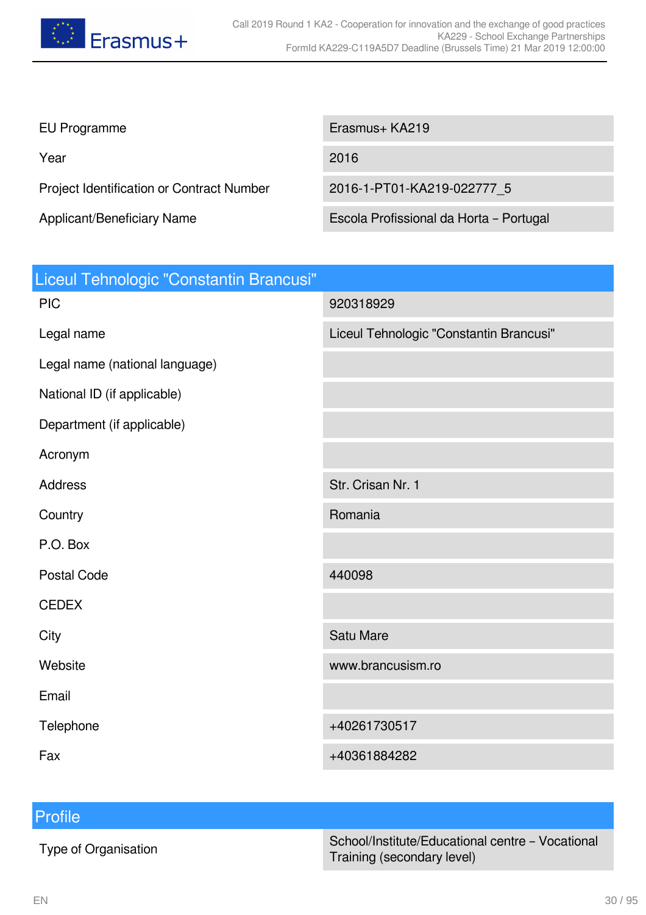| | |
|---|---|
| EU Programme | Erasmus+ KA219 |
| Year | 2016 |
| Project Identification or Contract Number | 2016-1-PT01-KA219-022777_5 |
| Applicant/Beneficiary Name | Escola Profissional da Horta – Portugal |

## Liceul Tehnologic "Constantin Brancusi"

| | |
|---|---|
| PIC | 920318929 |
| Legal name | Liceul Tehnologic "Constantin Brancusi" |
| Legal name (national language) | |
| National ID (if applicable) | |
| Department (if applicable) | |
| Acronym | |
| Address | Str. Crisan Nr. 1 |
| Country | Romania |
| P.O. Box | |
| Postal Code | 440098 |
| CEDEX | |
| City | Satu Mare |
| Website | www.brancusism.ro |
| Email | |
| Telephone | +40261730517 |
| Fax | +40361884282 |

## Profile

| | |
|---|---|
| Type of Organisation | School/Institute/Educational centre – Vocational Training (secondary level) |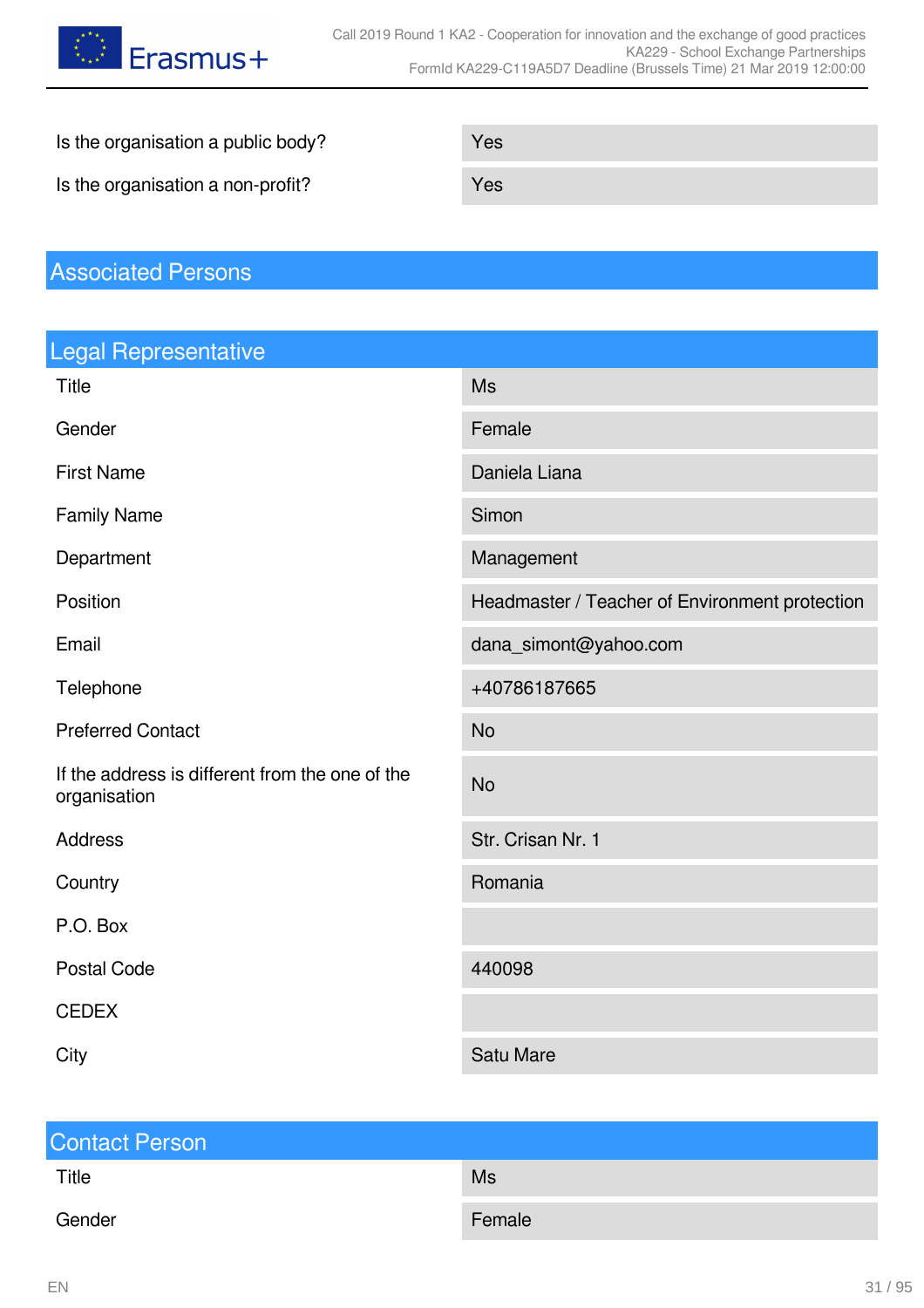| | |
|---|---|
| Is the organisation a public body? | Yes |
| Is the organisation a non-profit? | Yes |

## Associated Persons

### Legal Representative

| | |
|---|---|
| Title | Ms |
| Gender | Female |
| First Name | Daniela Liana |
| Family Name | Simon |
| Department | Management |
| Position | Headmaster / Teacher of Environment protection |
| Email | dana_simont@yahoo.com |
| Telephone | +40786187665 |
| Preferred Contact | No |
| If the address is different from the one of the organisation | No |
| Address | Str. Crisan Nr. 1 |
| Country | Romania |
| P.O. Box | |
| Postal Code | 440098 |
| CEDEX | |
| City | Satu Mare |

### Contact Person

| | |
|---|---|
| Title | Ms |
| Gender | Female |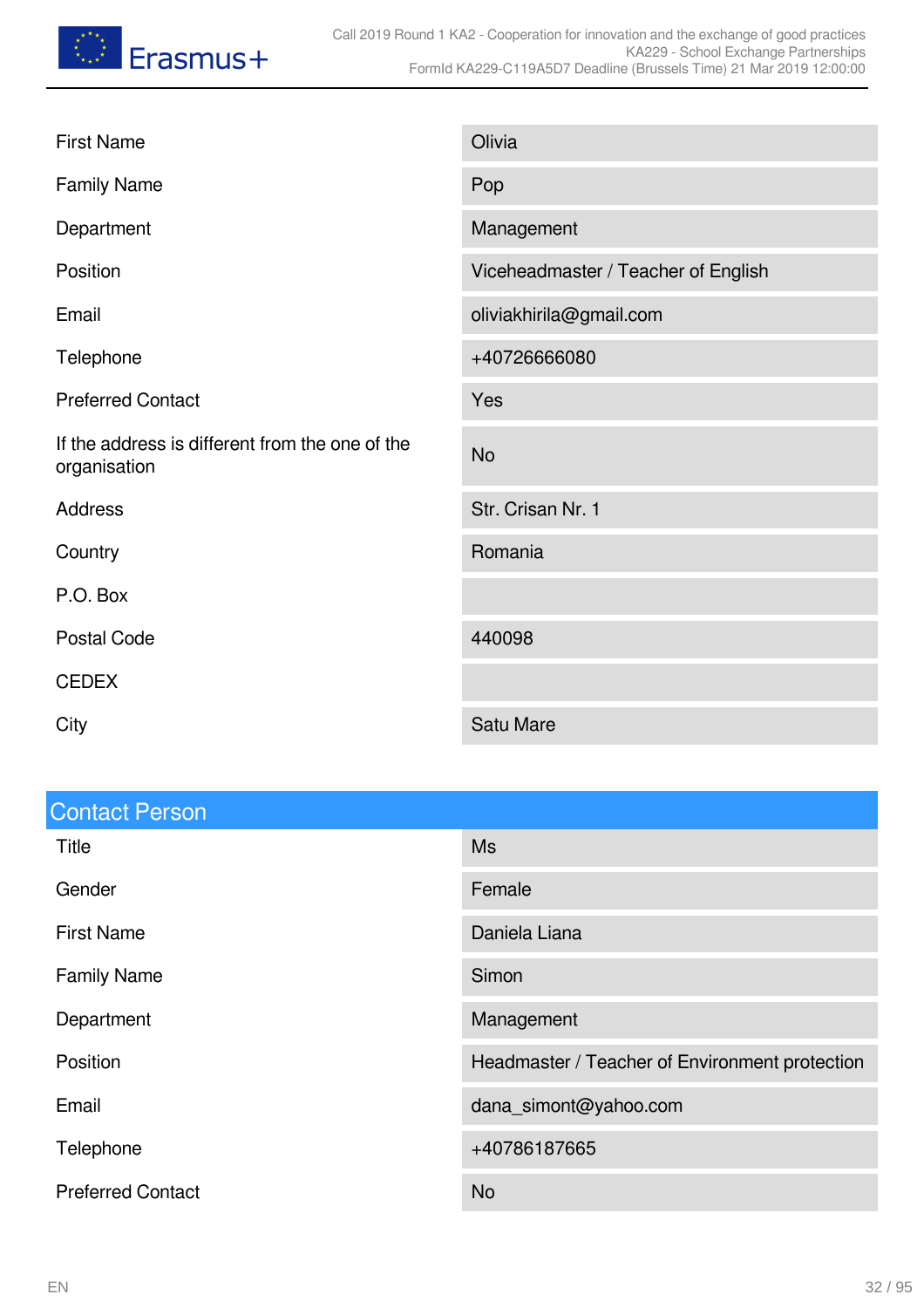| | |
|---|---|
| First Name | Olivia |
| Family Name | Pop |
| Department | Management |
| Position | Viceheadmaster / Teacher of English |
| Email | oliviakhirila@gmail.com |
| Telephone | +40726666080 |
| Preferred Contact | Yes |
| If the address is different from the one of the organisation | No |
| Address | Str. Crisan Nr. 1 |
| Country | Romania |
| P.O. Box | |
| Postal Code | 440098 |
| CEDEX | |
| City | Satu Mare |

## Contact Person

| | |
|---|---|
| Title | Ms |
| Gender | Female |
| First Name | Daniela Liana |
| Family Name | Simon |
| Department | Management |
| Position | Headmaster / Teacher of Environment protection |
| Email | dana_simont@yahoo.com |
| Telephone | +40786187665 |
| Preferred Contact | No |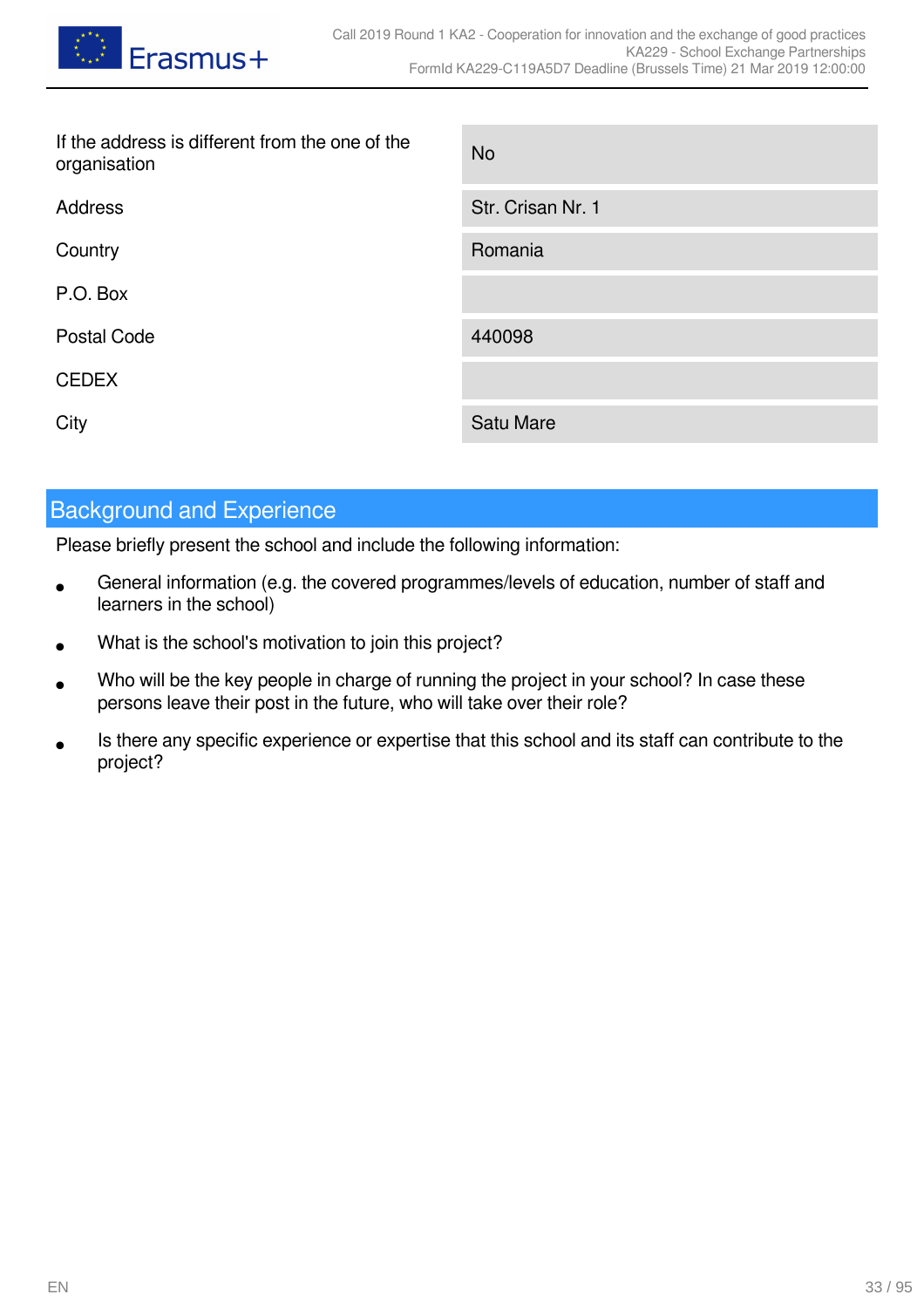| | |
|---|---|
| If the address is different from the one of the organisation | No |
| Address | Str. Crisan Nr. 1 |
| Country | Romania |
| P.O. Box | |
| Postal Code | 440098 |
| CEDEX | |
| City | Satu Mare |

## Background and Experience

Please briefly present the school and include the following information:

- General information (e.g. the covered programmes/levels of education, number of staff and learners in the school)
- What is the school's motivation to join this project?
- Who will be the key people in charge of running the project in your school? In case these persons leave their post in the future, who will take over their role?
- Is there any specific experience or expertise that this school and its staff can contribute to the project?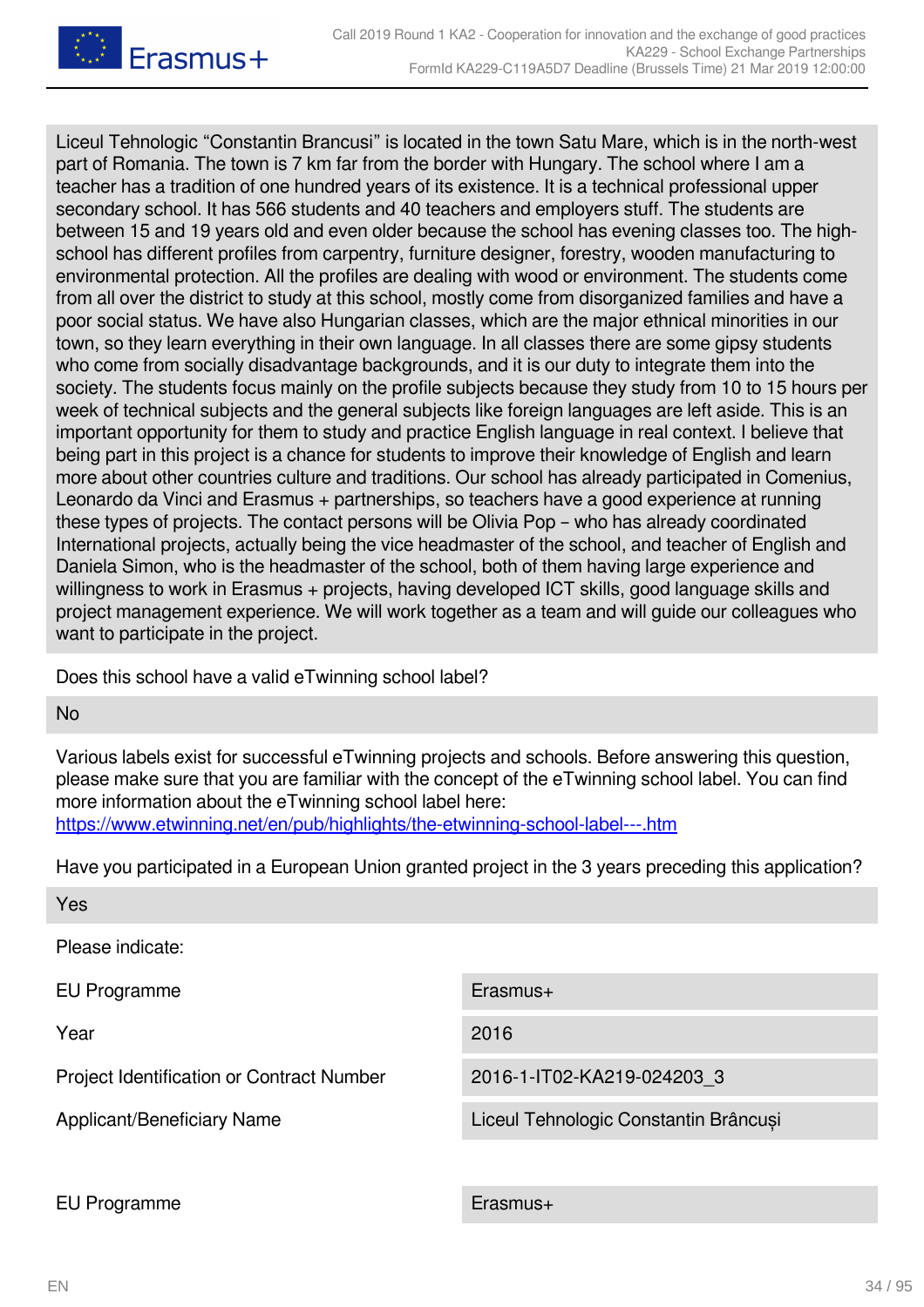Liceul Tehnologic "Constantin Brancusi" is located in the town Satu Mare, which is in the north-west part of Romania. The town is 7 km far from the border with Hungary. The school where I am a teacher has a tradition of one hundred years of its existence. It is a technical professional upper secondary school. It has 566 students and 40 teachers and employers stuff. The students are between 15 and 19 years old and even older because the school has evening classes too. The high-school has different profiles from carpentry, furniture designer, forestry, wooden manufacturing to environmental protection. All the profiles are dealing with wood or environment. The students come from all over the district to study at this school, mostly come from disorganized families and have a poor social status. We have also Hungarian classes, which are the major ethnical minorities in our town, so they learn everything in their own language. In all classes there are some gipsy students who come from socially disadvantage backgrounds, and it is our duty to integrate them into the society. The students focus mainly on the profile subjects because they study from 10 to 15 hours per week of technical subjects and the general subjects like foreign languages are left aside. This is an important opportunity for them to study and practice English language in real context. I believe that being part in this project is a chance for students to improve their knowledge of English and learn more about other countries culture and traditions. Our school has already participated in Comenius, Leonardo da Vinci and Erasmus + partnerships, so teachers have a good experience at running these types of projects. The contact persons will be Olivia Pop – who has already coordinated International projects, actually being the vice headmaster of the school, and teacher of English and Daniela Simon, who is the headmaster of the school, both of them having large experience and willingness to work in Erasmus + projects, having developed ICT skills, good language skills and project management experience. We will work together as a team and will guide our colleagues who want to participate in the project.

Does this school have a valid eTwinning school label?

No

Various labels exist for successful eTwinning projects and schools. Before answering this question, please make sure that you are familiar with the concept of the eTwinning school label. You can find more information about the eTwinning school label here:
https://www.etwinning.net/en/pub/highlights/the-etwinning-school-label---.htm

Have you participated in a European Union granted project in the 3 years preceding this application?

Yes

Please indicate:

| | |
|---|---|
| EU Programme | Erasmus+ |
| Year | 2016 |
| Project Identification or Contract Number | 2016-1-IT02-KA219-024203_3 |
| Applicant/Beneficiary Name | Liceul Tehnologic Constantin Brâncuși |

| | |
|---|---|
| EU Programme | Erasmus+ |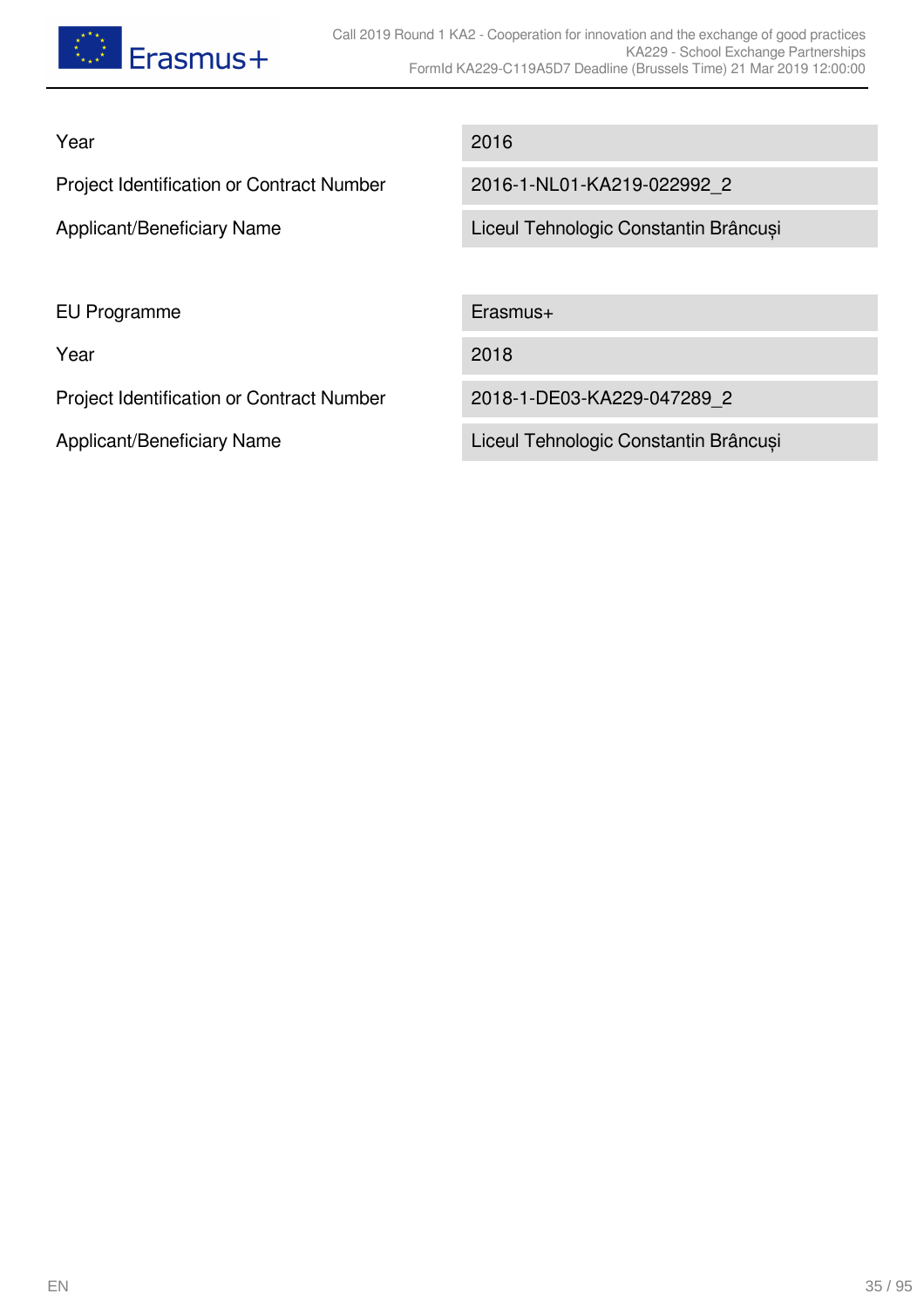| | |
|---|---|
| Year | 2016 |
| Project Identification or Contract Number | 2016-1-NL01-KA219-022992_2 |
| Applicant/Beneficiary Name | Liceul Tehnologic Constantin Brâncuși |

| | |
|---|---|
| EU Programme | Erasmus+ |
| Year | 2018 |
| Project Identification or Contract Number | 2018-1-DE03-KA229-047289_2 |
| Applicant/Beneficiary Name | Liceul Tehnologic Constantin Brâncuși |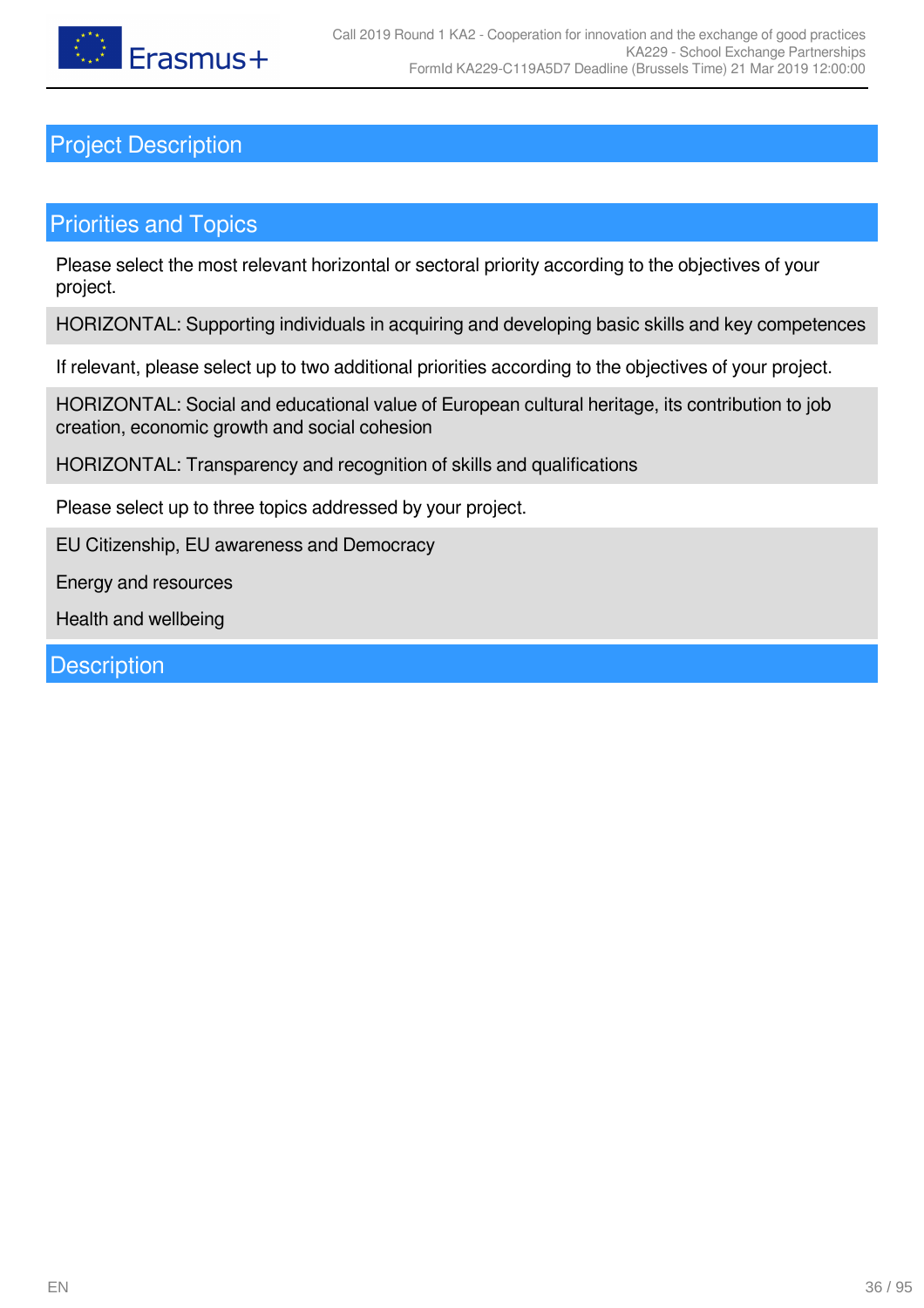# Project Description

## Priorities and Topics

Please select the most relevant horizontal or sectoral priority according to the objectives of your project.

HORIZONTAL: Supporting individuals in acquiring and developing basic skills and key competences

If relevant, please select up to two additional priorities according to the objectives of your project.

HORIZONTAL: Social and educational value of European cultural heritage, its contribution to job creation, economic growth and social cohesion

HORIZONTAL: Transparency and recognition of skills and qualifications

Please select up to three topics addressed by your project.

EU Citizenship, EU awareness and Democracy

Energy and resources

Health and wellbeing

## Description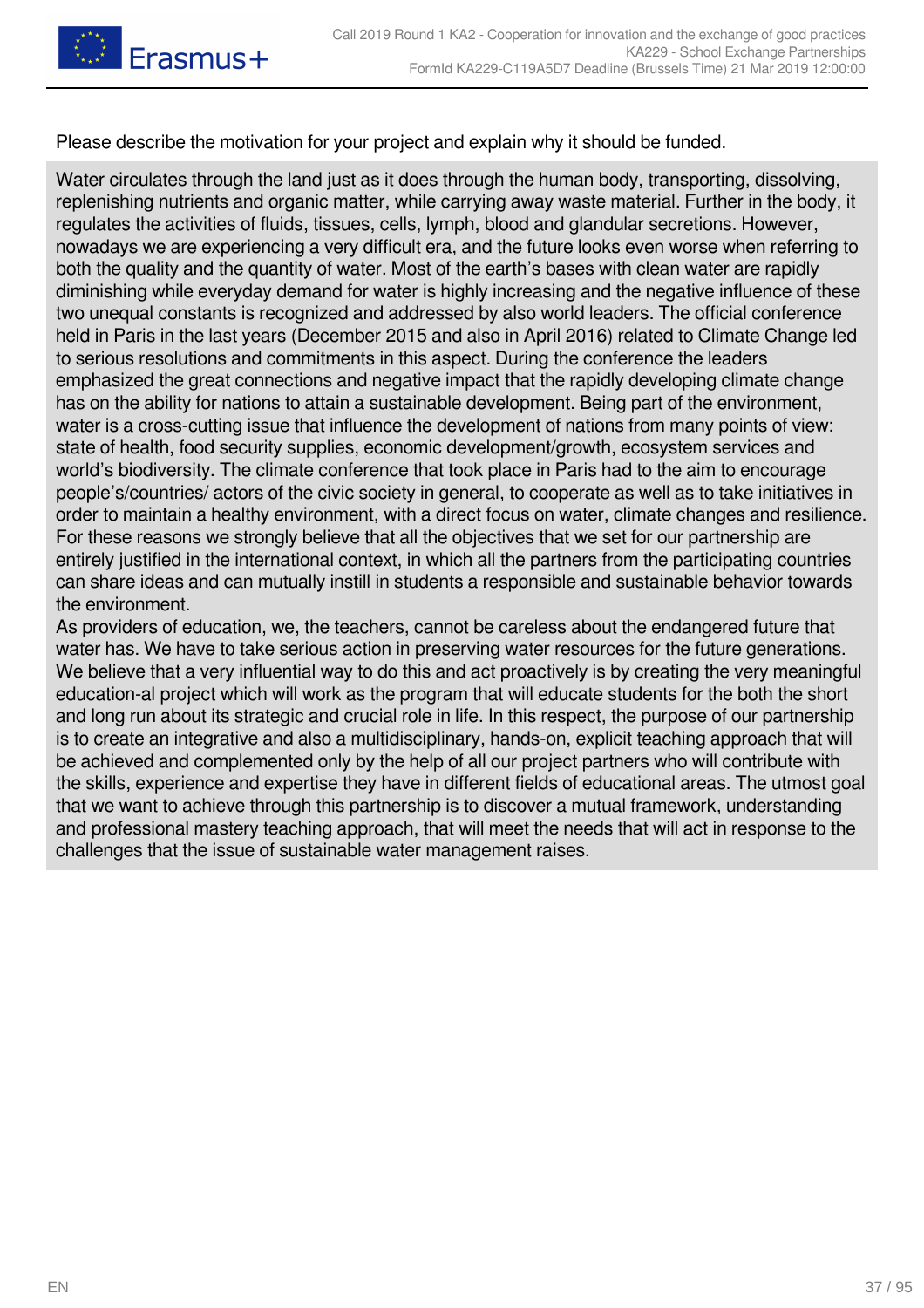Please describe the motivation for your project and explain why it should be funded.

Water circulates through the land just as it does through the human body, transporting, dissolving, replenishing nutrients and organic matter, while carrying away waste material. Further in the body, it regulates the activities of fluids, tissues, cells, lymph, blood and glandular secretions. However, nowadays we are experiencing a very difficult era, and the future looks even worse when referring to both the quality and the quantity of water. Most of the earth's bases with clean water are rapidly diminishing while everyday demand for water is highly increasing and the negative influence of these two unequal constants is recognized and addressed by also world leaders. The official conference held in Paris in the last years (December 2015 and also in April 2016) related to Climate Change led to serious resolutions and commitments in this aspect. During the conference the leaders emphasized the great connections and negative impact that the rapidly developing climate change has on the ability for nations to attain a sustainable development. Being part of the environment, water is a cross-cutting issue that influence the development of nations from many points of view: state of health, food security supplies, economic development/growth, ecosystem services and world's biodiversity. The climate conference that took place in Paris had to the aim to encourage people's/countries/ actors of the civic society in general, to cooperate as well as to take initiatives in order to maintain a healthy environment, with a direct focus on water, climate changes and resilience. For these reasons we strongly believe that all the objectives that we set for our partnership are entirely justified in the international context, in which all the partners from the participating countries can share ideas and can mutually instill in students a responsible and sustainable behavior towards the environment.
As providers of education, we, the teachers, cannot be careless about the endangered future that water has. We have to take serious action in preserving water resources for the future generations. We believe that a very influential way to do this and act proactively is by creating the very meaningful education-al project which will work as the program that will educate students for the both the short and long run about its strategic and crucial role in life. In this respect, the purpose of our partnership is to create an integrative and also a multidisciplinary, hands-on, explicit teaching approach that will be achieved and complemented only by the help of all our project partners who will contribute with the skills, experience and expertise they have in different fields of educational areas. The utmost goal that we want to achieve through this partnership is to discover a mutual framework, understanding and professional mastery teaching approach, that will meet the needs that will act in response to the challenges that the issue of sustainable water management raises.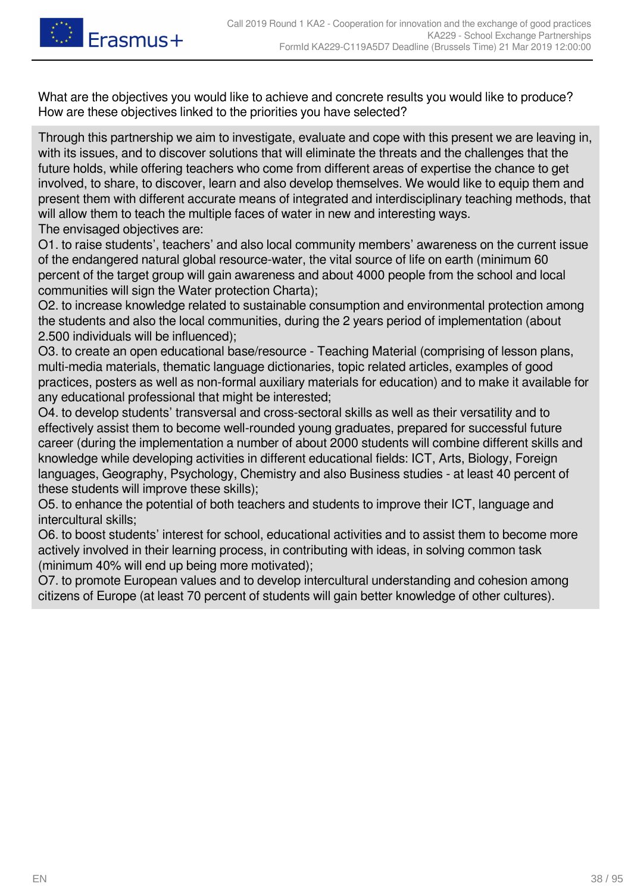What are the objectives you would like to achieve and concrete results you would like to produce? How are these objectives linked to the priorities you have selected?

Through this partnership we aim to investigate, evaluate and cope with this present we are leaving in, with its issues, and to discover solutions that will eliminate the threats and the challenges that the future holds, while offering teachers who come from different areas of expertise the chance to get involved, to share, to discover, learn and also develop themselves. We would like to equip them and present them with different accurate means of integrated and interdisciplinary teaching methods, that will allow them to teach the multiple faces of water in new and interesting ways.
The envisaged objectives are:
O1. to raise students', teachers' and also local community members' awareness on the current issue of the endangered natural global resource-water, the vital source of life on earth (minimum 60 percent of the target group will gain awareness and about 4000 people from the school and local communities will sign the Water protection Charta);
O2. to increase knowledge related to sustainable consumption and environmental protection among the students and also the local communities, during the 2 years period of implementation (about 2.500 individuals will be influenced);
O3. to create an open educational base/resource - Teaching Material (comprising of lesson plans, multi-media materials, thematic language dictionaries, topic related articles, examples of good practices, posters as well as non-formal auxiliary materials for education) and to make it available for any educational professional that might be interested;
O4. to develop students' transversal and cross-sectoral skills as well as their versatility and to effectively assist them to become well-rounded young graduates, prepared for successful future career (during the implementation a number of about 2000 students will combine different skills and knowledge while developing activities in different educational fields: ICT, Arts, Biology, Foreign languages, Geography, Psychology, Chemistry and also Business studies - at least 40 percent of these students will improve these skills);
O5. to enhance the potential of both teachers and students to improve their ICT, language and intercultural skills;
O6. to boost students' interest for school, educational activities and to assist them to become more actively involved in their learning process, in contributing with ideas, in solving common task (minimum 40% will end up being more motivated);
O7. to promote European values and to develop intercultural understanding and cohesion among citizens of Europe (at least 70 percent of students will gain better knowledge of other cultures).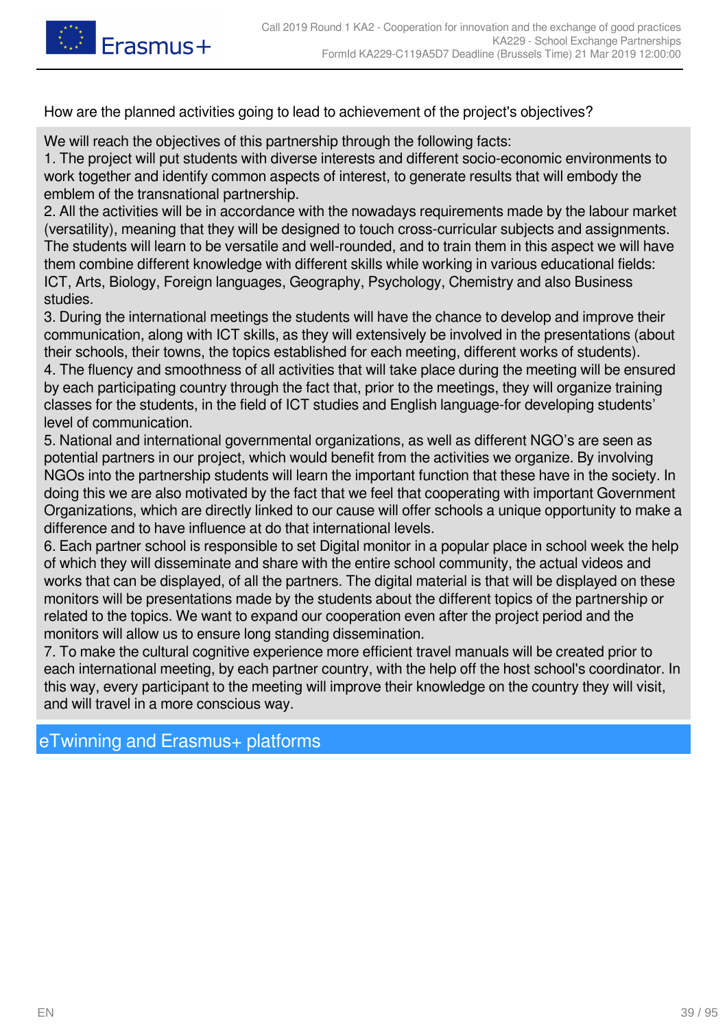How are the planned activities going to lead to achievement of the project's objectives?

We will reach the objectives of this partnership through the following facts:
1. The project will put students with diverse interests and different socio-economic environments to work together and identify common aspects of interest, to generate results that will embody the emblem of the transnational partnership.
2. All the activities will be in accordance with the nowadays requirements made by the labour market (versatility), meaning that they will be designed to touch cross-curricular subjects and assignments. The students will learn to be versatile and well-rounded, and to train them in this aspect we will have them combine different knowledge with different skills while working in various educational fields: ICT, Arts, Biology, Foreign languages, Geography, Psychology, Chemistry and also Business studies.
3. During the international meetings the students will have the chance to develop and improve their communication, along with ICT skills, as they will extensively be involved in the presentations (about their schools, their towns, the topics established for each meeting, different works of students).
4. The fluency and smoothness of all activities that will take place during the meeting will be ensured by each participating country through the fact that, prior to the meetings, they will organize training classes for the students, in the field of ICT studies and English language-for developing students' level of communication.
5. National and international governmental organizations, as well as different NGO's are seen as potential partners in our project, which would benefit from the activities we organize. By involving NGOs into the partnership students will learn the important function that these have in the society. In doing this we are also motivated by the fact that we feel that cooperating with important Government Organizations, which are directly linked to our cause will offer schools a unique opportunity to make a difference and to have influence at do that international levels.
6. Each partner school is responsible to set Digital monitor in a popular place in school week the help of which they will disseminate and share with the entire school community, the actual videos and works that can be displayed, of all the partners. The digital material is that will be displayed on these monitors will be presentations made by the students about the different topics of the partnership or related to the topics. We want to expand our cooperation even after the project period and the monitors will allow us to ensure long standing dissemination.
7. To make the cultural cognitive experience more efficient travel manuals will be created prior to each international meeting, by each partner country, with the help off the host school's coordinator. In this way, every participant to the meeting will improve their knowledge on the country they will visit, and will travel in a more conscious way.

## eTwinning and Erasmus+ platforms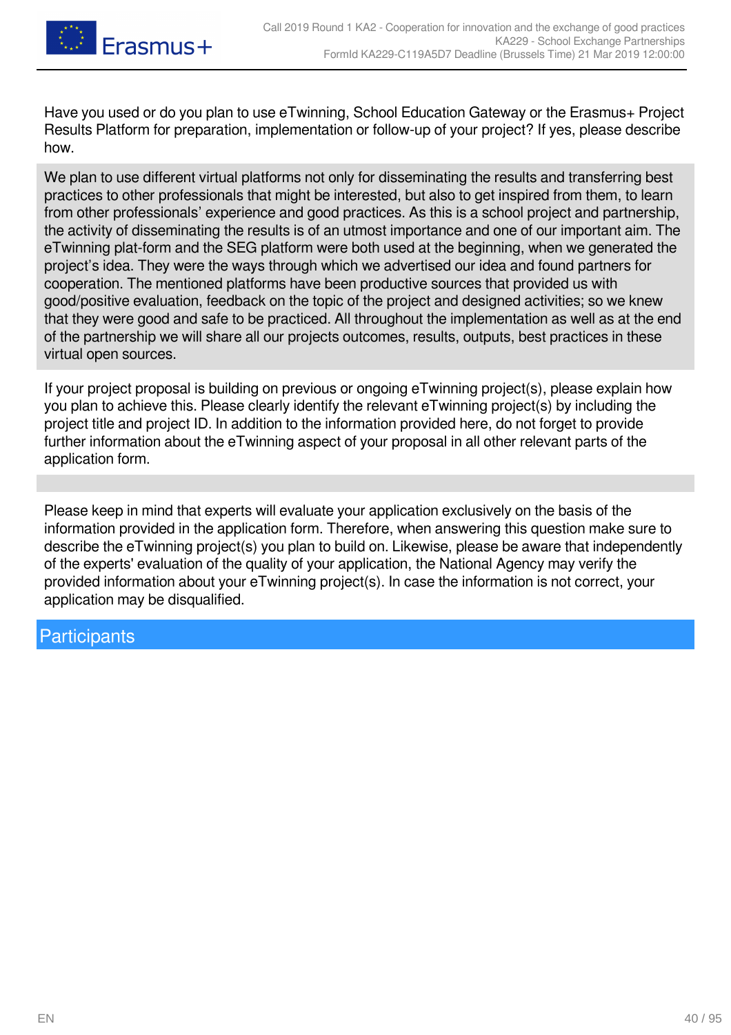Have you used or do you plan to use eTwinning, School Education Gateway or the Erasmus+ Project Results Platform for preparation, implementation or follow-up of your project? If yes, please describe how.

We plan to use different virtual platforms not only for disseminating the results and transferring best practices to other professionals that might be interested, but also to get inspired from them, to learn from other professionals' experience and good practices. As this is a school project and partnership, the activity of disseminating the results is of an utmost importance and one of our important aim. The eTwinning plat-form and the SEG platform were both used at the beginning, when we generated the project's idea. They were the ways through which we advertised our idea and found partners for cooperation. The mentioned platforms have been productive sources that provided us with good/positive evaluation, feedback on the topic of the project and designed activities; so we knew that they were good and safe to be practiced. All throughout the implementation as well as at the end of the partnership we will share all our projects outcomes, results, outputs, best practices in these virtual open sources.

If your project proposal is building on previous or ongoing eTwinning project(s), please explain how you plan to achieve this. Please clearly identify the relevant eTwinning project(s) by including the project title and project ID. In addition to the information provided here, do not forget to provide further information about the eTwinning aspect of your proposal in all other relevant parts of the application form.

Please keep in mind that experts will evaluate your application exclusively on the basis of the information provided in the application form. Therefore, when answering this question make sure to describe the eTwinning project(s) you plan to build on. Likewise, please be aware that independently of the experts' evaluation of the quality of your application, the National Agency may verify the provided information about your eTwinning project(s). In case the information is not correct, your application may be disqualified.

## Participants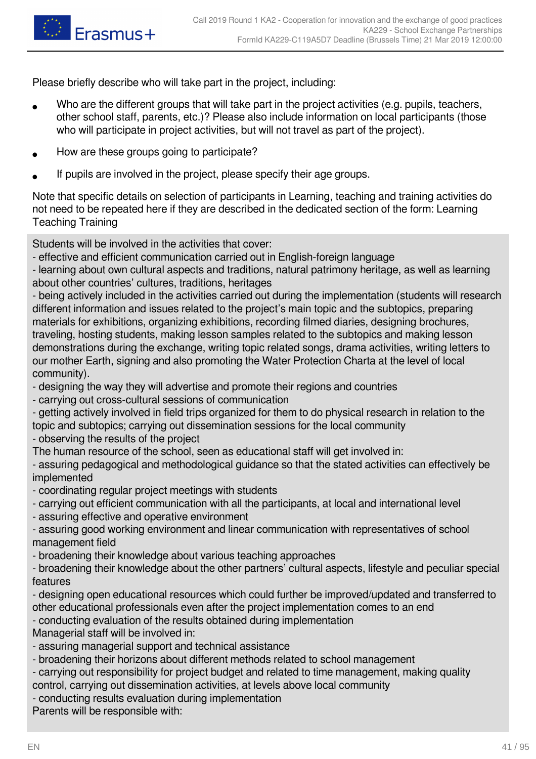Please briefly describe who will take part in the project, including:

- Who are the different groups that will take part in the project activities (e.g. pupils, teachers, other school staff, parents, etc.)? Please also include information on local participants (those who will participate in project activities, but will not travel as part of the project).
- How are these groups going to participate?
- If pupils are involved in the project, please specify their age groups.

Note that specific details on selection of participants in Learning, teaching and training activities do not need to be repeated here if they are described in the dedicated section of the form: Learning Teaching Training

Students will be involved in the activities that cover:
- effective and efficient communication carried out in English-foreign language
- learning about own cultural aspects and traditions, natural patrimony heritage, as well as learning about other countries' cultures, traditions, heritages
- being actively included in the activities carried out during the implementation (students will research different information and issues related to the project's main topic and the subtopics, preparing materials for exhibitions, organizing exhibitions, recording filmed diaries, designing brochures, traveling, hosting students, making lesson samples related to the subtopics and making lesson demonstrations during the exchange, writing topic related songs, drama activities, writing letters to our mother Earth, signing and also promoting the Water Protection Charta at the level of local community).
- designing the way they will advertise and promote their regions and countries
- carrying out cross-cultural sessions of communication
- getting actively involved in field trips organized for them to do physical research in relation to the topic and subtopics; carrying out dissemination sessions for the local community
- observing the results of the project

The human resource of the school, seen as educational staff will get involved in:
- assuring pedagogical and methodological guidance so that the stated activities can effectively be implemented
- coordinating regular project meetings with students
- carrying out efficient communication with all the participants, at local and international level
- assuring effective and operative environment
- assuring good working environment and linear communication with representatives of school management field
- broadening their knowledge about various teaching approaches
- broadening their knowledge about the other partners' cultural aspects, lifestyle and peculiar special features
- designing open educational resources which could further be improved/updated and transferred to other educational professionals even after the project implementation comes to an end
- conducting evaluation of the results obtained during implementation

Managerial staff will be involved in:
- assuring managerial support and technical assistance
- broadening their horizons about different methods related to school management
- carrying out responsibility for project budget and related to time management, making quality control, carrying out dissemination activities, at levels above local community
- conducting results evaluation during implementation

Parents will be responsible with: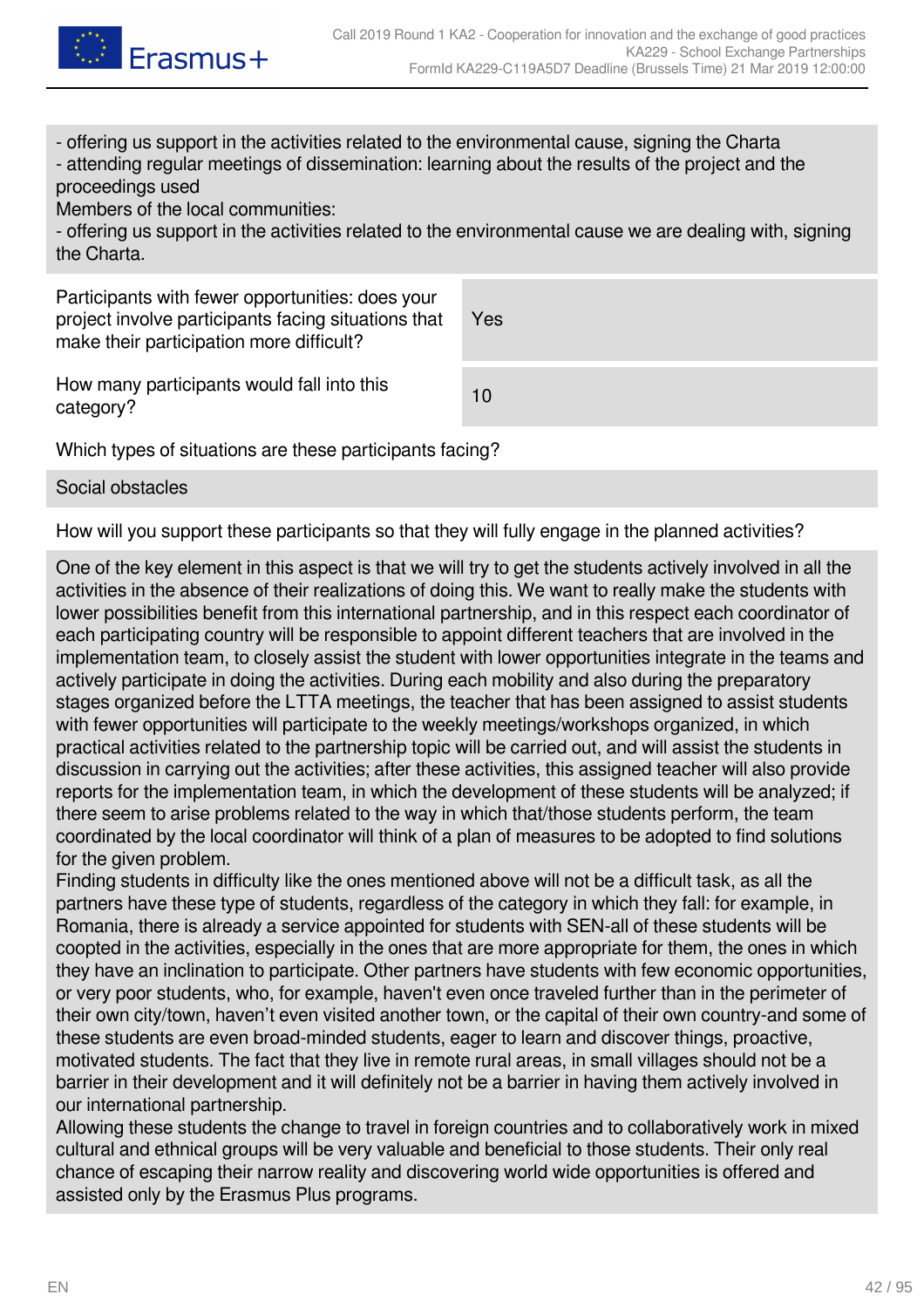- offering us support in the activities related to the environmental cause, signing the Charta
- attending regular meetings of dissemination: learning about the results of the project and the proceedings used

Members of the local communities:
- offering us support in the activities related to the environmental cause we are dealing with, signing the Charta.

| | |
|---|---|
| Participants with fewer opportunities: does your project involve participants facing situations that make their participation more difficult? | Yes |
| How many participants would fall into this category? | 10 |

Which types of situations are these participants facing?

Social obstacles

How will you support these participants so that they will fully engage in the planned activities?

One of the key element in this aspect is that we will try to get the students actively involved in all the activities in the absence of their realizations of doing this. We want to really make the students with lower possibilities benefit from this international partnership, and in this respect each coordinator of each participating country will be responsible to appoint different teachers that are involved in the implementation team, to closely assist the student with lower opportunities integrate in the teams and actively participate in doing the activities. During each mobility and also during the preparatory stages organized before the LTTA meetings, the teacher that has been assigned to assist students with fewer opportunities will participate to the weekly meetings/workshops organized, in which practical activities related to the partnership topic will be carried out, and will assist the students in discussion in carrying out the activities; after these activities, this assigned teacher will also provide reports for the implementation team, in which the development of these students will be analyzed; if there seem to arise problems related to the way in which that/those students perform, the team coordinated by the local coordinator will think of a plan of measures to be adopted to find solutions for the given problem.
Finding students in difficulty like the ones mentioned above will not be a difficult task, as all the partners have these type of students, regardless of the category in which they fall: for example, in Romania, there is already a service appointed for students with SEN-all of these students will be coopted in the activities, especially in the ones that are more appropriate for them, the ones in which they have an inclination to participate. Other partners have students with few economic opportunities, or very poor students, who, for example, haven't even once traveled further than in the perimeter of their own city/town, haven't even visited another town, or the capital of their own country-and some of these students are even broad-minded students, eager to learn and discover things, proactive, motivated students. The fact that they live in remote rural areas, in small villages should not be a barrier in their development and it will definitely not be a barrier in having them actively involved in our international partnership.
Allowing these students the change to travel in foreign countries and to collaboratively work in mixed cultural and ethnical groups will be very valuable and beneficial to those students. Their only real chance of escaping their narrow reality and discovering world wide opportunities is offered and assisted only by the Erasmus Plus programs.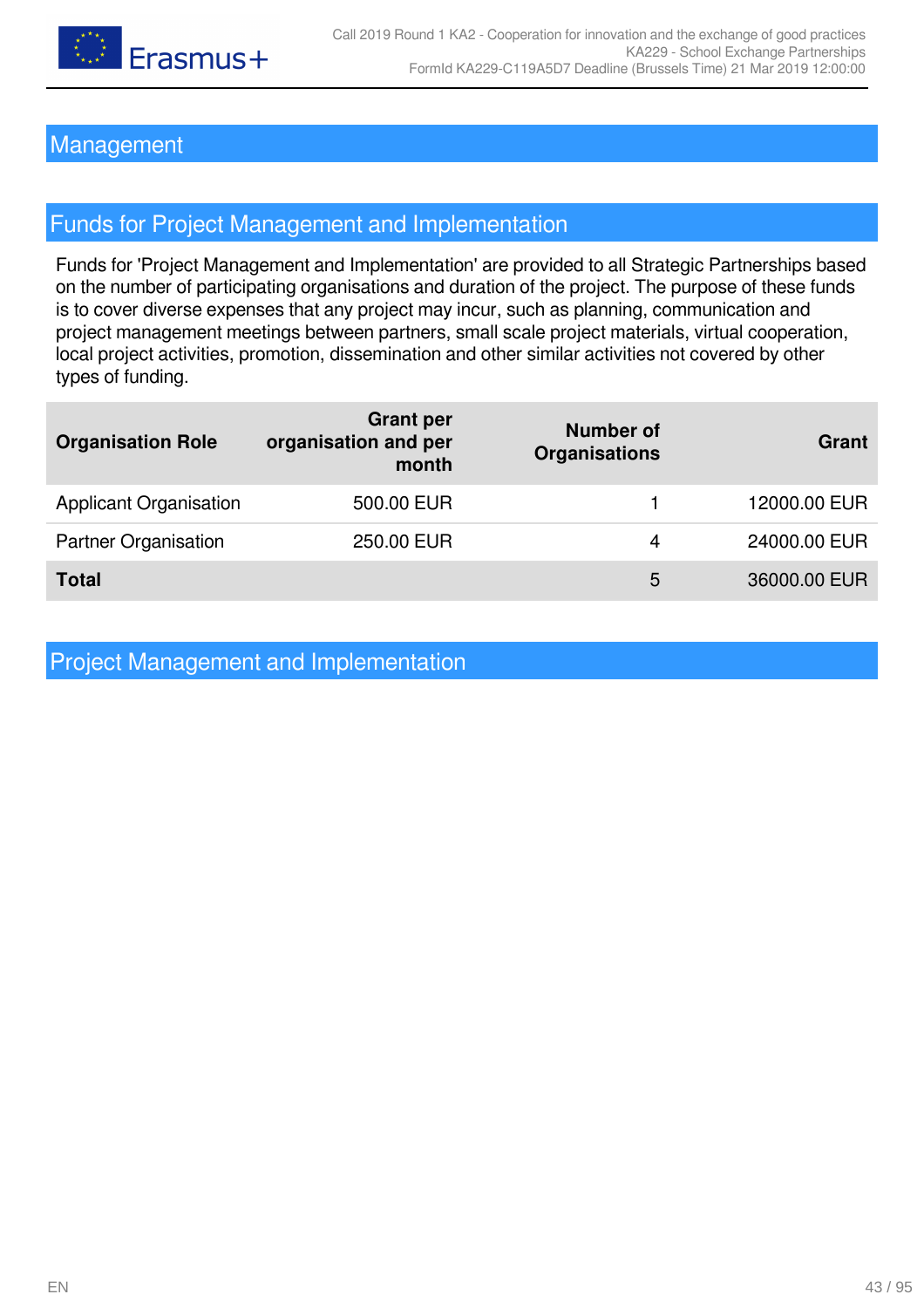# Management

## Funds for Project Management and Implementation

Funds for 'Project Management and Implementation' are provided to all Strategic Partnerships based on the number of participating organisations and duration of the project. The purpose of these funds is to cover diverse expenses that any project may incur, such as planning, communication and project management meetings between partners, small scale project materials, virtual cooperation, local project activities, promotion, dissemination and other similar activities not covered by other types of funding.

| Organisation Role | Grant per organisation and per month | Number of Organisations | Grant |
|---|---|---|---|
| Applicant Organisation | 500.00 EUR | 1 | 12000.00 EUR |
| Partner Organisation | 250.00 EUR | 4 | 24000.00 EUR |
| **Total** | | 5 | 36000.00 EUR |

## Project Management and Implementation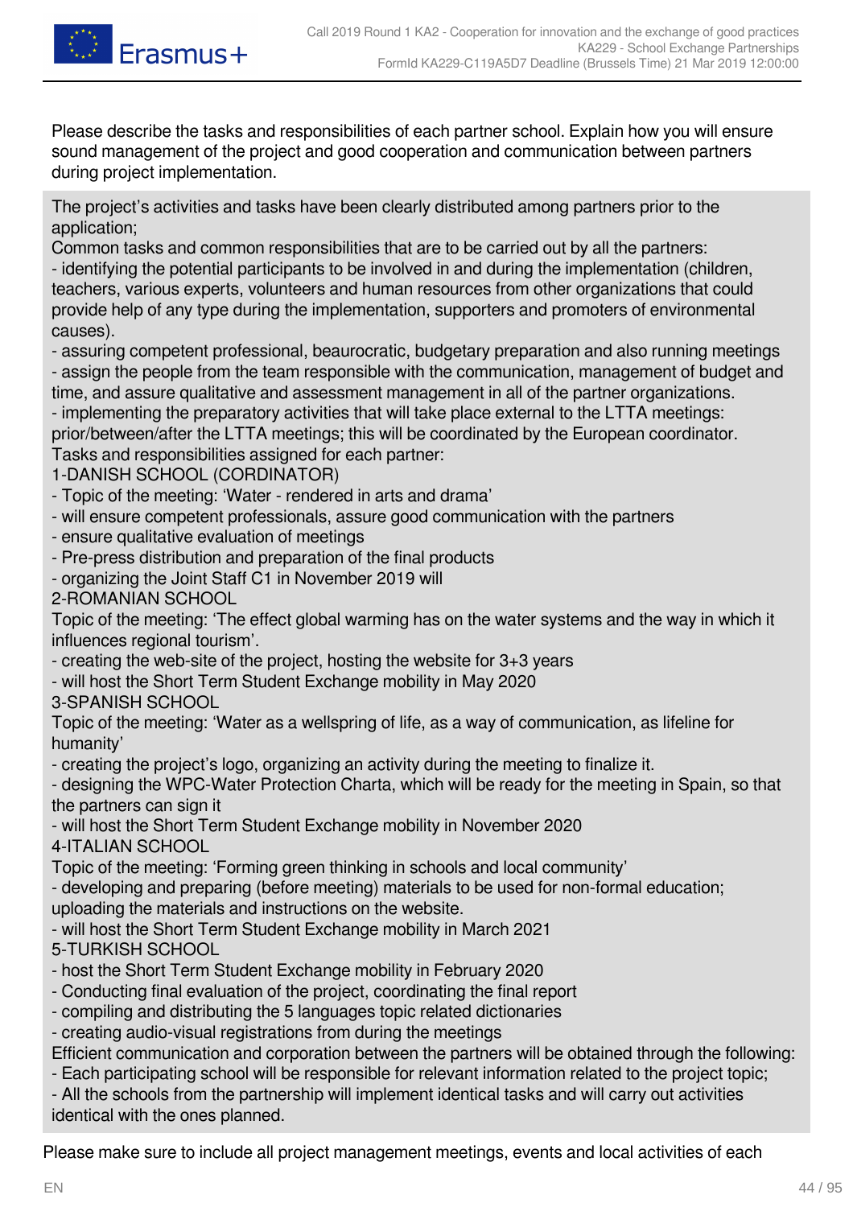Please describe the tasks and responsibilities of each partner school. Explain how you will ensure sound management of the project and good cooperation and communication between partners during project implementation.

The project's activities and tasks have been clearly distributed among partners prior to the application;
Common tasks and common responsibilities that are to be carried out by all the partners:
- identifying the potential participants to be involved in and during the implementation (children, teachers, various experts, volunteers and human resources from other organizations that could provide help of any type during the implementation, supporters and promoters of environmental causes).
- assuring competent professional, beaurocratic, budgetary preparation and also running meetings
- assign the people from the team responsible with the communication, management of budget and time, and assure qualitative and assessment management in all of the partner organizations.
- implementing the preparatory activities that will take place external to the LTTA meetings: prior/between/after the LTTA meetings; this will be coordinated by the European coordinator.
Tasks and responsibilities assigned for each partner:
1-DANISH SCHOOL (CORDINATOR)
- Topic of the meeting: 'Water - rendered in arts and drama'
- will ensure competent professionals, assure good communication with the partners
- ensure qualitative evaluation of meetings
- Pre-press distribution and preparation of the final products
- organizing the Joint Staff C1 in November 2019 will
2-ROMANIAN SCHOOL
Topic of the meeting: 'The effect global warming has on the water systems and the way in which it influences regional tourism'.
- creating the web-site of the project, hosting the website for 3+3 years
- will host the Short Term Student Exchange mobility in May 2020
3-SPANISH SCHOOL
Topic of the meeting: 'Water as a wellspring of life, as a way of communication, as lifeline for humanity'
- creating the project's logo, organizing an activity during the meeting to finalize it.
- designing the WPC-Water Protection Charta, which will be ready for the meeting in Spain, so that the partners can sign it
- will host the Short Term Student Exchange mobility in November 2020
4-ITALIAN SCHOOL
Topic of the meeting: 'Forming green thinking in schools and local community'
- developing and preparing (before meeting) materials to be used for non-formal education; uploading the materials and instructions on the website.
- will host the Short Term Student Exchange mobility in March 2021
5-TURKISH SCHOOL
- host the Short Term Student Exchange mobility in February 2020
- Conducting final evaluation of the project, coordinating the final report
- compiling and distributing the 5 languages topic related dictionaries
- creating audio-visual registrations from during the meetings
Efficient communication and corporation between the partners will be obtained through the following:
- Each participating school will be responsible for relevant information related to the project topic;
- All the schools from the partnership will implement identical tasks and will carry out activities identical with the ones planned.

Please make sure to include all project management meetings, events and local activities of each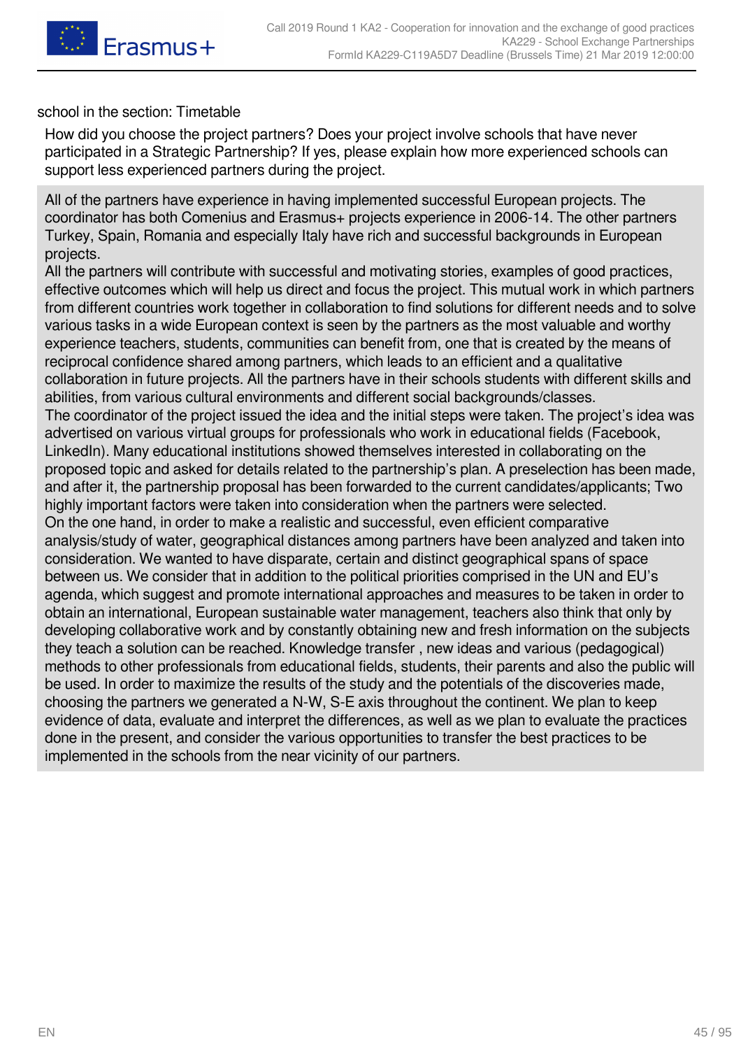school in the section: Timetable

How did you choose the project partners? Does your project involve schools that have never participated in a Strategic Partnership? If yes, please explain how more experienced schools can support less experienced partners during the project.

All of the partners have experience in having implemented successful European projects. The coordinator has both Comenius and Erasmus+ projects experience in 2006-14. The other partners Turkey, Spain, Romania and especially Italy have rich and successful backgrounds in European projects.
All the partners will contribute with successful and motivating stories, examples of good practices, effective outcomes which will help us direct and focus the project. This mutual work in which partners from different countries work together in collaboration to find solutions for different needs and to solve various tasks in a wide European context is seen by the partners as the most valuable and worthy experience teachers, students, communities can benefit from, one that is created by the means of reciprocal confidence shared among partners, which leads to an efficient and a qualitative collaboration in future projects. All the partners have in their schools students with different skills and abilities, from various cultural environments and different social backgrounds/classes.
The coordinator of the project issued the idea and the initial steps were taken. The project's idea was advertised on various virtual groups for professionals who work in educational fields (Facebook, LinkedIn). Many educational institutions showed themselves interested in collaborating on the proposed topic and asked for details related to the partnership's plan. A preselection has been made, and after it, the partnership proposal has been forwarded to the current candidates/applicants; Two highly important factors were taken into consideration when the partners were selected.
On the one hand, in order to make a realistic and successful, even efficient comparative analysis/study of water, geographical distances among partners have been analyzed and taken into consideration. We wanted to have disparate, certain and distinct geographical spans of space between us. We consider that in addition to the political priorities comprised in the UN and EU's agenda, which suggest and promote international approaches and measures to be taken in order to obtain an international, European sustainable water management, teachers also think that only by developing collaborative work and by constantly obtaining new and fresh information on the subjects they teach a solution can be reached. Knowledge transfer , new ideas and various (pedagogical) methods to other professionals from educational fields, students, their parents and also the public will be used. In order to maximize the results of the study and the potentials of the discoveries made, choosing the partners we generated a N-W, S-E axis throughout the continent. We plan to keep evidence of data, evaluate and interpret the differences, as well as we plan to evaluate the practices done in the present, and consider the various opportunities to transfer the best practices to be implemented in the schools from the near vicinity of our partners.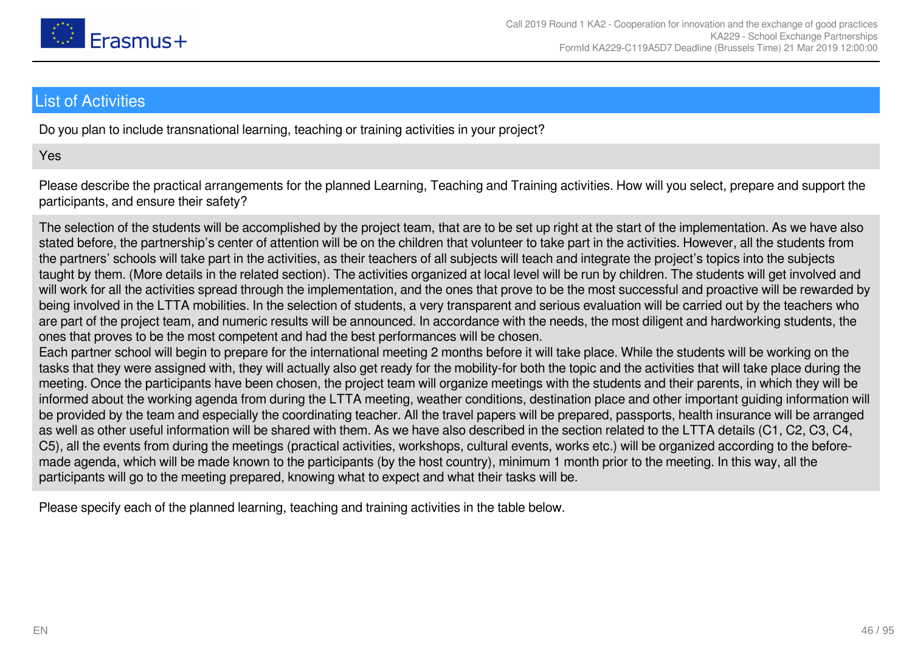## List of Activities

Do you plan to include transnational learning, teaching or training activities in your project?

Yes

Please describe the practical arrangements for the planned Learning, Teaching and Training activities. How will you select, prepare and support the participants, and ensure their safety?

The selection of the students will be accomplished by the project team, that are to be set up right at the start of the implementation. As we have also stated before, the partnership's center of attention will be on the children that volunteer to take part in the activities. However, all the students from the partners' schools will take part in the activities, as their teachers of all subjects will teach and integrate the project's topics into the subjects taught by them. (More details in the related section). The activities organized at local level will be run by children. The students will get involved and will work for all the activities spread through the implementation, and the ones that prove to be the most successful and proactive will be rewarded by being involved in the LTTA mobilities. In the selection of students, a very transparent and serious evaluation will be carried out by the teachers who are part of the project team, and numeric results will be announced. In accordance with the needs, the most diligent and hardworking students, the ones that proves to be the most competent and had the best performances will be chosen.
Each partner school will begin to prepare for the international meeting 2 months before it will take place. While the students will be working on the tasks that they were assigned with, they will actually also get ready for the mobility-for both the topic and the activities that will take place during the meeting. Once the participants have been chosen, the project team will organize meetings with the students and their parents, in which they will be informed about the working agenda from during the LTTA meeting, weather conditions, destination place and other important guiding information will be provided by the team and especially the coordinating teacher. All the travel papers will be prepared, passports, health insurance will be arranged as well as other useful information will be shared with them. As we have also described in the section related to the LTTA details (C1, C2, C3, C4, C5), all the events from during the meetings (practical activities, workshops, cultural events, works etc.) will be organized according to the before-made agenda, which will be made known to the participants (by the host country), minimum 1 month prior to the meeting. In this way, all the participants will go to the meeting prepared, knowing what to expect and what their tasks will be.

Please specify each of the planned learning, teaching and training activities in the table below.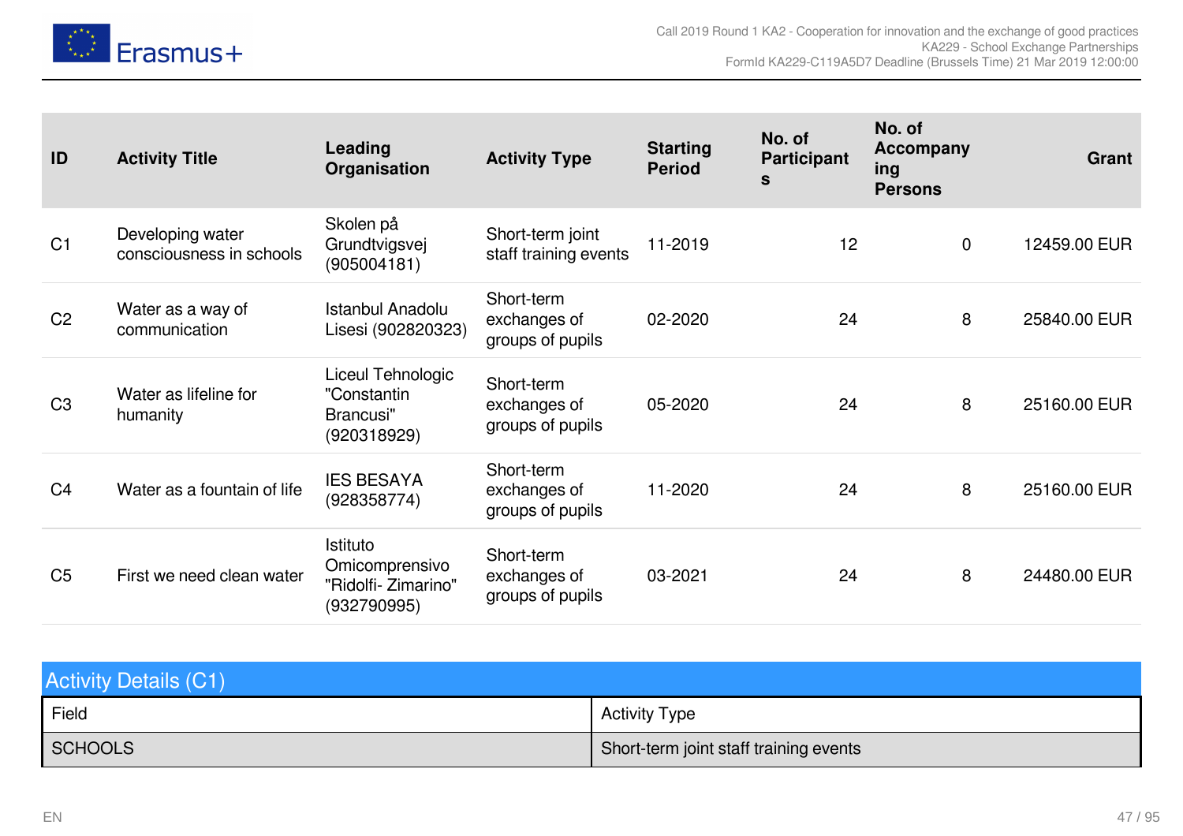| ID | Activity Title | Leading Organisation | Activity Type | Starting Period | No. of Participants | No. of Accompanying Persons | Grant |
|---|---|---|---|---|---|---|---|
| C1 | Developing water consciousness in schools | Skolen på Grundtvigsvej (905004181) | Short-term joint staff training events | 11-2019 | 12 | 0 | 12459.00 EUR |
| C2 | Water as a way of communication | Istanbul Anadolu Lisesi (902820323) | Short-term exchanges of groups of pupils | 02-2020 | 24 | 8 | 25840.00 EUR |
| C3 | Water as lifeline for humanity | Liceul Tehnologic "Constantin Brancusi" (920318929) | Short-term exchanges of groups of pupils | 05-2020 | 24 | 8 | 25160.00 EUR |
| C4 | Water as a fountain of life | IES BESAYA (928358774) | Short-term exchanges of groups of pupils | 11-2020 | 24 | 8 | 25160.00 EUR |
| C5 | First we need clean water | Istituto Omicomprensivo "Ridolfi- Zimarino" (932790995) | Short-term exchanges of groups of pupils | 03-2021 | 24 | 8 | 24480.00 EUR |

## Activity Details (C1)

| Field | Activity Type |
|---|---|
| SCHOOLS | Short-term joint staff training events |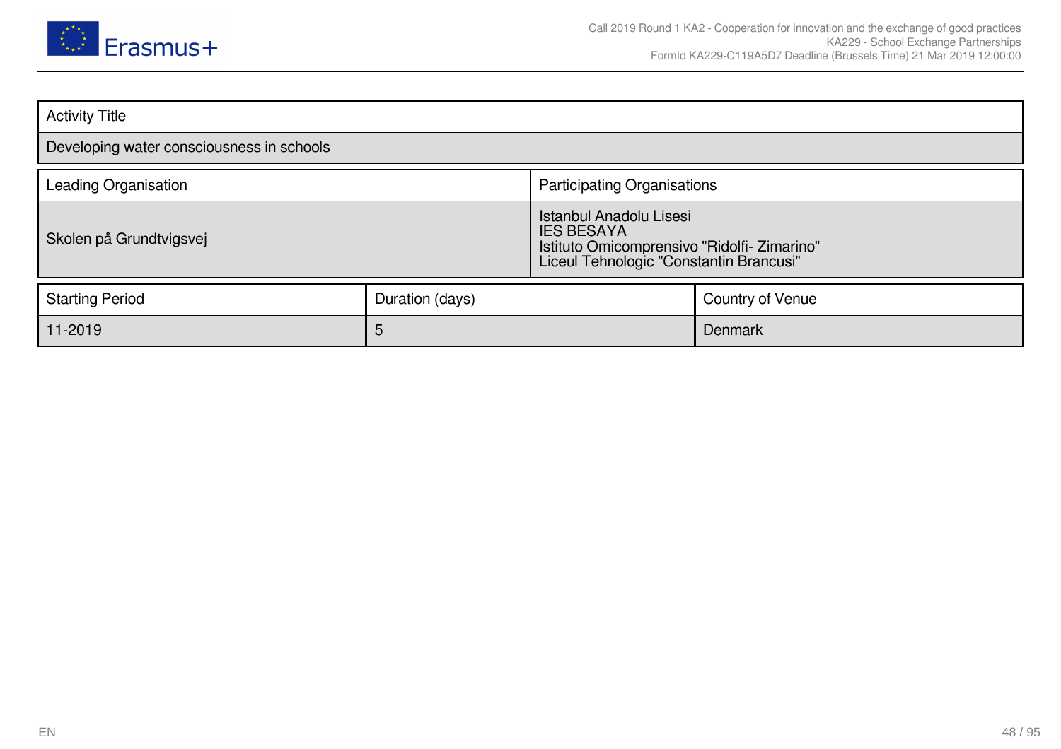| Activity Title |
| --- |
| Developing water consciousness in schools |

| Leading Organisation | Participating Organisations |
| --- | --- |
| Skolen på Grundtvigsvej | Istanbul Anadolu Lisesi<br>IES BESAYA<br>Istituto Omicomprensivo "Ridolfi- Zimarino"<br>Liceul Tehnologic "Constantin Brancusi" |

| Starting Period | Duration (days) | Country of Venue |
| --- | --- | --- |
| 11-2019 | 5 | Denmark |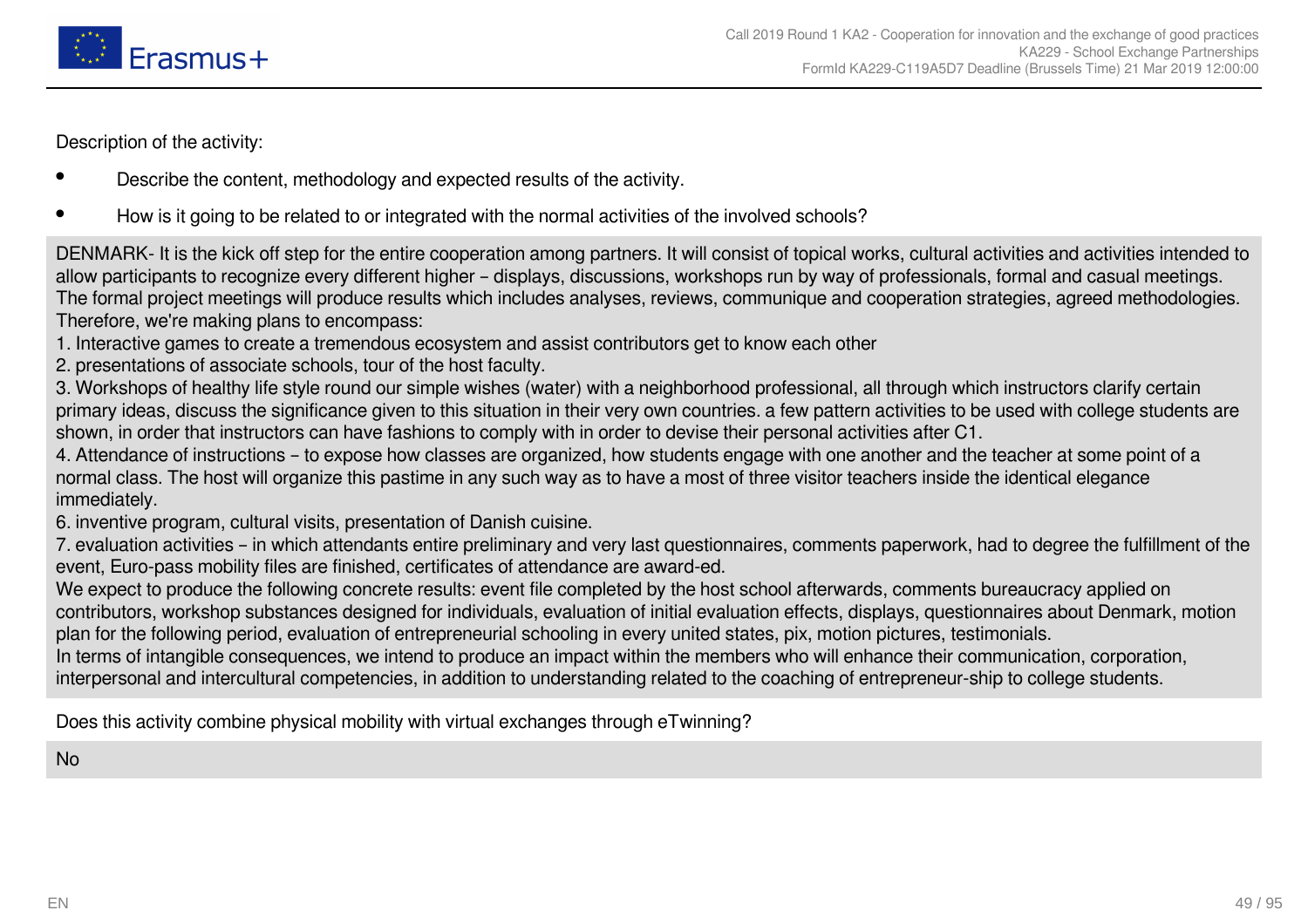Description of the activity:

- Describe the content, methodology and expected results of the activity.
- How is it going to be related to or integrated with the normal activities of the involved schools?

DENMARK- It is the kick off step for the entire cooperation among partners. It will consist of topical works, cultural activities and activities intended to allow participants to recognize every different higher – displays, discussions, workshops run by way of professionals, formal and casual meetings. The formal project meetings will produce results which includes analyses, reviews, communique and cooperation strategies, agreed methodologies. Therefore, we're making plans to encompass:
1. Interactive games to create a tremendous ecosystem and assist contributors get to know each other
2. presentations of associate schools, tour of the host faculty.
3. Workshops of healthy life style round our simple wishes (water) with a neighborhood professional, all through which instructors clarify certain primary ideas, discuss the significance given to this situation in their very own countries. a few pattern activities to be used with college students are shown, in order that instructors can have fashions to comply with in order to devise their personal activities after C1.
4. Attendance of instructions – to expose how classes are organized, how students engage with one another and the teacher at some point of a normal class. The host will organize this pastime in any such way as to have a most of three visitor teachers inside the identical elegance immediately.
6. inventive program, cultural visits, presentation of Danish cuisine.
7. evaluation activities – in which attendants entire preliminary and very last questionnaires, comments paperwork, had to degree the fulfillment of the event, Euro-pass mobility files are finished, certificates of attendance are award-ed.
We expect to produce the following concrete results: event file completed by the host school afterwards, comments bureaucracy applied on contributors, workshop substances designed for individuals, evaluation of initial evaluation effects, displays, questionnaires about Denmark, motion plan for the following period, evaluation of entrepreneurial schooling in every united states, pix, motion pictures, testimonials.
In terms of intangible consequences, we intend to produce an impact within the members who will enhance their communication, corporation, interpersonal and intercultural competencies, in addition to understanding related to the coaching of entrepreneur-ship to college students.

Does this activity combine physical mobility with virtual exchanges through eTwinning?

No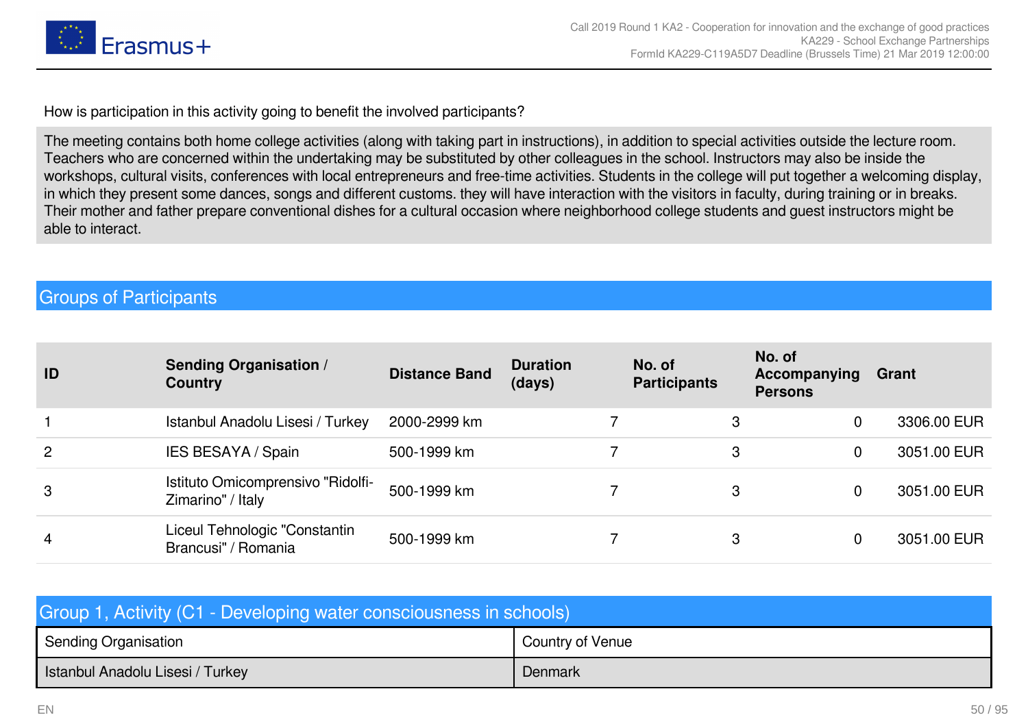How is participation in this activity going to benefit the involved participants?

The meeting contains both home college activities (along with taking part in instructions), in addition to special activities outside the lecture room. Teachers who are concerned within the undertaking may be substituted by other colleagues in the school. Instructors may also be inside the workshops, cultural visits, conferences with local entrepreneurs and free-time activities. Students in the college will put together a welcoming display, in which they present some dances, songs and different customs. they will have interaction with the visitors in faculty, during training or in breaks. Their mother and father prepare conventional dishes for a cultural occasion where neighborhood college students and guest instructors might be able to interact.

## Groups of Participants

| ID | Sending Organisation / Country | Distance Band | Duration (days) | No. of Participants | No. of Accompanying Persons | Grant |
|---|---|---|---|---|---|---|
| 1 | Istanbul Anadolu Lisesi / Turkey | 2000-2999 km | 7 | 3 | 0 | 3306.00 EUR |
| 2 | IES BESAYA / Spain | 500-1999 km | 7 | 3 | 0 | 3051.00 EUR |
| 3 | Istituto Omicomprensivo "Ridolfi-Zimarino" / Italy | 500-1999 km | 7 | 3 | 0 | 3051.00 EUR |
| 4 | Liceul Tehnologic "Constantin Brancusi" / Romania | 500-1999 km | 7 | 3 | 0 | 3051.00 EUR |

## Group 1, Activity (C1 - Developing water consciousness in schools)

| Sending Organisation | Country of Venue |
|---|---|
| Istanbul Anadolu Lisesi / Turkey | Denmark |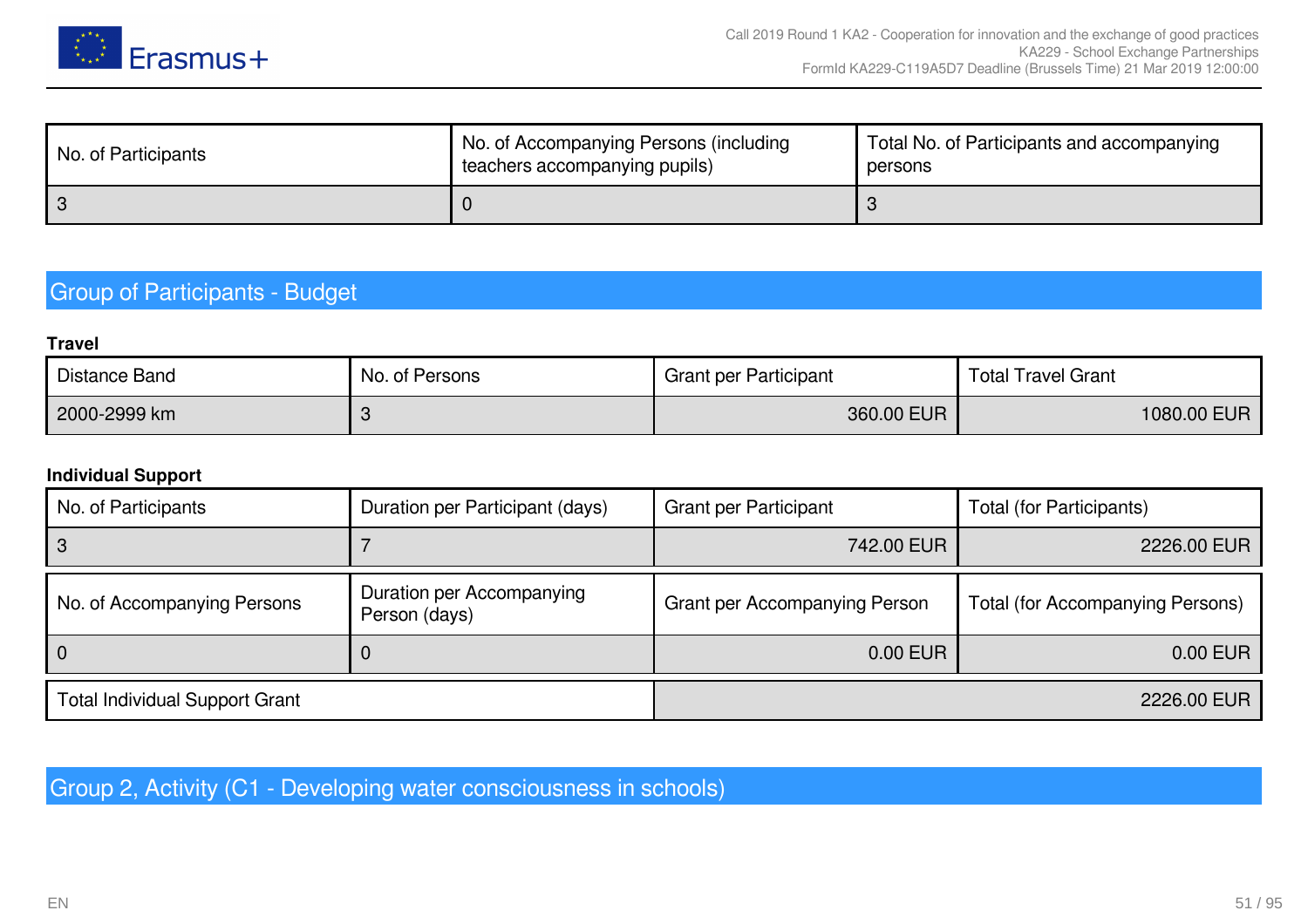| No. of Participants | No. of Accompanying Persons (including teachers accompanying pupils) | Total No. of Participants and accompanying persons |
|---|---|---|
| 3 | 0 | 3 |

## Group of Participants - Budget

**Travel**

| Distance Band | No. of Persons | Grant per Participant | Total Travel Grant |
|---|---|---|---|
| 2000-2999 km | 3 | 360.00 EUR | 1080.00 EUR |

**Individual Support**

| No. of Participants | Duration per Participant (days) | Grant per Participant | Total (for Participants) |
|---|---|---|---|
| 3 | 7 | 742.00 EUR | 2226.00 EUR |

| No. of Accompanying Persons | Duration per Accompanying Person (days) | Grant per Accompanying Person | Total (for Accompanying Persons) |
|---|---|---|---|
| 0 | 0 | 0.00 EUR | 0.00 EUR |

| Total Individual Support Grant | 2226.00 EUR |
|---|---|

## Group 2, Activity (C1 - Developing water consciousness in schools)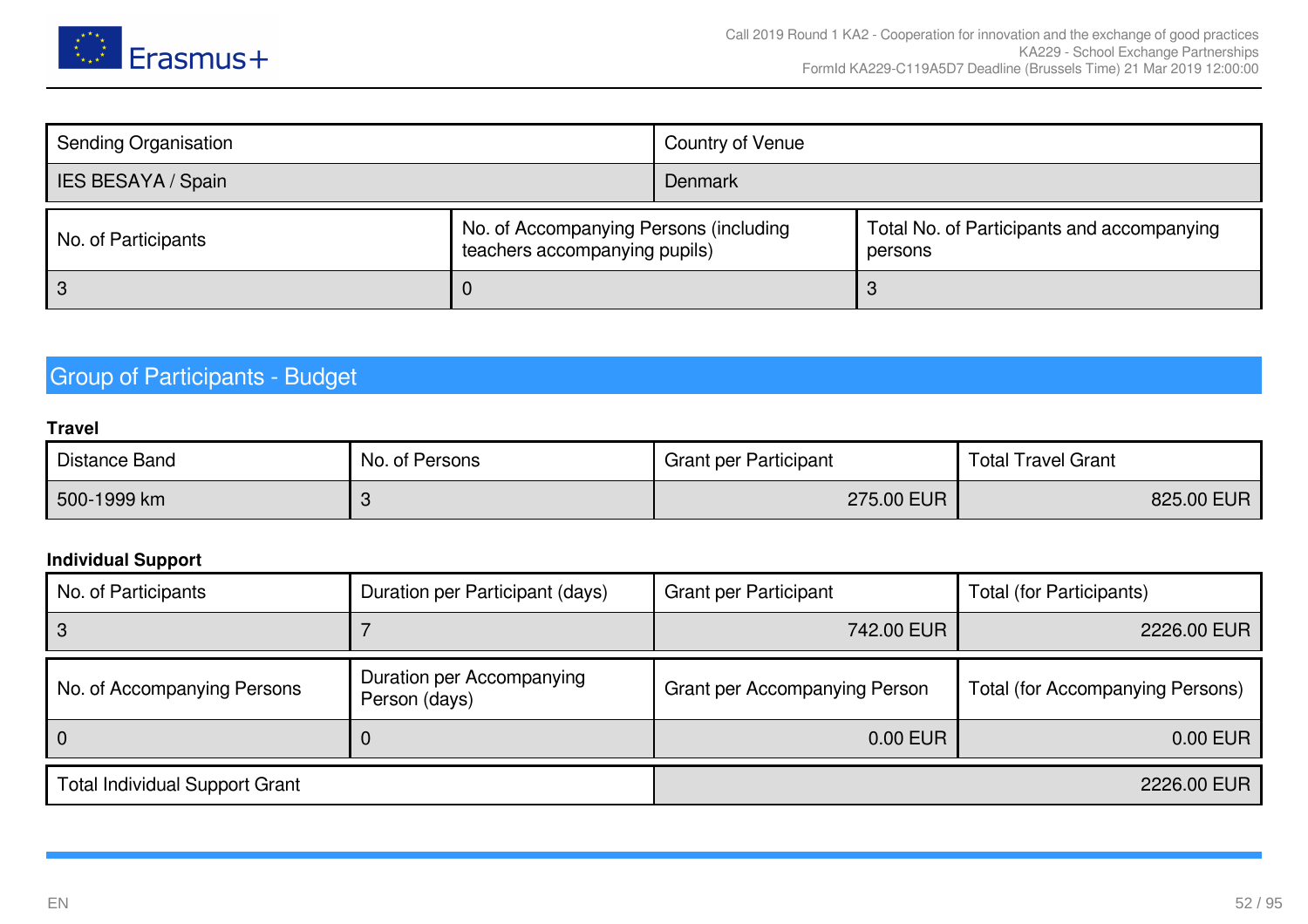| Sending Organisation | Country of Venue |
| --- | --- |
| IES BESAYA / Spain | Denmark |

| No. of Participants | No. of Accompanying Persons (including teachers accompanying pupils) | Total No. of Participants and accompanying persons |
| --- | --- | --- |
| 3 | 0 | 3 |

## Group of Participants - Budget

**Travel**

| Distance Band | No. of Persons | Grant per Participant | Total Travel Grant |
| --- | --- | --- | --- |
| 500-1999 km | 3 | 275.00 EUR | 825.00 EUR |

**Individual Support**

| No. of Participants | Duration per Participant (days) | Grant per Participant | Total (for Participants) |
| --- | --- | --- | --- |
| 3 | 7 | 742.00 EUR | 2226.00 EUR |

| No. of Accompanying Persons | Duration per Accompanying Person (days) | Grant per Accompanying Person | Total (for Accompanying Persons) |
| --- | --- | --- | --- |
| 0 | 0 | 0.00 EUR | 0.00 EUR |

| Total Individual Support Grant | 2226.00 EUR |
| --- | --- |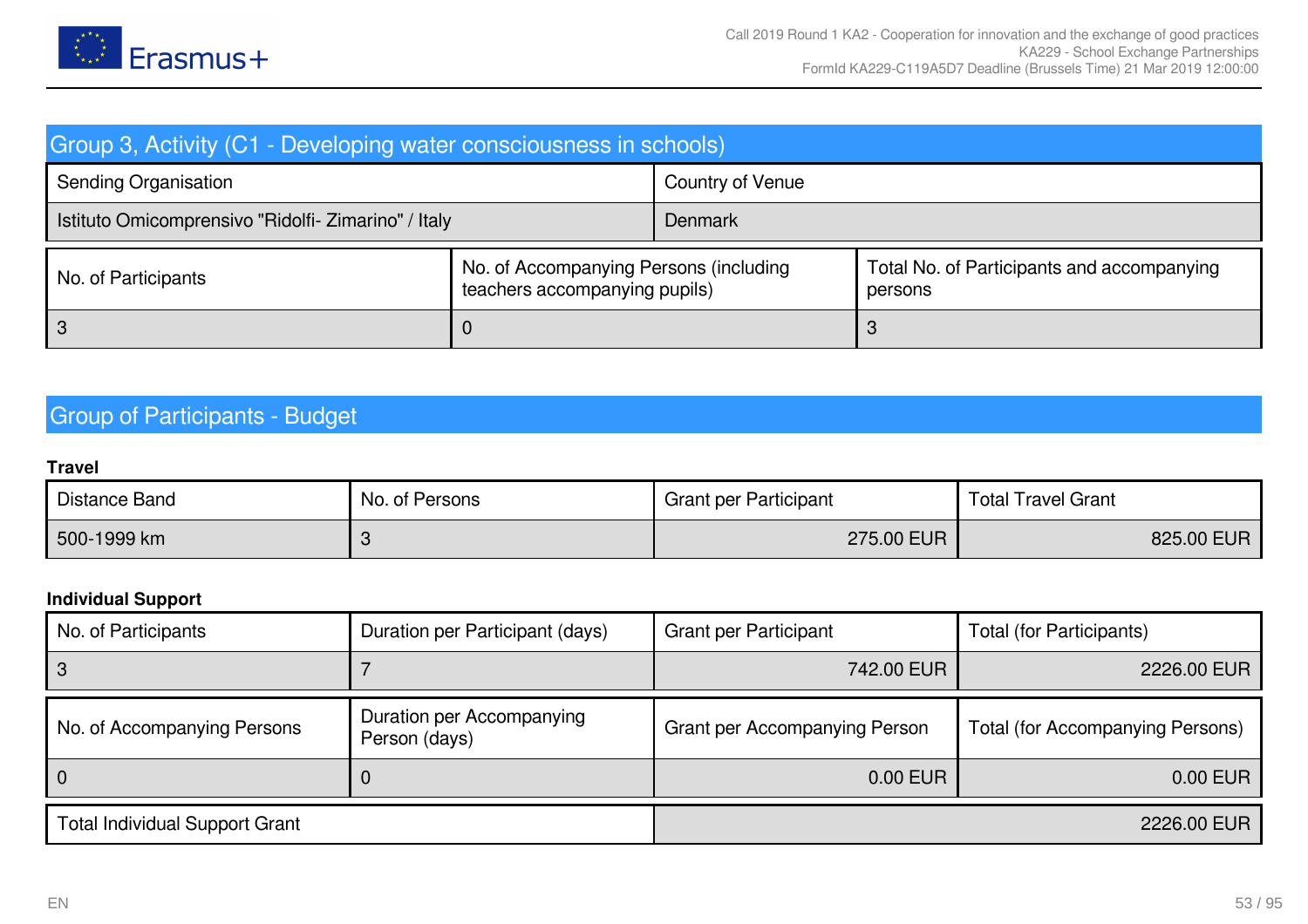## Group 3, Activity (C1 - Developing water consciousness in schools)

| Sending Organisation | Country of Venue |
|---|---|
| Istituto Omicomprensivo "Ridolfi- Zimarino" / Italy | Denmark |

| No. of Participants | No. of Accompanying Persons (including teachers accompanying pupils) | Total No. of Participants and accompanying persons |
|---|---|---|
| 3 | 0 | 3 |

## Group of Participants - Budget

**Travel**

| Distance Band | No. of Persons | Grant per Participant | Total Travel Grant |
|---|---|---|---|
| 500-1999 km | 3 | 275.00 EUR | 825.00 EUR |

**Individual Support**

| No. of Participants | Duration per Participant (days) | Grant per Participant | Total (for Participants) |
|---|---|---|---|
| 3 | 7 | 742.00 EUR | 2226.00 EUR |

| No. of Accompanying Persons | Duration per Accompanying Person (days) | Grant per Accompanying Person | Total (for Accompanying Persons) |
|---|---|---|---|
| 0 | 0 | 0.00 EUR | 0.00 EUR |

| Total Individual Support Grant | 2226.00 EUR |
|---|---|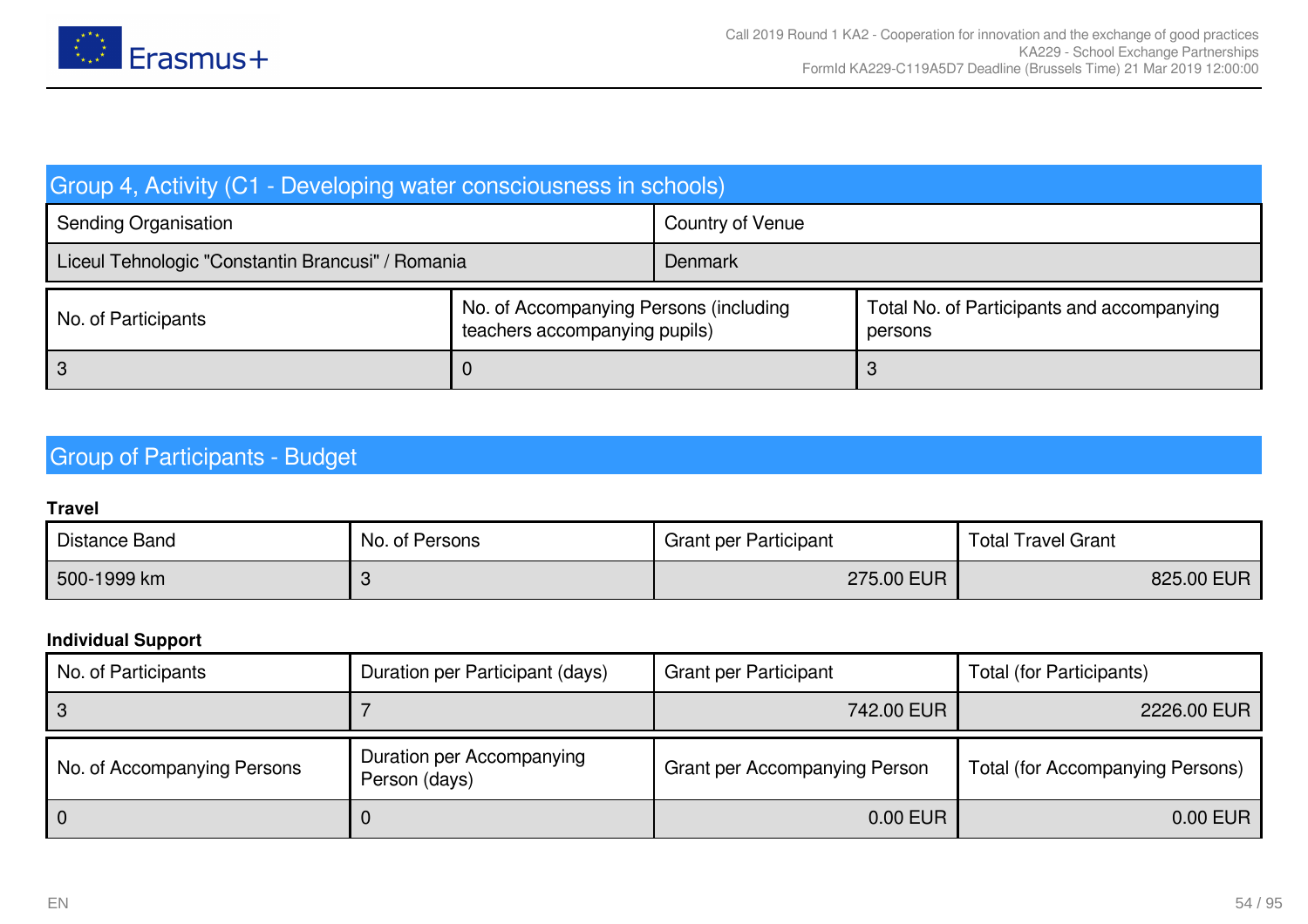## Group 4, Activity (C1 - Developing water consciousness in schools)

| Sending Organisation | Country of Venue |
|---|---|
| Liceul Tehnologic "Constantin Brancusi" / Romania | Denmark |

| No. of Participants | No. of Accompanying Persons (including teachers accompanying pupils) | Total No. of Participants and accompanying persons |
|---|---|---|
| 3 | 0 | 3 |

## Group of Participants - Budget

**Travel**

| Distance Band | No. of Persons | Grant per Participant | Total Travel Grant |
|---|---|---|---|
| 500-1999 km | 3 | 275.00 EUR | 825.00 EUR |

**Individual Support**

| No. of Participants | Duration per Participant (days) | Grant per Participant | Total (for Participants) |
|---|---|---|---|
| 3 | 7 | 742.00 EUR | 2226.00 EUR |

| No. of Accompanying Persons | Duration per Accompanying Person (days) | Grant per Accompanying Person | Total (for Accompanying Persons) |
|---|---|---|---|
| 0 | 0 | 0.00 EUR | 0.00 EUR |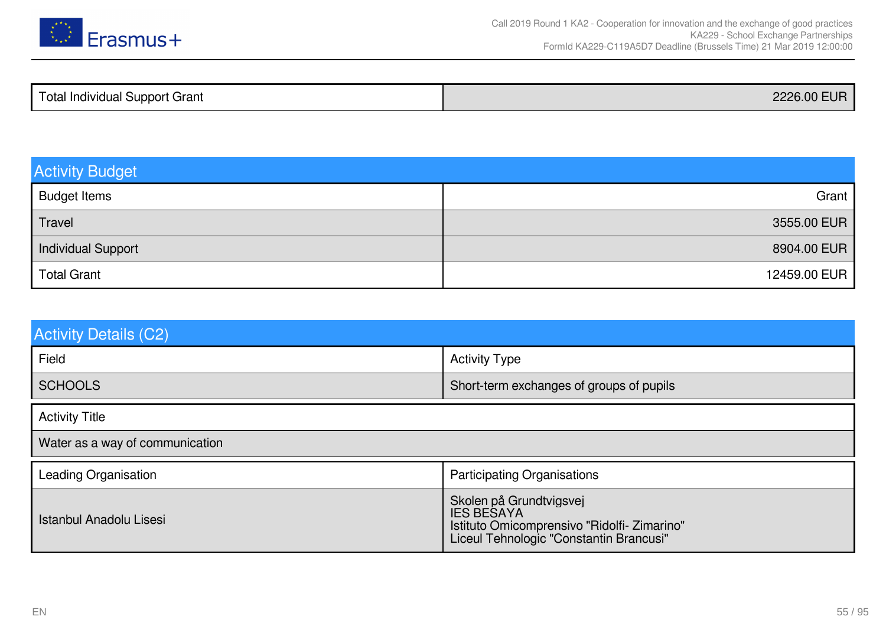| Total Individual Support Grant | 2226.00 EUR |
| --- | --- |

## Activity Budget

| Budget Items | Grant |
| --- | --- |
| Travel | 3555.00 EUR |
| Individual Support | 8904.00 EUR |
| Total Grant | 12459.00 EUR |

## Activity Details (C2)

| Field | Activity Type |
| --- | --- |
| SCHOOLS | Short-term exchanges of groups of pupils |

| Activity Title |
| --- |
| Water as a way of communication |

| Leading Organisation | Participating Organisations |
| --- | --- |
| Istanbul Anadolu Lisesi | Skolen på Grundtvigsvej<br>IES BESAYA<br>Istituto Omicomprensivo "Ridolfi- Zimarino"<br>Liceul Tehnologic "Constantin Brancusi" |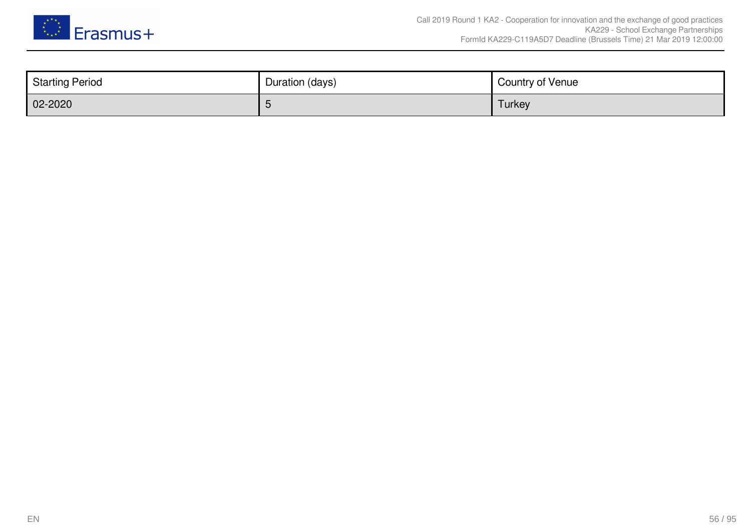| Starting Period | Duration (days) | Country of Venue |
| --- | --- | --- |
| 02-2020 | 5 | Turkey |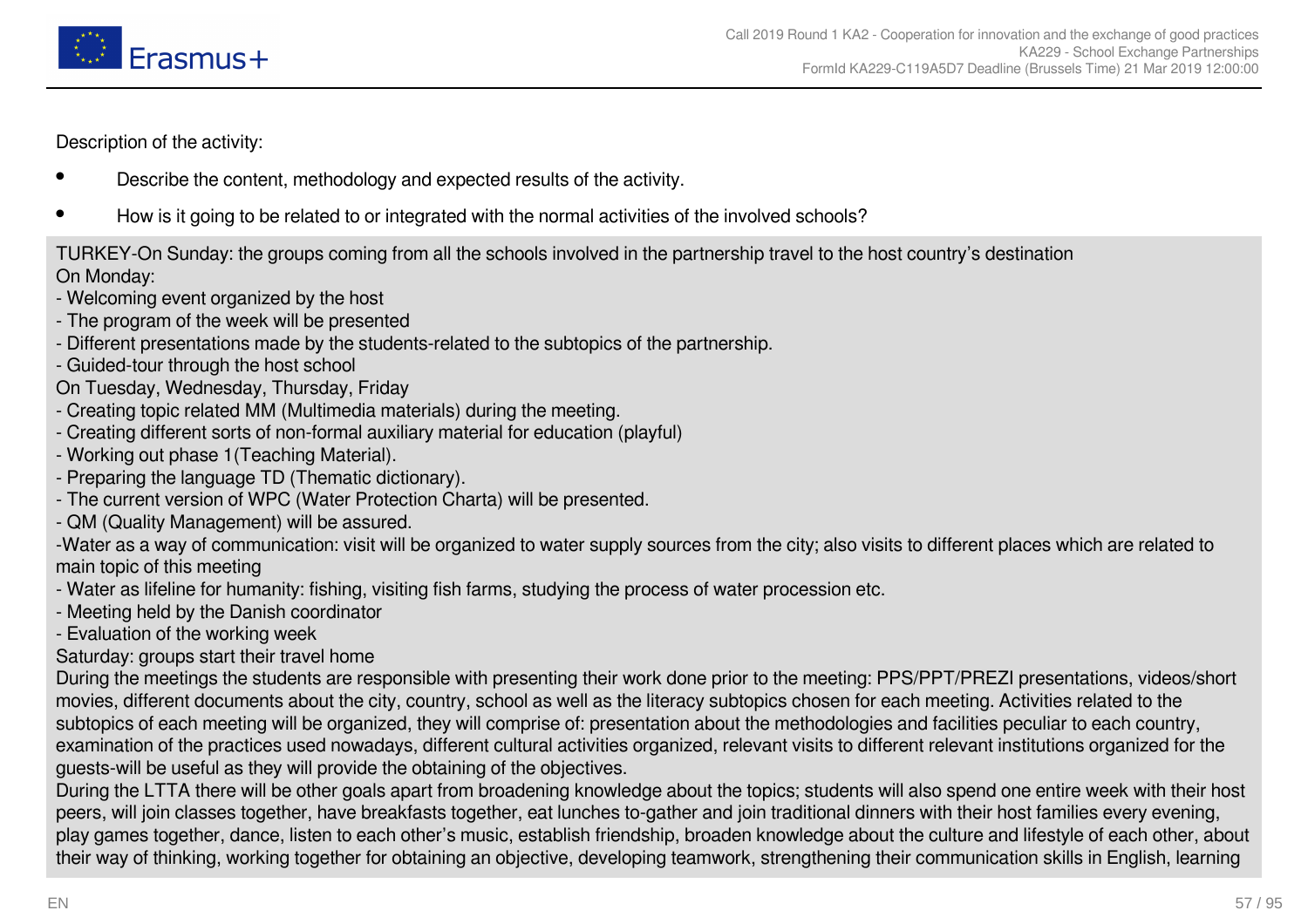Description of the activity:

- Describe the content, methodology and expected results of the activity.
- How is it going to be related to or integrated with the normal activities of the involved schools?

TURKEY-On Sunday: the groups coming from all the schools involved in the partnership travel to the host country's destination
On Monday:
- Welcoming event organized by the host
- The program of the week will be presented
- Different presentations made by the students-related to the subtopics of the partnership.
- Guided-tour through the host school

On Tuesday, Wednesday, Thursday, Friday
- Creating topic related MM (Multimedia materials) during the meeting.
- Creating different sorts of non-formal auxiliary material for education (playful)
- Working out phase 1(Teaching Material).
- Preparing the language TD (Thematic dictionary).
- The current version of WPC (Water Protection Charta) will be presented.
- QM (Quality Management) will be assured.
- Water as a way of communication: visit will be organized to water supply sources from the city; also visits to different places which are related to main topic of this meeting
- Water as lifeline for humanity: fishing, visiting fish farms, studying the process of water procession etc.
- Meeting held by the Danish coordinator
- Evaluation of the working week

Saturday: groups start their travel home
During the meetings the students are responsible with presenting their work done prior to the meeting: PPS/PPT/PREZI presentations, videos/short movies, different documents about the city, country, school as well as the literacy subtopics chosen for each meeting. Activities related to the subtopics of each meeting will be organized, they will comprise of: presentation about the methodologies and facilities peculiar to each country, examination of the practices used nowadays, different cultural activities organized, relevant visits to different relevant institutions organized for the guests-will be useful as they will provide the obtaining of the objectives.
During the LTTA there will be other goals apart from broadening knowledge about the topics; students will also spend one entire week with their host peers, will join classes together, have breakfasts together, eat lunches to-gather and join traditional dinners with their host families every evening, play games together, dance, listen to each other's music, establish friendship, broaden knowledge about the culture and lifestyle of each other, about their way of thinking, working together for obtaining an objective, developing teamwork, strengthening their communication skills in English, learning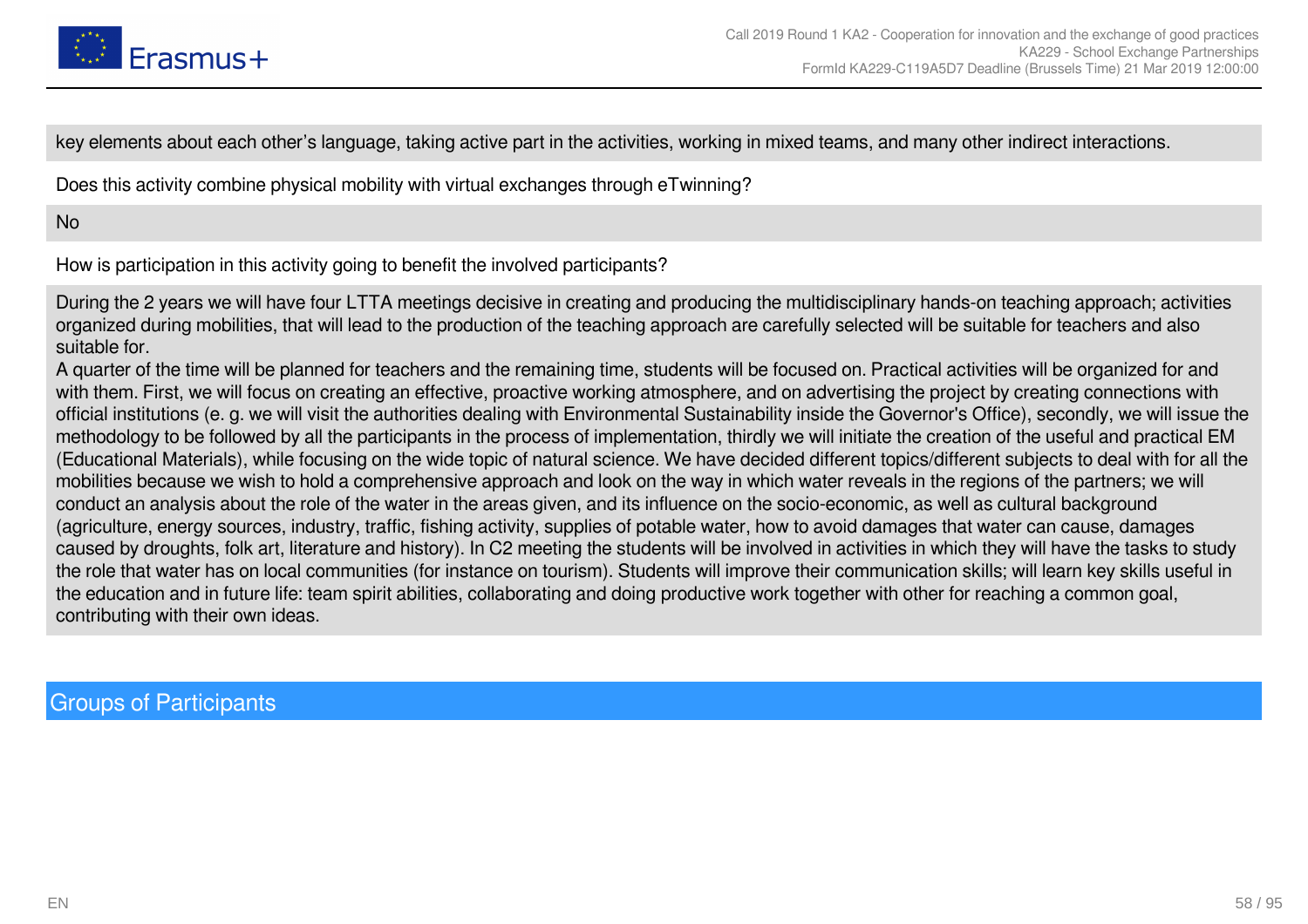key elements about each other's language, taking active part in the activities, working in mixed teams, and many other indirect interactions.

Does this activity combine physical mobility with virtual exchanges through eTwinning?

No

How is participation in this activity going to benefit the involved participants?

During the 2 years we will have four LTTA meetings decisive in creating and producing the multidisciplinary hands-on teaching approach; activities organized during mobilities, that will lead to the production of the teaching approach are carefully selected will be suitable for teachers and also suitable for.
A quarter of the time will be planned for teachers and the remaining time, students will be focused on. Practical activities will be organized for and with them. First, we will focus on creating an effective, proactive working atmosphere, and on advertising the project by creating connections with official institutions (e. g. we will visit the authorities dealing with Environmental Sustainability inside the Governor's Office), secondly, we will issue the methodology to be followed by all the participants in the process of implementation, thirdly we will initiate the creation of the useful and practical EM (Educational Materials), while focusing on the wide topic of natural science. We have decided different topics/different subjects to deal with for all the mobilities because we wish to hold a comprehensive approach and look on the way in which water reveals in the regions of the partners; we will conduct an analysis about the role of the water in the areas given, and its influence on the socio-economic, as well as cultural background (agriculture, energy sources, industry, traffic, fishing activity, supplies of potable water, how to avoid damages that water can cause, damages caused by droughts, folk art, literature and history). In C2 meeting the students will be involved in activities in which they will have the tasks to study the role that water has on local communities (for instance on tourism). Students will improve their communication skills; will learn key skills useful in the education and in future life: team spirit abilities, collaborating and doing productive work together with other for reaching a common goal, contributing with their own ideas.

## Groups of Participants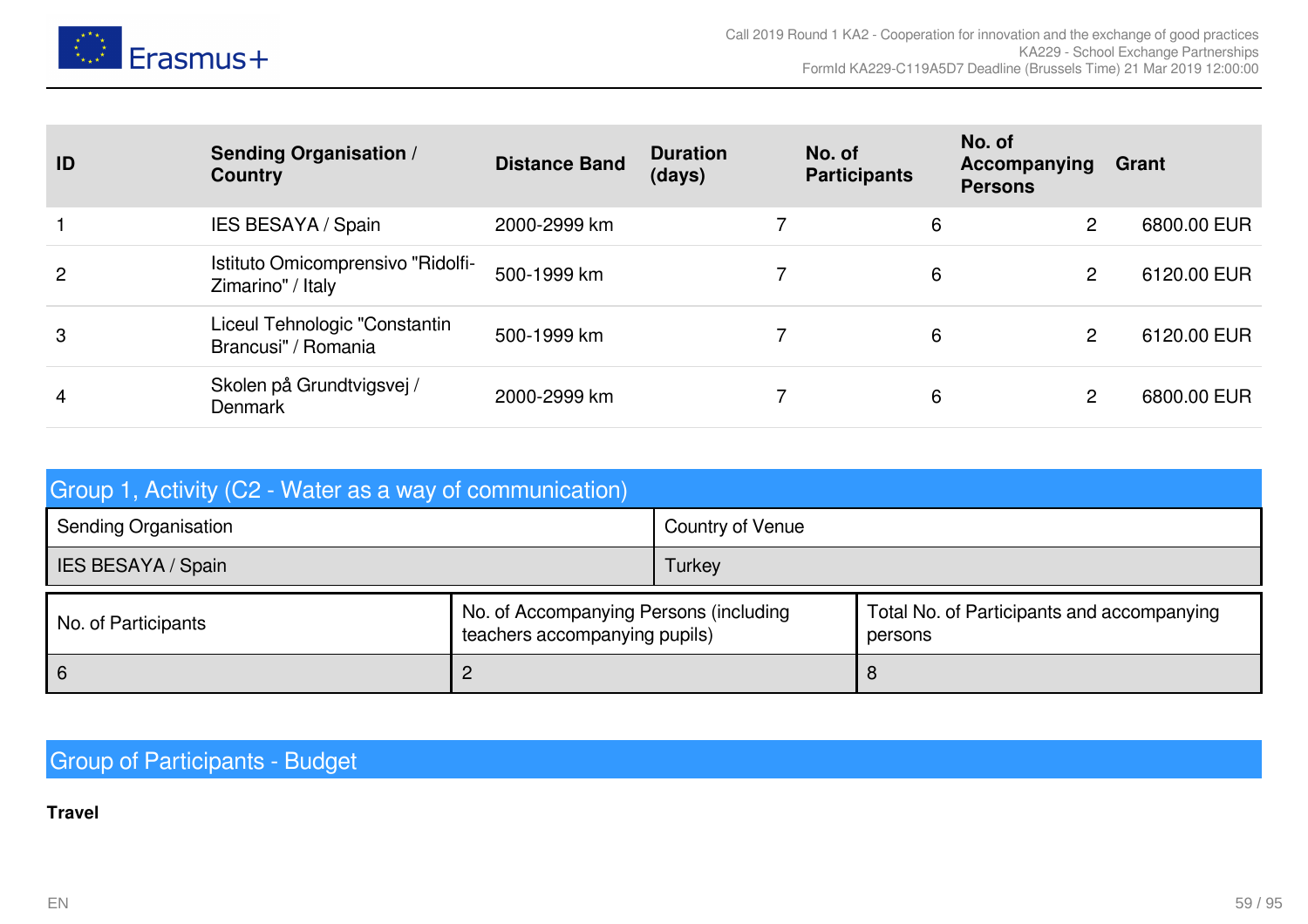| ID | Sending Organisation / Country | Distance Band | Duration (days) | No. of Participants | No. of Accompanying Persons | Grant |
|---|---|---|---|---|---|---|
| 1 | IES BESAYA / Spain | 2000-2999 km | 7 | 6 | 2 | 6800.00 EUR |
| 2 | Istituto Omicomprensivo "Ridolfi-Zimarino" / Italy | 500-1999 km | 7 | 6 | 2 | 6120.00 EUR |
| 3 | Liceul Tehnologic "Constantin Brancusi" / Romania | 500-1999 km | 7 | 6 | 2 | 6120.00 EUR |
| 4 | Skolen på Grundtvigsvej / Denmark | 2000-2999 km | 7 | 6 | 2 | 6800.00 EUR |

## Group 1, Activity (C2 - Water as a way of communication)

| Sending Organisation | Country of Venue |
|---|---|
| IES BESAYA / Spain | Turkey |

| No. of Participants | No. of Accompanying Persons (including teachers accompanying pupils) | Total No. of Participants and accompanying persons |
|---|---|---|
| 6 | 2 | 8 |

## Group of Participants - Budget

**Travel**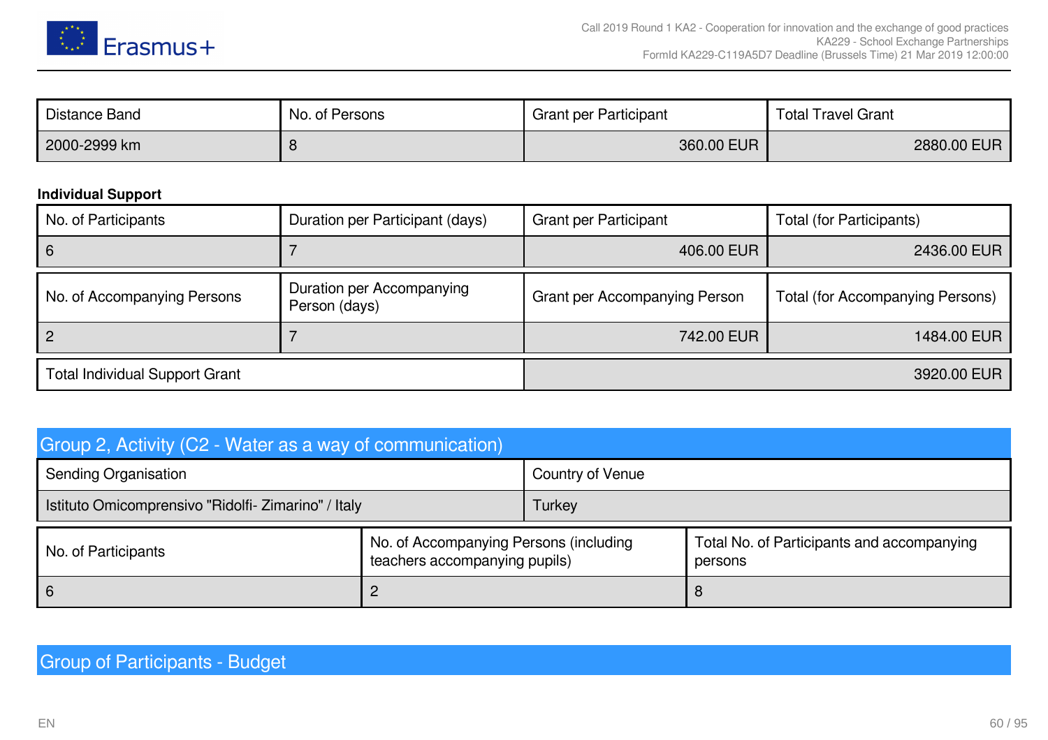| Distance Band | No. of Persons | Grant per Participant | Total Travel Grant |
| --- | --- | --- | --- |
| 2000-2999 km | 8 | 360.00 EUR | 2880.00 EUR |

**Individual Support**

| No. of Participants | Duration per Participant (days) | Grant per Participant | Total (for Participants) |
| --- | --- | --- | --- |
| 6 | 7 | 406.00 EUR | 2436.00 EUR |

| No. of Accompanying Persons | Duration per Accompanying Person (days) | Grant per Accompanying Person | Total (for Accompanying Persons) |
| --- | --- | --- | --- |
| 2 | 7 | 742.00 EUR | 1484.00 EUR |

| Total Individual Support Grant | 3920.00 EUR |
| --- | --- |

## Group 2, Activity (C2 - Water as a way of communication)

| Sending Organisation | Country of Venue |
| --- | --- |
| Istituto Omicomprensivo "Ridolfi- Zimarino" / Italy | Turkey |

| No. of Participants | No. of Accompanying Persons (including teachers accompanying pupils) | Total No. of Participants and accompanying persons |
| --- | --- | --- |
| 6 | 2 | 8 |

## Group of Participants - Budget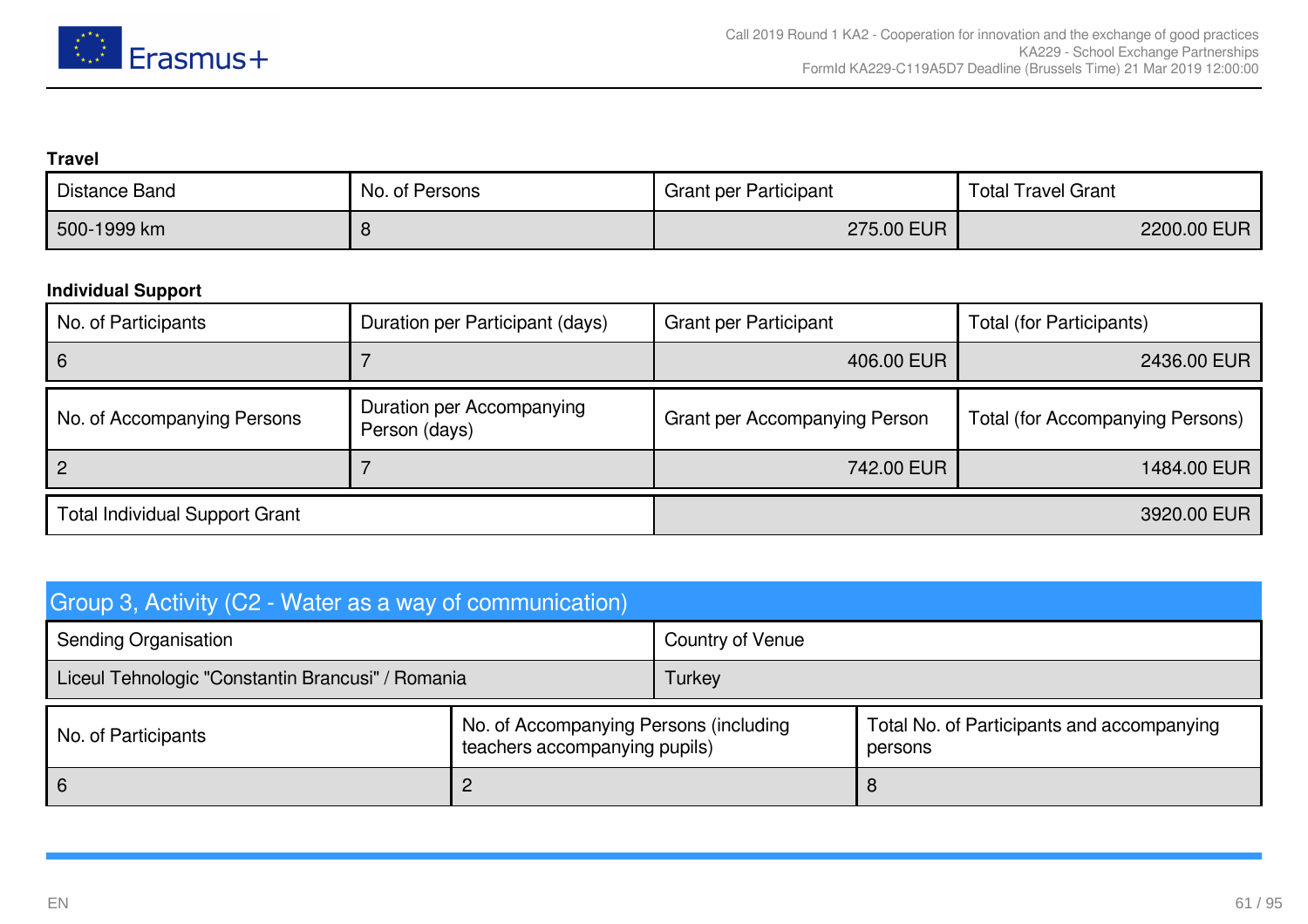**Travel**

| Distance Band | No. of Persons | Grant per Participant | Total Travel Grant |
|---|---|---|---|
| 500-1999 km | 8 | 275.00 EUR | 2200.00 EUR |

**Individual Support**

| No. of Participants | Duration per Participant (days) | Grant per Participant | Total (for Participants) |
|---|---|---|---|
| 6 | 7 | 406.00 EUR | 2436.00 EUR |

| No. of Accompanying Persons | Duration per Accompanying Person (days) | Grant per Accompanying Person | Total (for Accompanying Persons) |
|---|---|---|---|
| 2 | 7 | 742.00 EUR | 1484.00 EUR |

| Total Individual Support Grant | 3920.00 EUR |
|---|---|

## Group 3, Activity (C2 - Water as a way of communication)

| Sending Organisation | Country of Venue |
|---|---|
| Liceul Tehnologic "Constantin Brancusi" / Romania | Turkey |

| No. of Participants | No. of Accompanying Persons (including teachers accompanying pupils) | Total No. of Participants and accompanying persons |
|---|---|---|
| 6 | 2 | 8 |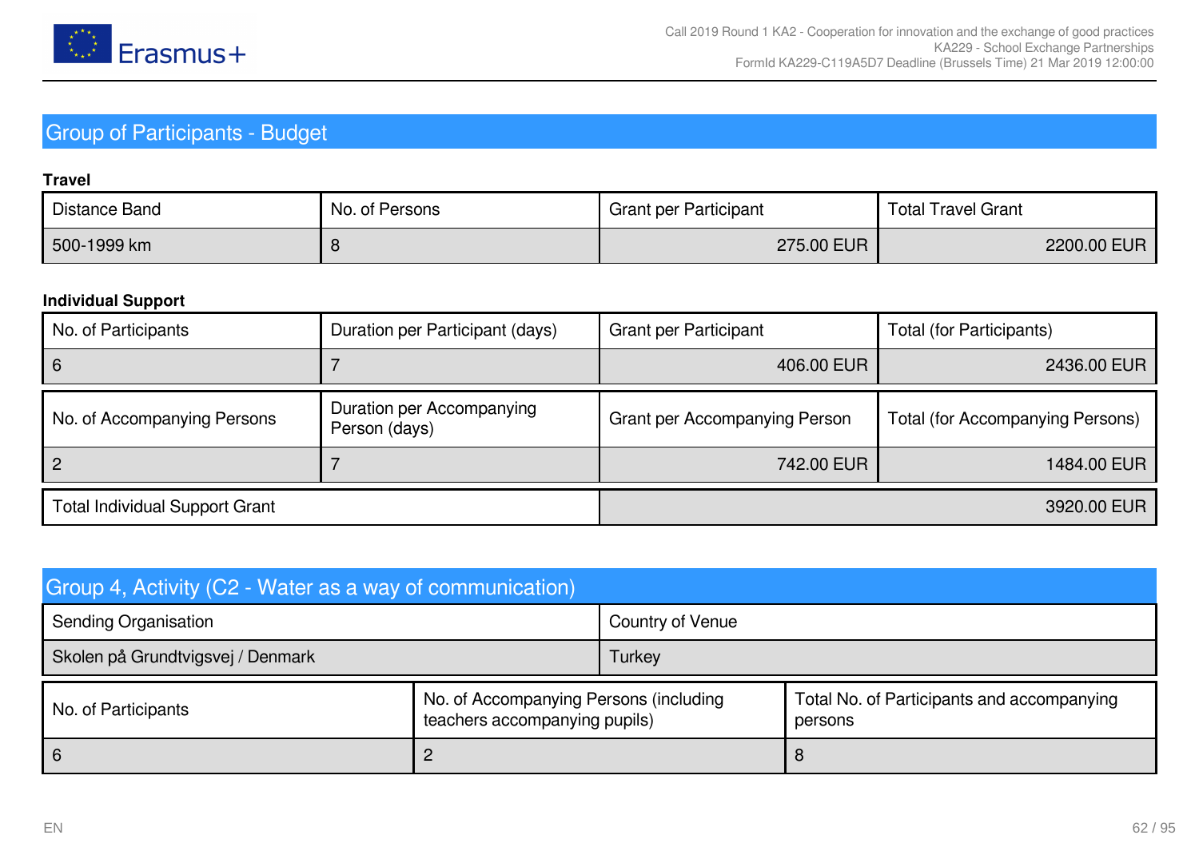## Group of Participants - Budget

**Travel**

| Distance Band | No. of Persons | Grant per Participant | Total Travel Grant |
|---|---|---|---|
| 500-1999 km | 8 | 275.00 EUR | 2200.00 EUR |

**Individual Support**

| No. of Participants | Duration per Participant (days) | Grant per Participant | Total (for Participants) |
|---|---|---|---|
| 6 | 7 | 406.00 EUR | 2436.00 EUR |

| No. of Accompanying Persons | Duration per Accompanying Person (days) | Grant per Accompanying Person | Total (for Accompanying Persons) |
|---|---|---|---|
| 2 | 7 | 742.00 EUR | 1484.00 EUR |

| Total Individual Support Grant | 3920.00 EUR |
|---|---|

## Group 4, Activity (C2 - Water as a way of communication)

| Sending Organisation | Country of Venue |
|---|---|
| Skolen på Grundtvigsvej / Denmark | Turkey |

| No. of Participants | No. of Accompanying Persons (including teachers accompanying pupils) | Total No. of Participants and accompanying persons |
|---|---|---|
| 6 | 2 | 8 |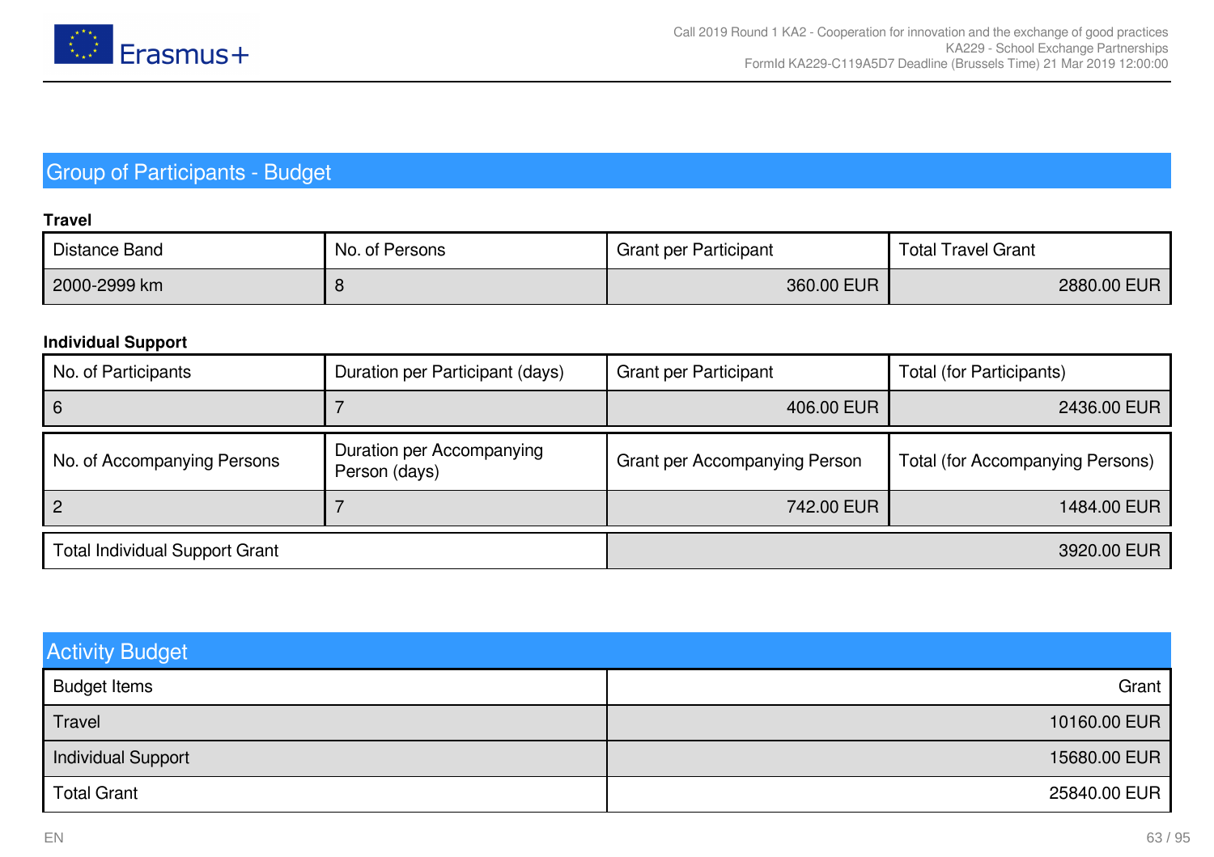## Group of Participants - Budget

**Travel**

| Distance Band | No. of Persons | Grant per Participant | Total Travel Grant |
|---|---|---|---|
| 2000-2999 km | 8 | 360.00 EUR | 2880.00 EUR |

**Individual Support**

| No. of Participants | Duration per Participant (days) | Grant per Participant | Total (for Participants) |
|---|---|---|---|
| 6 | 7 | 406.00 EUR | 2436.00 EUR |

| No. of Accompanying Persons | Duration per Accompanying Person (days) | Grant per Accompanying Person | Total (for Accompanying Persons) |
|---|---|---|---|
| 2 | 7 | 742.00 EUR | 1484.00 EUR |

| Total Individual Support Grant | 3920.00 EUR |
|---|---|

## Activity Budget

| Budget Items | Grant |
|---|---|
| Travel | 10160.00 EUR |
| Individual Support | 15680.00 EUR |
| Total Grant | 25840.00 EUR |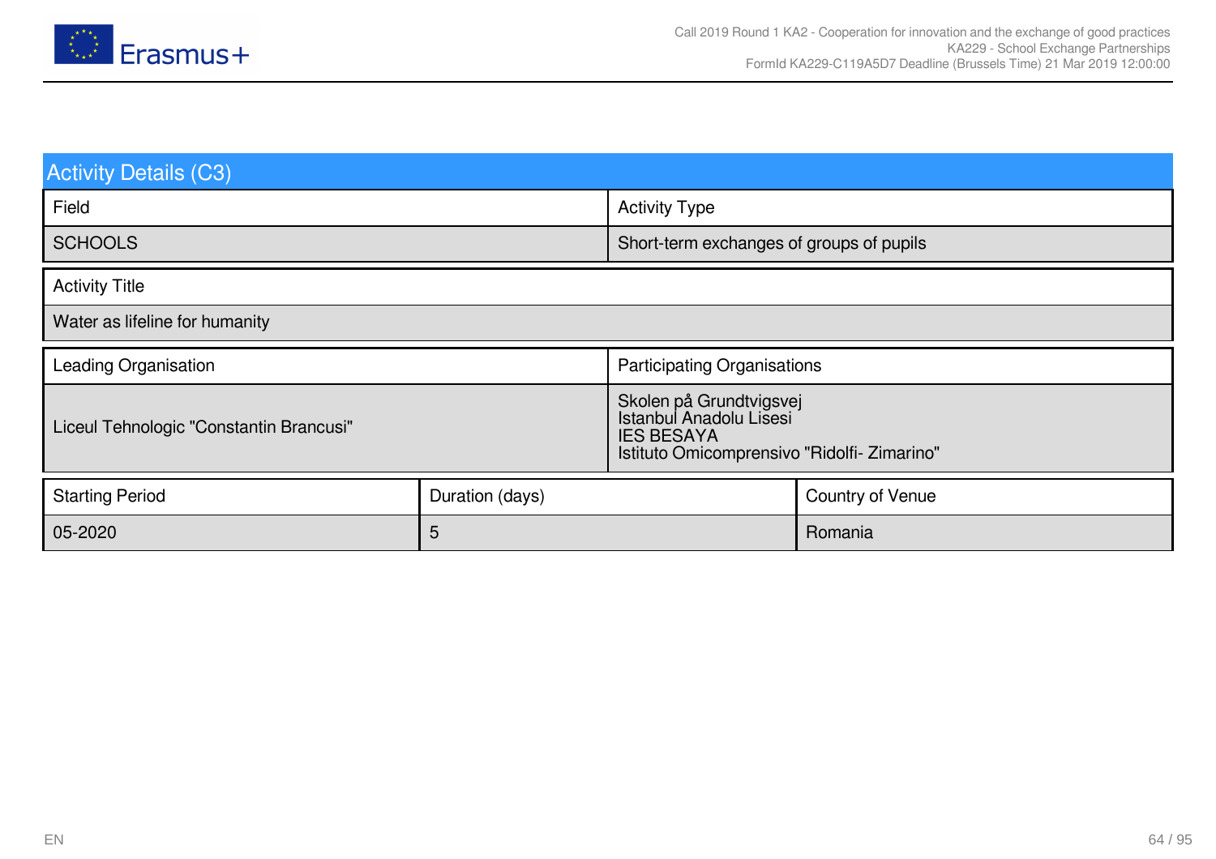## Activity Details (C3)

| Field | Activity Type |
|---|---|
| SCHOOLS | Short-term exchanges of groups of pupils |

| Activity Title |
|---|
| Water as lifeline for humanity |

| Leading Organisation | Participating Organisations |
|---|---|
| Liceul Tehnologic "Constantin Brancusi" | Skolen på Grundtvigsvej<br>Istanbul Anadolu Lisesi<br>IES BESAYA<br>Istituto Omicomprensivo "Ridolfi- Zimarino" |

| Starting Period | Duration (days) | Country of Venue |
|---|---|---|
| 05-2020 | 5 | Romania |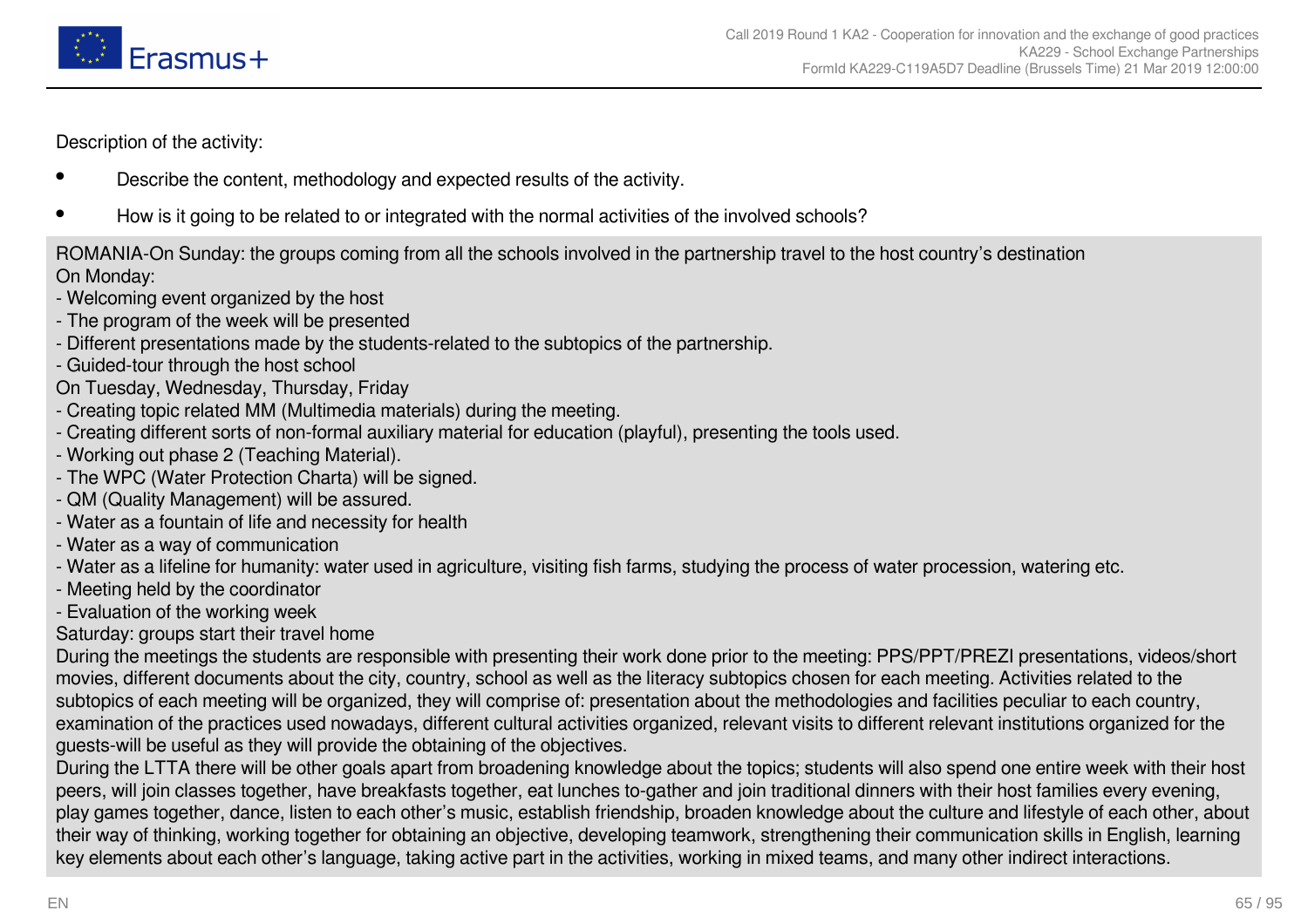Description of the activity:

- Describe the content, methodology and expected results of the activity.
- How is it going to be related to or integrated with the normal activities of the involved schools?

ROMANIA-On Sunday: the groups coming from all the schools involved in the partnership travel to the host country's destination
On Monday:
- Welcoming event organized by the host
- The program of the week will be presented
- Different presentations made by the students-related to the subtopics of the partnership.
- Guided-tour through the host school

On Tuesday, Wednesday, Thursday, Friday
- Creating topic related MM (Multimedia materials) during the meeting.
- Creating different sorts of non-formal auxiliary material for education (playful), presenting the tools used.
- Working out phase 2 (Teaching Material).
- The WPC (Water Protection Charta) will be signed.
- QM (Quality Management) will be assured.
- Water as a fountain of life and necessity for health
- Water as a way of communication
- Water as a lifeline for humanity: water used in agriculture, visiting fish farms, studying the process of water procession, watering etc.
- Meeting held by the coordinator
- Evaluation of the working week

Saturday: groups start their travel home
During the meetings the students are responsible with presenting their work done prior to the meeting: PPS/PPT/PREZI presentations, videos/short movies, different documents about the city, country, school as well as the literacy subtopics chosen for each meeting. Activities related to the subtopics of each meeting will be organized, they will comprise of: presentation about the methodologies and facilities peculiar to each country, examination of the practices used nowadays, different cultural activities organized, relevant visits to different relevant institutions organized for the guests-will be useful as they will provide the obtaining of the objectives.
During the LTTA there will be other goals apart from broadening knowledge about the topics; students will also spend one entire week with their host peers, will join classes together, have breakfasts together, eat lunches to-gather and join traditional dinners with their host families every evening, play games together, dance, listen to each other's music, establish friendship, broaden knowledge about the culture and lifestyle of each other, about their way of thinking, working together for obtaining an objective, developing teamwork, strengthening their communication skills in English, learning key elements about each other's language, taking active part in the activities, working in mixed teams, and many other indirect interactions.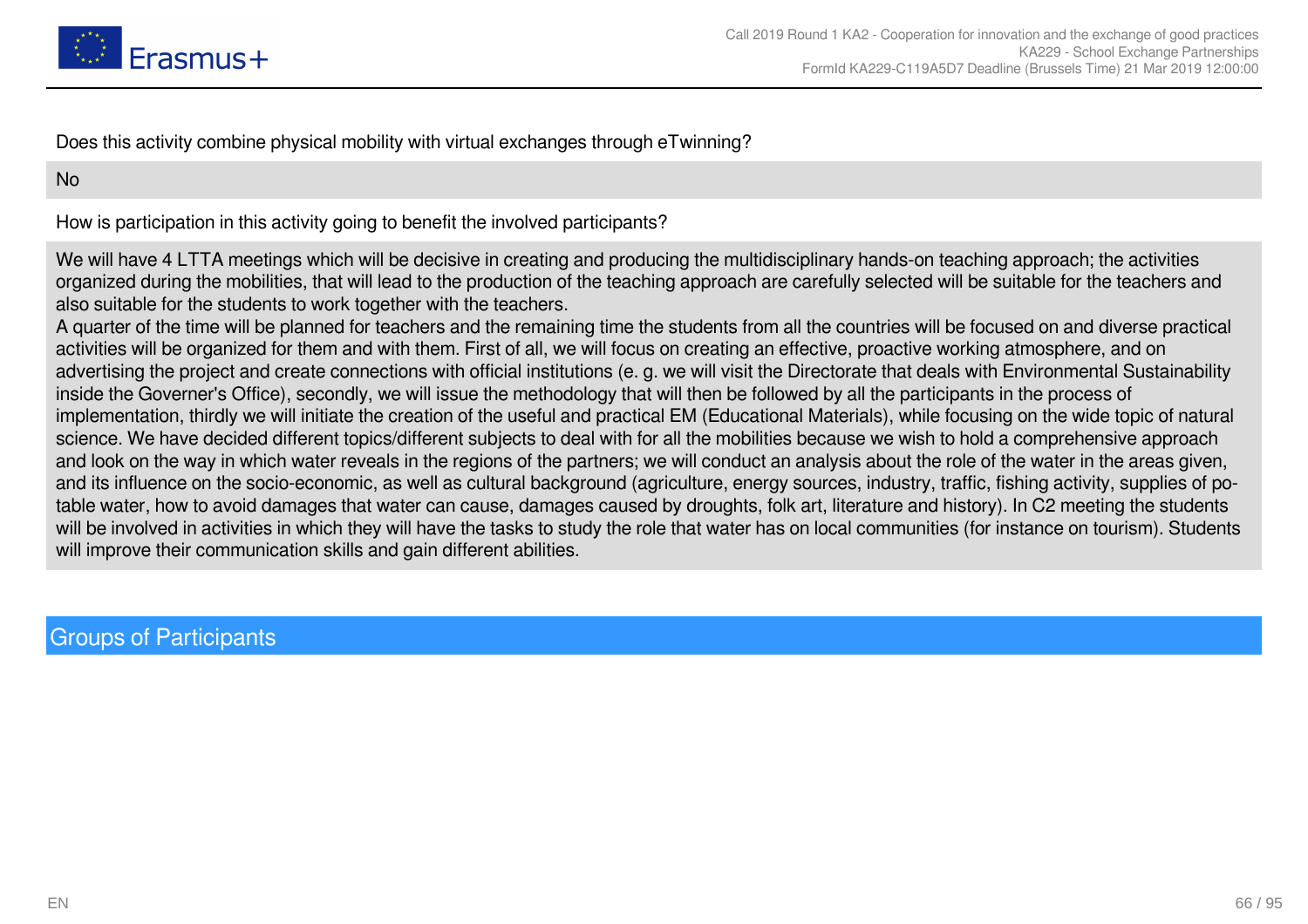Does this activity combine physical mobility with virtual exchanges through eTwinning?

No

How is participation in this activity going to benefit the involved participants?

We will have 4 LTTA meetings which will be decisive in creating and producing the multidisciplinary hands-on teaching approach; the activities organized during the mobilities, that will lead to the production of the teaching approach are carefully selected will be suitable for the teachers and also suitable for the students to work together with the teachers.
A quarter of the time will be planned for teachers and the remaining time the students from all the countries will be focused on and diverse practical activities will be organized for them and with them. First of all, we will focus on creating an effective, proactive working atmosphere, and on advertising the project and create connections with official institutions (e. g. we will visit the Directorate that deals with Environmental Sustainability inside the Governer's Office), secondly, we will issue the methodology that will then be followed by all the participants in the process of implementation, thirdly we will initiate the creation of the useful and practical EM (Educational Materials), while focusing on the wide topic of natural science. We have decided different topics/different subjects to deal with for all the mobilities because we wish to hold a comprehensive approach and look on the way in which water reveals in the regions of the partners; we will conduct an analysis about the role of the water in the areas given, and its influence on the socio-economic, as well as cultural background (agriculture, energy sources, industry, traffic, fishing activity, supplies of potable water, how to avoid damages that water can cause, damages caused by droughts, folk art, literature and history). In C2 meeting the students will be involved in activities in which they will have the tasks to study the role that water has on local communities (for instance on tourism). Students will improve their communication skills and gain different abilities.

## Groups of Participants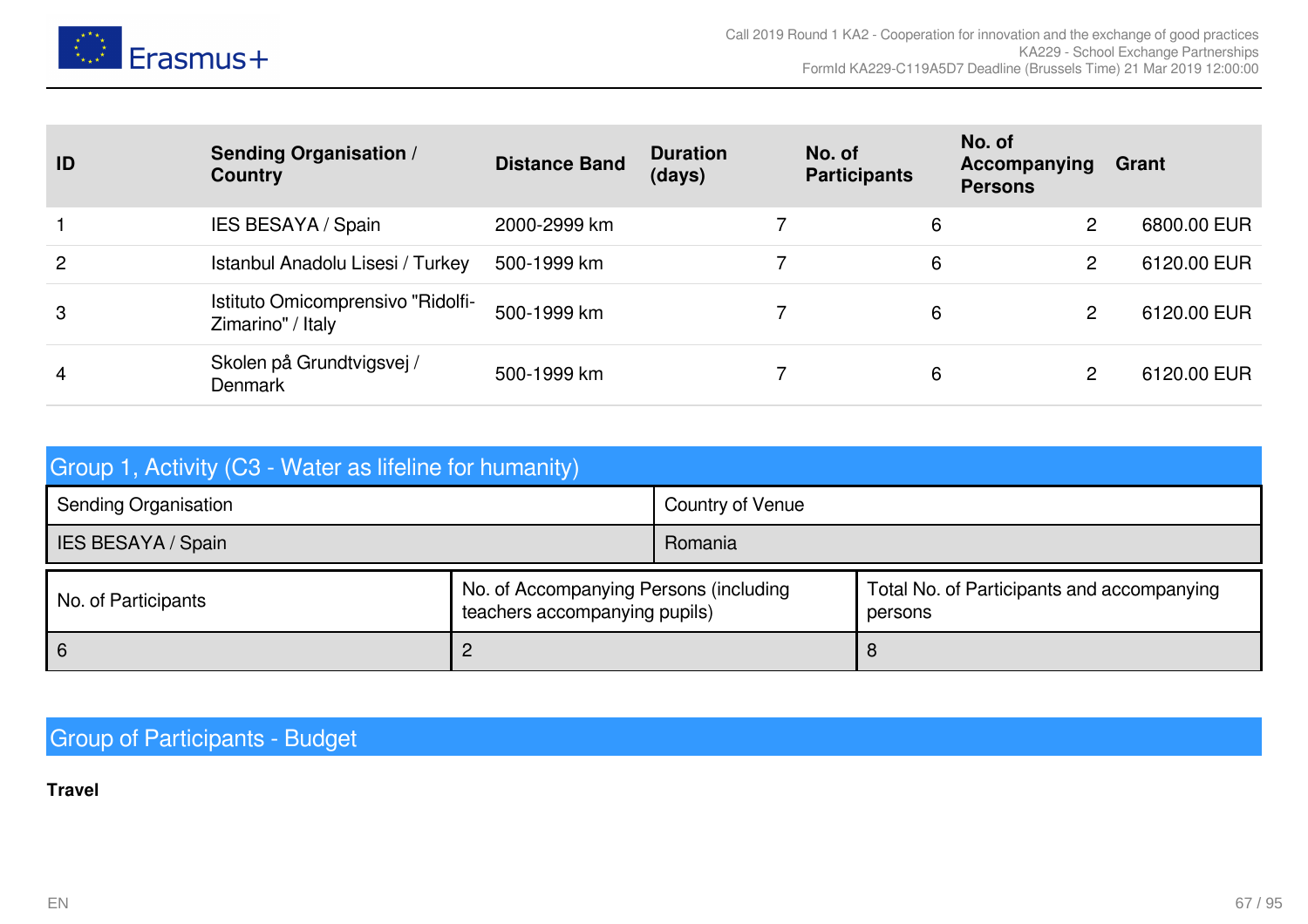| ID | Sending Organisation / Country | Distance Band | Duration (days) | No. of Participants | No. of Accompanying Persons | Grant |
|---|---|---|---|---|---|---|
| 1 | IES BESAYA / Spain | 2000-2999 km | 7 | 6 | 2 | 6800.00 EUR |
| 2 | Istanbul Anadolu Lisesi / Turkey | 500-1999 km | 7 | 6 | 2 | 6120.00 EUR |
| 3 | Istituto Omicomprensivo "Ridolfi-Zimarino" / Italy | 500-1999 km | 7 | 6 | 2 | 6120.00 EUR |
| 4 | Skolen på Grundtvigsvej / Denmark | 500-1999 km | 7 | 6 | 2 | 6120.00 EUR |

## Group 1, Activity (C3 - Water as lifeline for humanity)

| Sending Organisation | Country of Venue |
|---|---|
| IES BESAYA / Spain | Romania |

| No. of Participants | No. of Accompanying Persons (including teachers accompanying pupils) | Total No. of Participants and accompanying persons |
|---|---|---|
| 6 | 2 | 8 |

## Group of Participants - Budget

**Travel**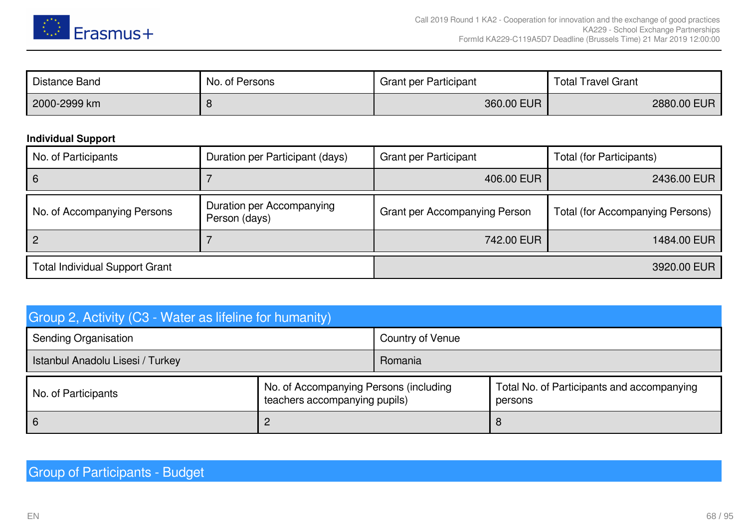| Distance Band | No. of Persons | Grant per Participant | Total Travel Grant |
|---|---|---|---|
| 2000-2999 km | 8 | 360.00 EUR | 2880.00 EUR |

**Individual Support**

| No. of Participants | Duration per Participant (days) | Grant per Participant | Total (for Participants) |
|---|---|---|---|
| 6 | 7 | 406.00 EUR | 2436.00 EUR |

| No. of Accompanying Persons | Duration per Accompanying Person (days) | Grant per Accompanying Person | Total (for Accompanying Persons) |
|---|---|---|---|
| 2 | 7 | 742.00 EUR | 1484.00 EUR |

| Total Individual Support Grant | 3920.00 EUR |
|---|---|

## Group 2, Activity (C3 - Water as lifeline for humanity)

| Sending Organisation | Country of Venue |
|---|---|
| Istanbul Anadolu Lisesi / Turkey | Romania |

| No. of Participants | No. of Accompanying Persons (including teachers accompanying pupils) | Total No. of Participants and accompanying persons |
|---|---|---|
| 6 | 2 | 8 |

## Group of Participants - Budget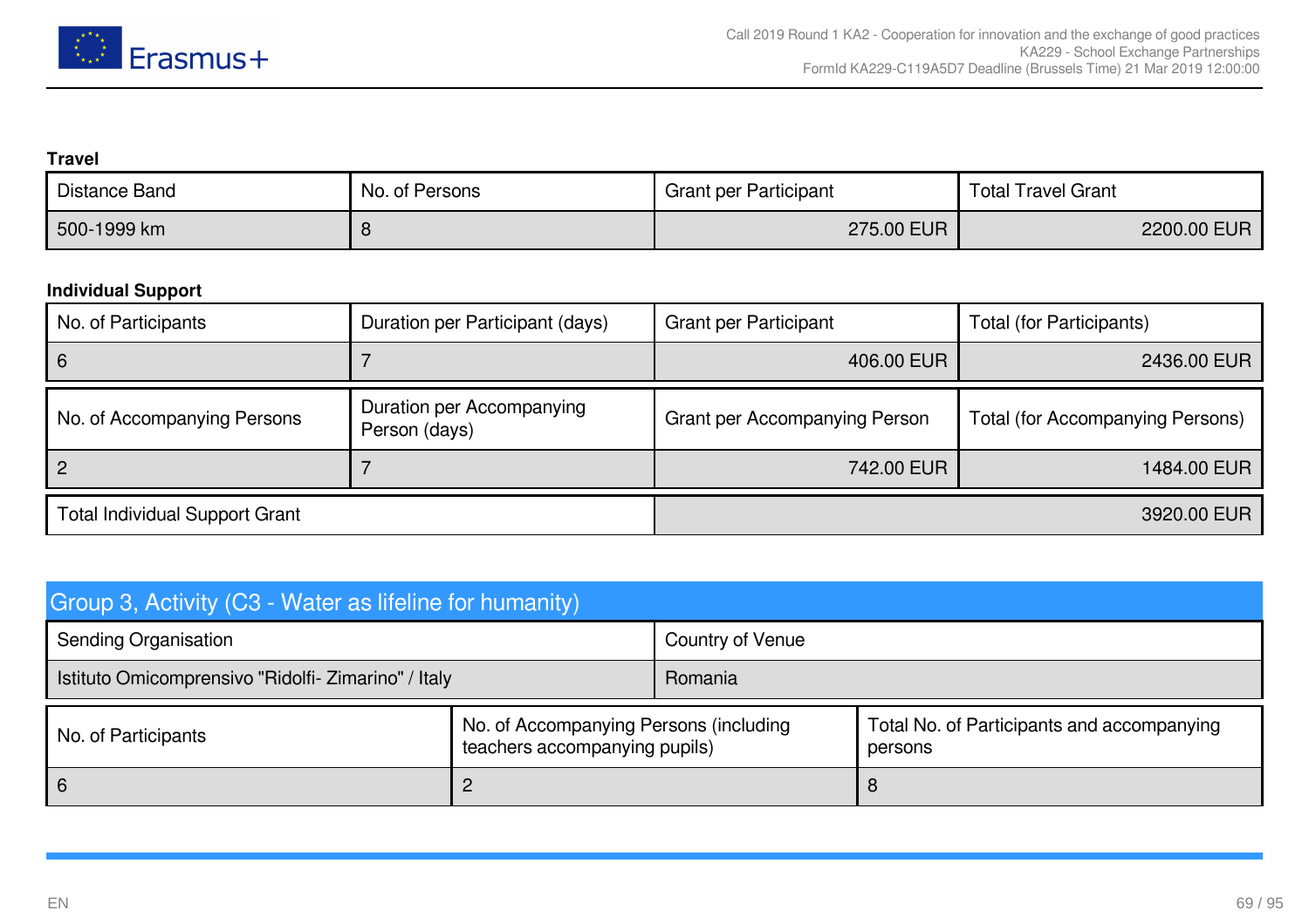**Travel**

| Distance Band | No. of Persons | Grant per Participant | Total Travel Grant |
|---|---|---|---|
| 500-1999 km | 8 | 275.00 EUR | 2200.00 EUR |

**Individual Support**

| No. of Participants | Duration per Participant (days) | Grant per Participant | Total (for Participants) |
|---|---|---|---|
| 6 | 7 | 406.00 EUR | 2436.00 EUR |

| No. of Accompanying Persons | Duration per Accompanying Person (days) | Grant per Accompanying Person | Total (for Accompanying Persons) |
|---|---|---|---|
| 2 | 7 | 742.00 EUR | 1484.00 EUR |

| Total Individual Support Grant | 3920.00 EUR |
|---|---|

## Group 3, Activity (C3 - Water as lifeline for humanity)

| Sending Organisation | Country of Venue |
|---|---|
| Istituto Omicomprensivo "Ridolfi- Zimarino" / Italy | Romania |

| No. of Participants | No. of Accompanying Persons (including teachers accompanying pupils) | Total No. of Participants and accompanying persons |
|---|---|---|
| 6 | 2 | 8 |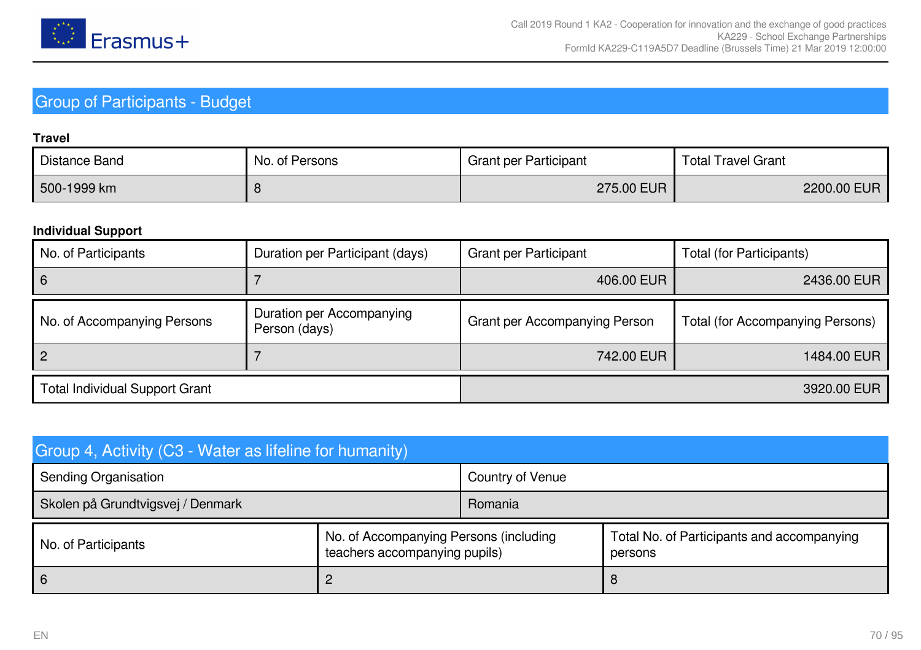## Group of Participants - Budget

**Travel**

| Distance Band | No. of Persons | Grant per Participant | Total Travel Grant |
|---|---|---|---|
| 500-1999 km | 8 | 275.00 EUR | 2200.00 EUR |

**Individual Support**

| No. of Participants | Duration per Participant (days) | Grant per Participant | Total (for Participants) |
|---|---|---|---|
| 6 | 7 | 406.00 EUR | 2436.00 EUR |

| No. of Accompanying Persons | Duration per Accompanying Person (days) | Grant per Accompanying Person | Total (for Accompanying Persons) |
|---|---|---|---|
| 2 | 7 | 742.00 EUR | 1484.00 EUR |

| Total Individual Support Grant | 3920.00 EUR |
|---|---|

## Group 4, Activity (C3 - Water as lifeline for humanity)

| Sending Organisation | Country of Venue |
|---|---|
| Skolen på Grundtvigsvej / Denmark | Romania |

| No. of Participants | No. of Accompanying Persons (including teachers accompanying pupils) | Total No. of Participants and accompanying persons |
|---|---|---|
| 6 | 2 | 8 |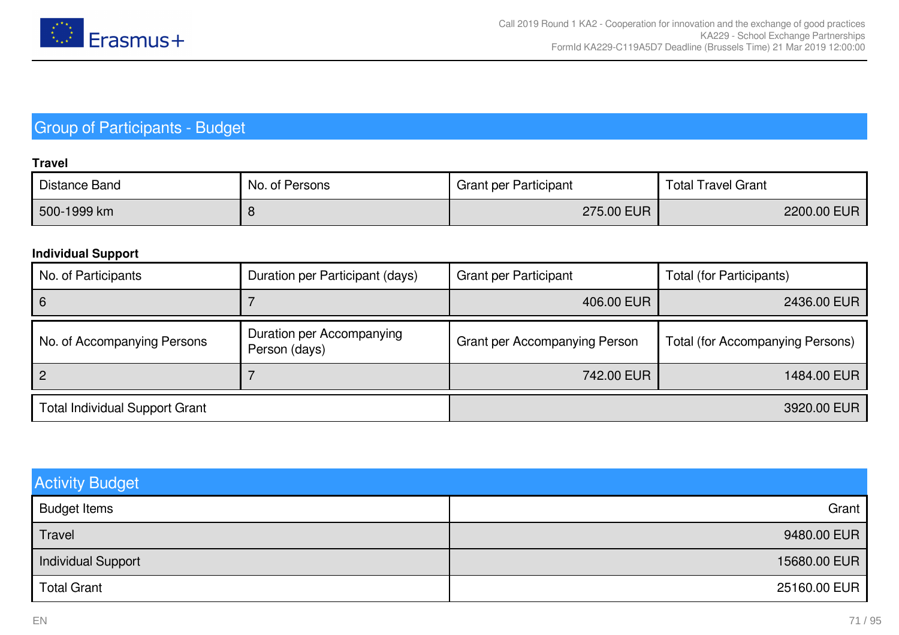## Group of Participants - Budget

**Travel**

| Distance Band | No. of Persons | Grant per Participant | Total Travel Grant |
| --- | --- | --- | --- |
| 500-1999 km | 8 | 275.00 EUR | 2200.00 EUR |

**Individual Support**

| No. of Participants | Duration per Participant (days) | Grant per Participant | Total (for Participants) |
| --- | --- | --- | --- |
| 6 | 7 | 406.00 EUR | 2436.00 EUR |

| No. of Accompanying Persons | Duration per Accompanying Person (days) | Grant per Accompanying Person | Total (for Accompanying Persons) |
| --- | --- | --- | --- |
| 2 | 7 | 742.00 EUR | 1484.00 EUR |

| Total Individual Support Grant | 3920.00 EUR |
| --- | --- |

## Activity Budget

| Budget Items | Grant |
| --- | --- |
| Travel | 9480.00 EUR |
| Individual Support | 15680.00 EUR |
| Total Grant | 25160.00 EUR |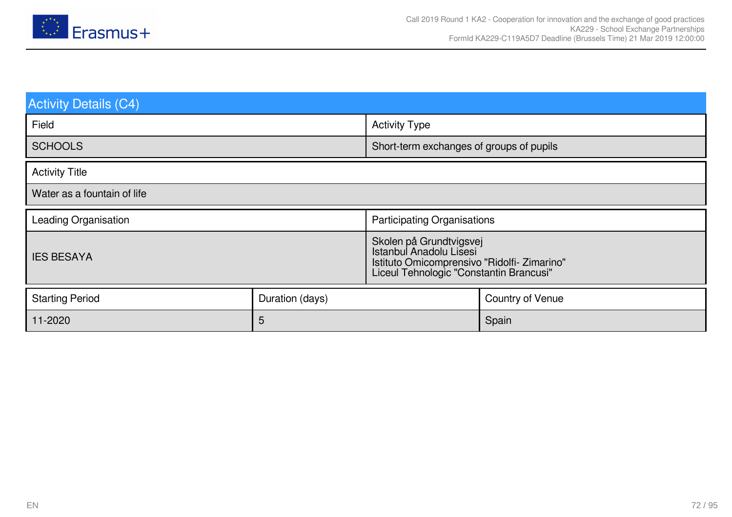## Activity Details (C4)

| Field | Activity Type |
| --- | --- |
| SCHOOLS | Short-term exchanges of groups of pupils |

| Activity Title |
| --- |
| Water as a fountain of life |

| Leading Organisation | Participating Organisations |
| --- | --- |
| IES BESAYA | Skolen på Grundtvigsvej<br>Istanbul Anadolu Lisesi<br>Istituto Omicomprensivo "Ridolfi- Zimarino"<br>Liceul Tehnologic "Constantin Brancusi" |

| Starting Period | Duration (days) | Country of Venue |
| --- | --- | --- |
| 11-2020 | 5 | Spain |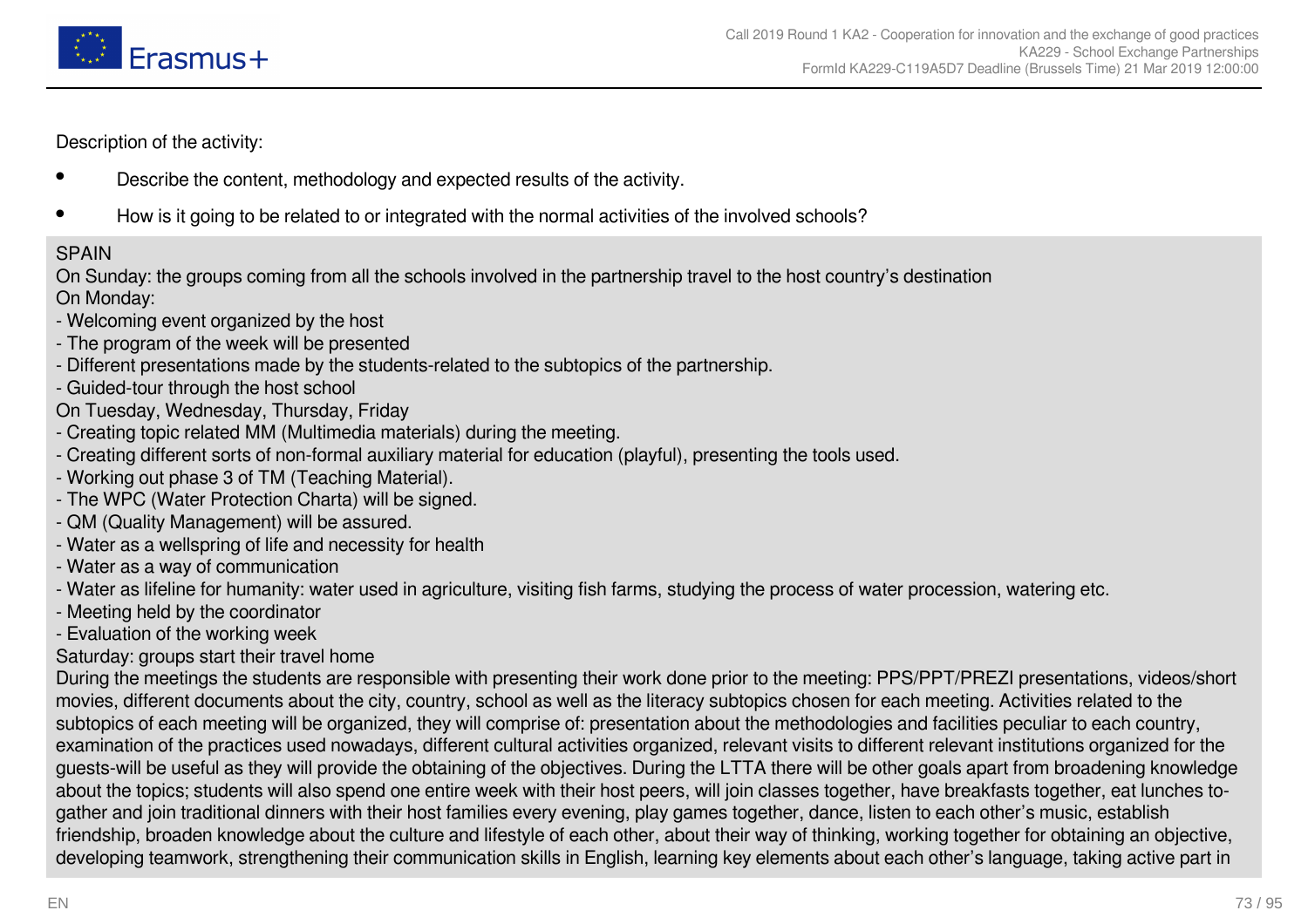Description of the activity:

- Describe the content, methodology and expected results of the activity.
- How is it going to be related to or integrated with the normal activities of the involved schools?

SPAIN
On Sunday: the groups coming from all the schools involved in the partnership travel to the host country's destination
On Monday:
- Welcoming event organized by the host
- The program of the week will be presented
- Different presentations made by the students-related to the subtopics of the partnership.
- Guided-tour through the host school
On Tuesday, Wednesday, Thursday, Friday
- Creating topic related MM (Multimedia materials) during the meeting.
- Creating different sorts of non-formal auxiliary material for education (playful), presenting the tools used.
- Working out phase 3 of TM (Teaching Material).
- The WPC (Water Protection Charta) will be signed.
- QM (Quality Management) will be assured.
- Water as a wellspring of life and necessity for health
- Water as a way of communication
- Water as lifeline for humanity: water used in agriculture, visiting fish farms, studying the process of water procession, watering etc.
- Meeting held by the coordinator
- Evaluation of the working week
Saturday: groups start their travel home
During the meetings the students are responsible with presenting their work done prior to the meeting: PPS/PPT/PREZI presentations, videos/short movies, different documents about the city, country, school as well as the literacy subtopics chosen for each meeting. Activities related to the subtopics of each meeting will be organized, they will comprise of: presentation about the methodologies and facilities peculiar to each country, examination of the practices used nowadays, different cultural activities organized, relevant visits to different relevant institutions organized for the guests-will be useful as they will provide the obtaining of the objectives. During the LTTA there will be other goals apart from broadening knowledge about the topics; students will also spend one entire week with their host peers, will join classes together, have breakfasts together, eat lunches to-gather and join traditional dinners with their host families every evening, play games together, dance, listen to each other's music, establish friendship, broaden knowledge about the culture and lifestyle of each other, about their way of thinking, working together for obtaining an objective, developing teamwork, strengthening their communication skills in English, learning key elements about each other's language, taking active part in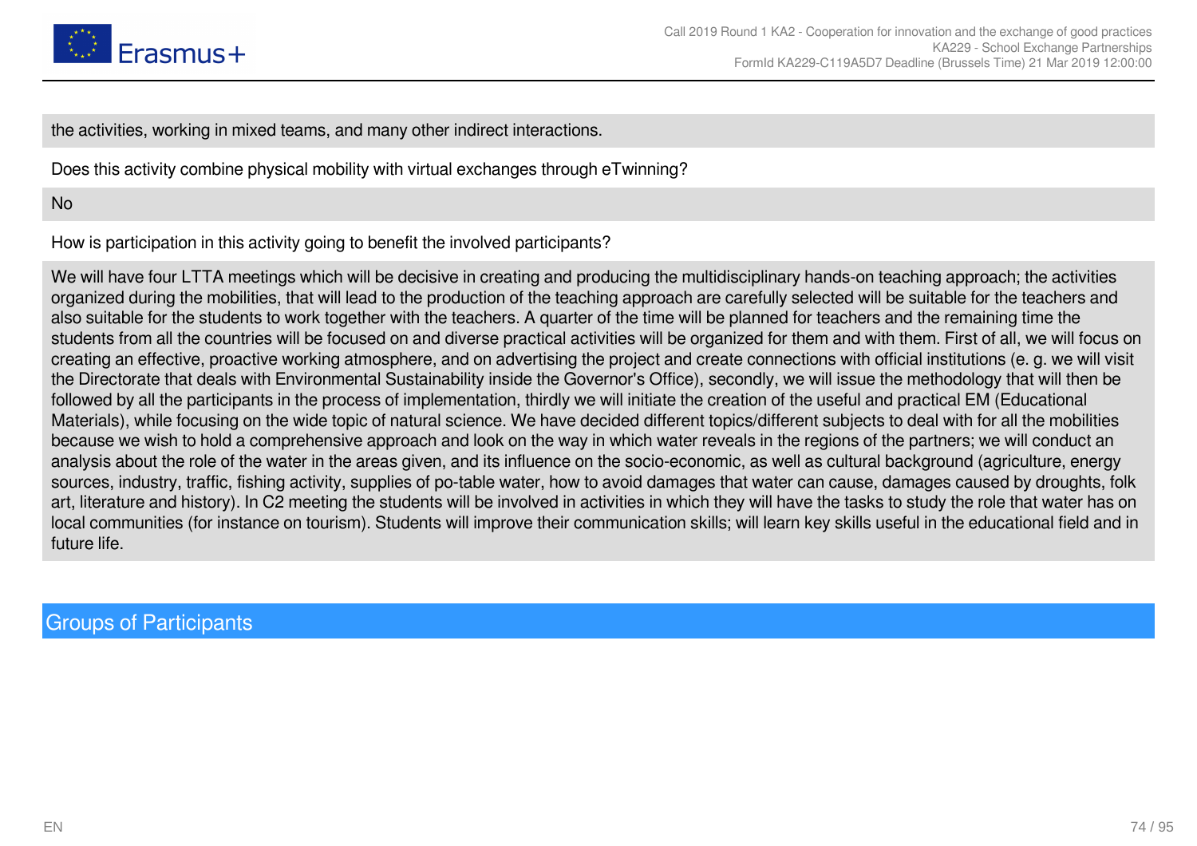the activities, working in mixed teams, and many other indirect interactions.

Does this activity combine physical mobility with virtual exchanges through eTwinning?

No

How is participation in this activity going to benefit the involved participants?

We will have four LTTA meetings which will be decisive in creating and producing the multidisciplinary hands-on teaching approach; the activities organized during the mobilities, that will lead to the production of the teaching approach are carefully selected will be suitable for the teachers and also suitable for the students to work together with the teachers. A quarter of the time will be planned for teachers and the remaining time the students from all the countries will be focused on and diverse practical activities will be organized for them and with them. First of all, we will focus on creating an effective, proactive working atmosphere, and on advertising the project and create connections with official institutions (e. g. we will visit the Directorate that deals with Environmental Sustainability inside the Governor's Office), secondly, we will issue the methodology that will then be followed by all the participants in the process of implementation, thirdly we will initiate the creation of the useful and practical EM (Educational Materials), while focusing on the wide topic of natural science. We have decided different topics/different subjects to deal with for all the mobilities because we wish to hold a comprehensive approach and look on the way in which water reveals in the regions of the partners; we will conduct an analysis about the role of the water in the areas given, and its influence on the socio-economic, as well as cultural background (agriculture, energy sources, industry, traffic, fishing activity, supplies of po-table water, how to avoid damages that water can cause, damages caused by droughts, folk art, literature and history). In C2 meeting the students will be involved in activities in which they will have the tasks to study the role that water has on local communities (for instance on tourism). Students will improve their communication skills; will learn key skills useful in the educational field and in future life.

## Groups of Participants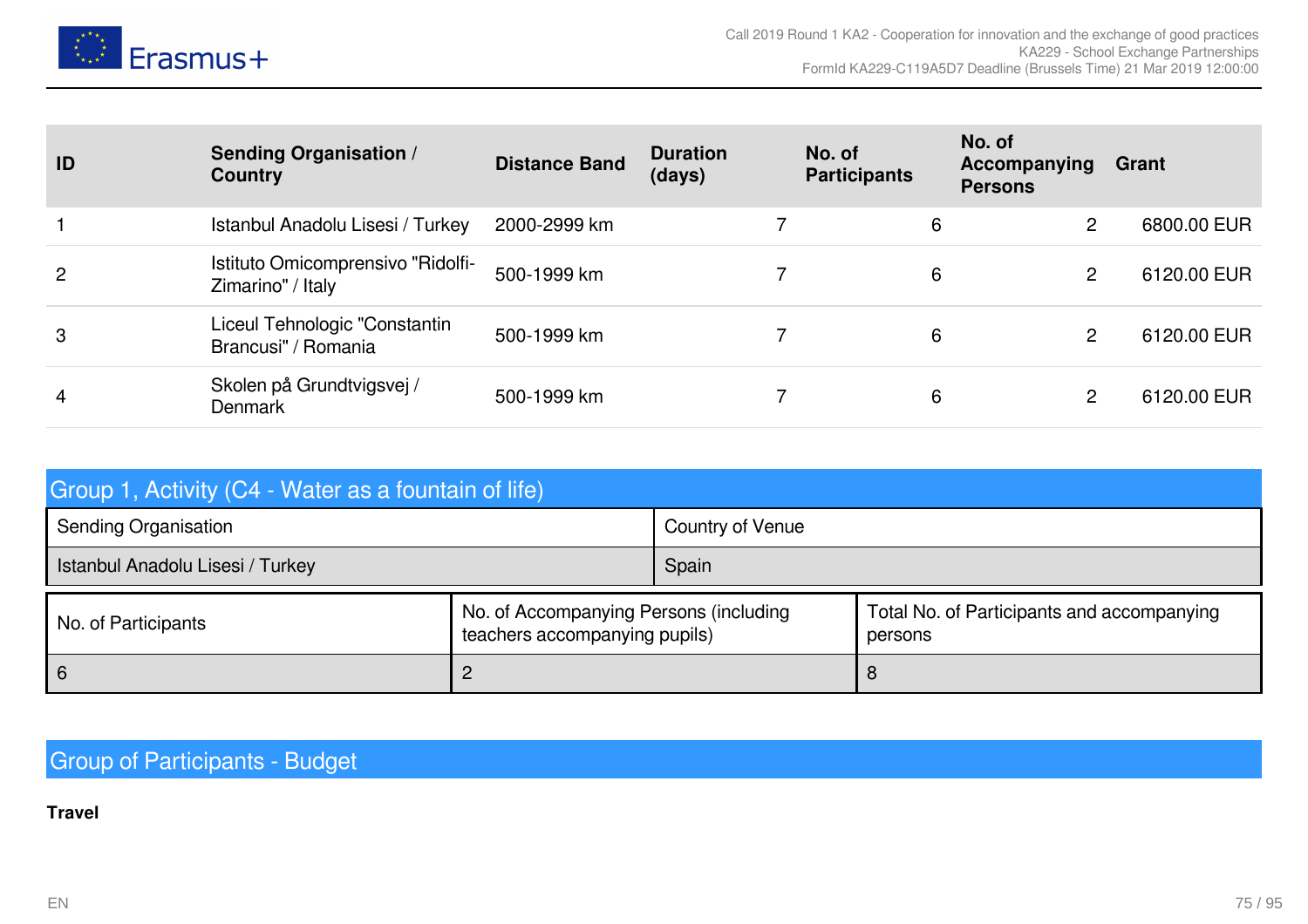| ID | Sending Organisation / Country | Distance Band | Duration (days) | No. of Participants | No. of Accompanying Persons | Grant |
|---|---|---|---|---|---|---|
| 1 | Istanbul Anadolu Lisesi / Turkey | 2000-2999 km | 7 | 6 | 2 | 6800.00 EUR |
| 2 | Istituto Omicomprensivo "Ridolfi-Zimarino" / Italy | 500-1999 km | 7 | 6 | 2 | 6120.00 EUR |
| 3 | Liceul Tehnologic "Constantin Brancusi" / Romania | 500-1999 km | 7 | 6 | 2 | 6120.00 EUR |
| 4 | Skolen på Grundtvigsvej / Denmark | 500-1999 km | 7 | 6 | 2 | 6120.00 EUR |

## Group 1, Activity (C4 - Water as a fountain of life)

| Sending Organisation | Country of Venue |
|---|---|
| Istanbul Anadolu Lisesi / Turkey | Spain |

| No. of Participants | No. of Accompanying Persons (including teachers accompanying pupils) | Total No. of Participants and accompanying persons |
|---|---|---|
| 6 | 2 | 8 |

## Group of Participants - Budget

**Travel**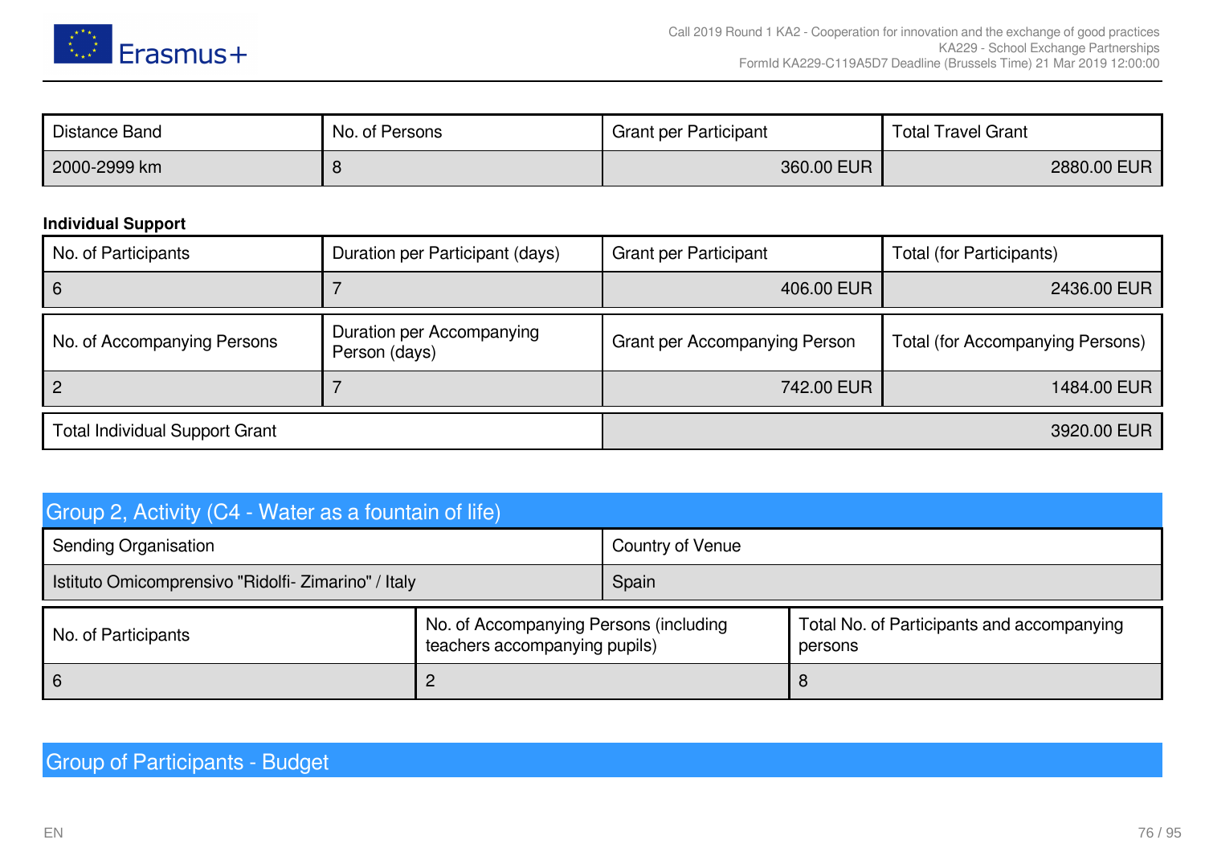| Distance Band | No. of Persons | Grant per Participant | Total Travel Grant |
| --- | --- | --- | --- |
| 2000-2999 km | 8 | 360.00 EUR | 2880.00 EUR |

**Individual Support**

| No. of Participants | Duration per Participant (days) | Grant per Participant | Total (for Participants) |
| --- | --- | --- | --- |
| 6 | 7 | 406.00 EUR | 2436.00 EUR |

| No. of Accompanying Persons | Duration per Accompanying Person (days) | Grant per Accompanying Person | Total (for Accompanying Persons) |
| --- | --- | --- | --- |
| 2 | 7 | 742.00 EUR | 1484.00 EUR |

| Total Individual Support Grant | 3920.00 EUR |
| --- | --- |

## Group 2, Activity (C4 - Water as a fountain of life)

| Sending Organisation | Country of Venue |
| --- | --- |
| Istituto Omicomprensivo "Ridolfi- Zimarino" / Italy | Spain |

| No. of Participants | No. of Accompanying Persons (including teachers accompanying pupils) | Total No. of Participants and accompanying persons |
| --- | --- | --- |
| 6 | 2 | 8 |

## Group of Participants - Budget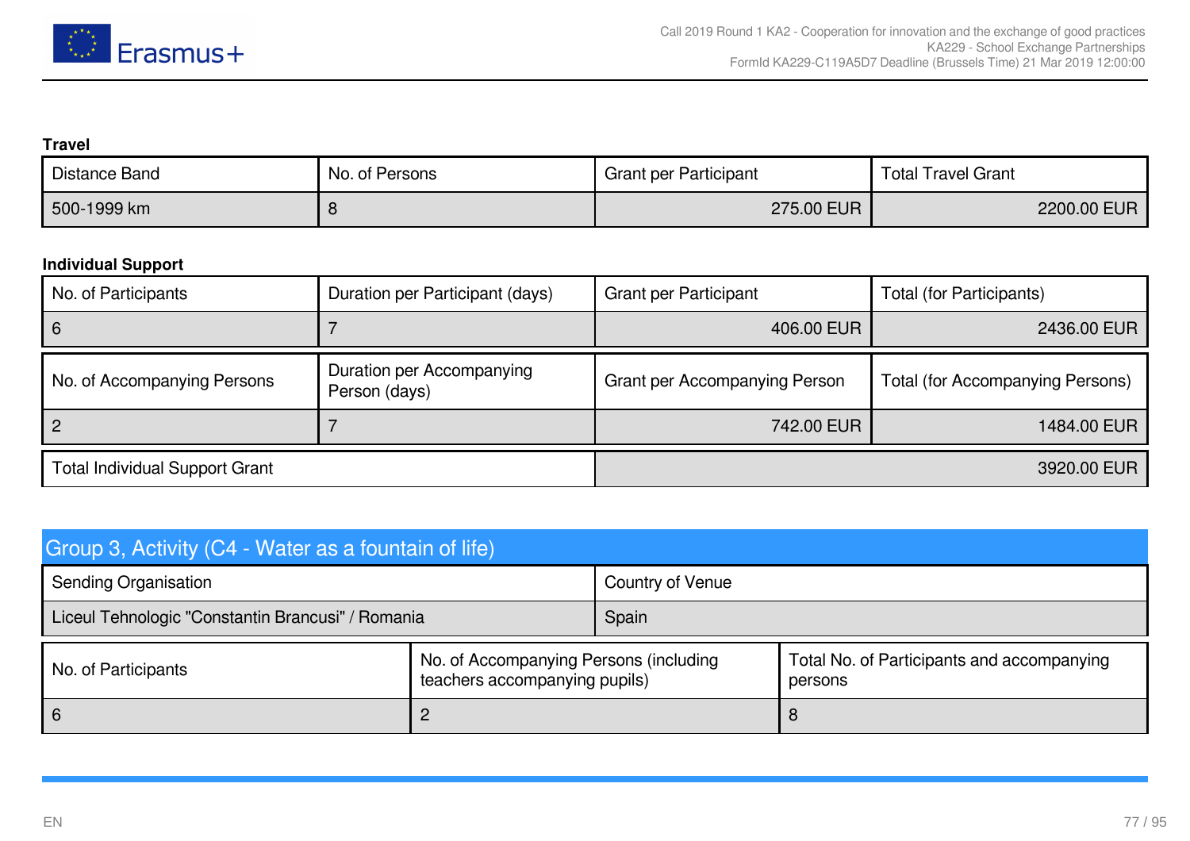**Travel**

| Distance Band | No. of Persons | Grant per Participant | Total Travel Grant |
|---|---|---|---|
| 500-1999 km | 8 | 275.00 EUR | 2200.00 EUR |

**Individual Support**

| No. of Participants | Duration per Participant (days) | Grant per Participant | Total (for Participants) |
|---|---|---|---|
| 6 | 7 | 406.00 EUR | 2436.00 EUR |

| No. of Accompanying Persons | Duration per Accompanying Person (days) | Grant per Accompanying Person | Total (for Accompanying Persons) |
|---|---|---|---|
| 2 | 7 | 742.00 EUR | 1484.00 EUR |

| Total Individual Support Grant | 3920.00 EUR |
|---|---|

## Group 3, Activity (C4 - Water as a fountain of life)

| Sending Organisation | Country of Venue |
|---|---|
| Liceul Tehnologic "Constantin Brancusi" / Romania | Spain |

| No. of Participants | No. of Accompanying Persons (including teachers accompanying pupils) | Total No. of Participants and accompanying persons |
|---|---|---|
| 6 | 2 | 8 |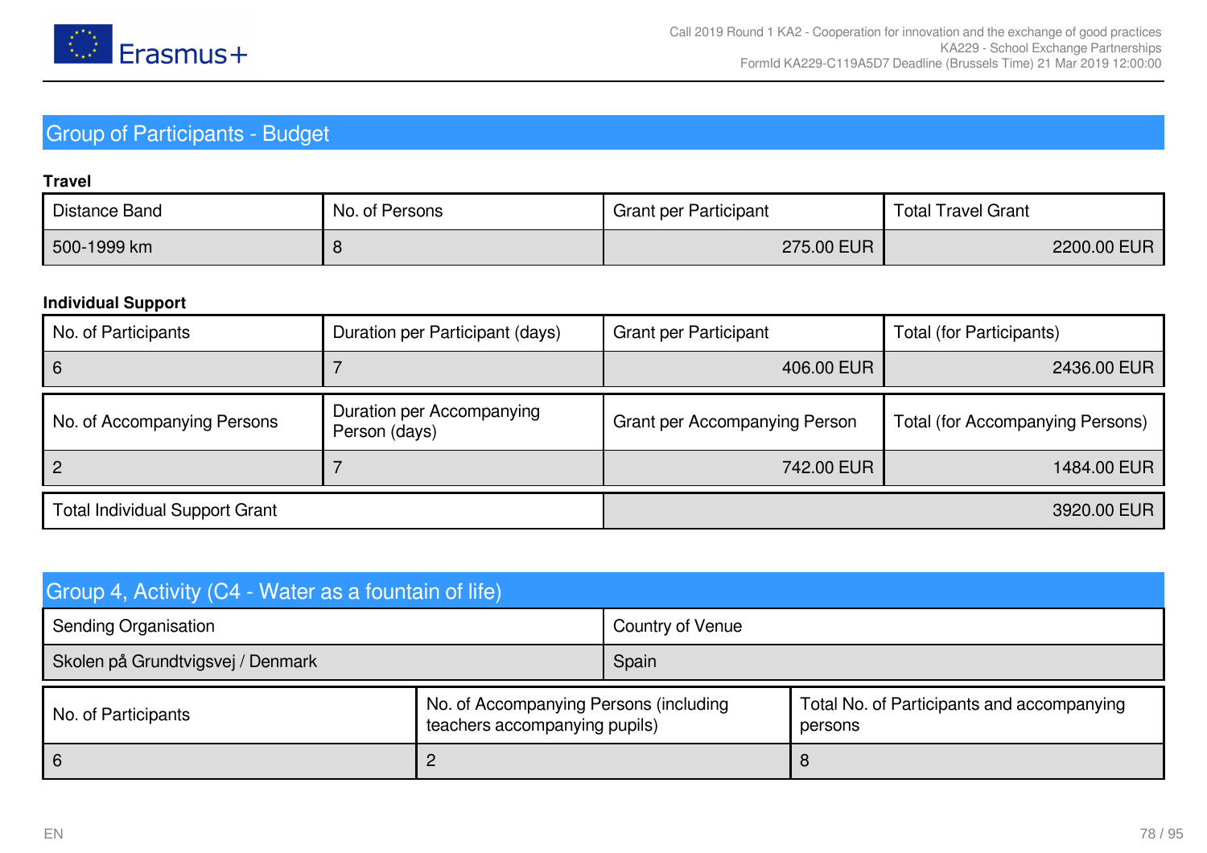## Group of Participants - Budget

**Travel**

| Distance Band | No. of Persons | Grant per Participant | Total Travel Grant |
|---|---|---|---|
| 500-1999 km | 8 | 275.00 EUR | 2200.00 EUR |

**Individual Support**

| No. of Participants | Duration per Participant (days) | Grant per Participant | Total (for Participants) |
|---|---|---|---|
| 6 | 7 | 406.00 EUR | 2436.00 EUR |

| No. of Accompanying Persons | Duration per Accompanying Person (days) | Grant per Accompanying Person | Total (for Accompanying Persons) |
|---|---|---|---|
| 2 | 7 | 742.00 EUR | 1484.00 EUR |

| Total Individual Support Grant | 3920.00 EUR |
|---|---|

## Group 4, Activity (C4 - Water as a fountain of life)

| Sending Organisation | Country of Venue |
|---|---|
| Skolen på Grundtvigsvej / Denmark | Spain |

| No. of Participants | No. of Accompanying Persons (including teachers accompanying pupils) | Total No. of Participants and accompanying persons |
|---|---|---|
| 6 | 2 | 8 |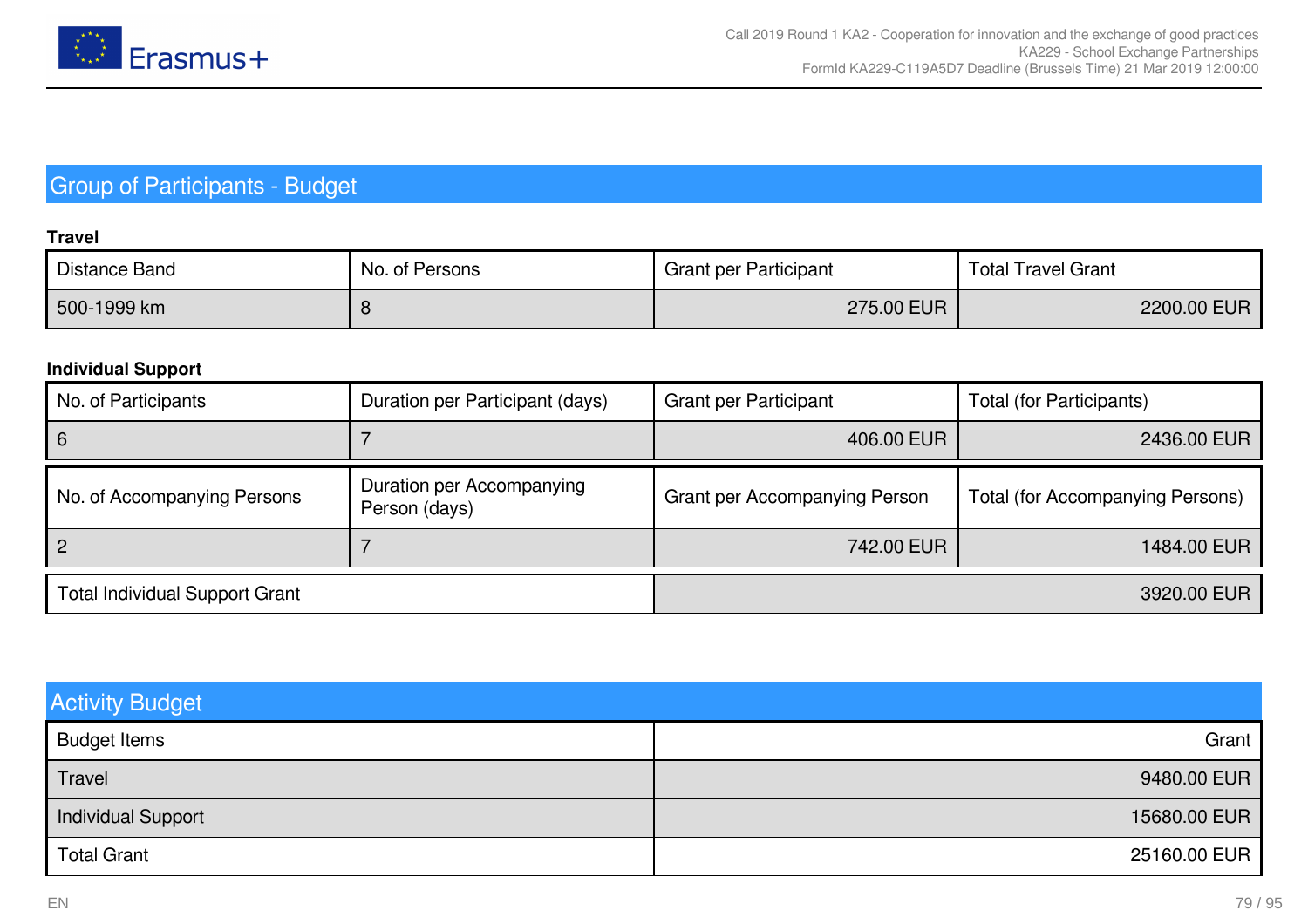## Group of Participants - Budget

**Travel**

| Distance Band | No. of Persons | Grant per Participant | Total Travel Grant |
|---|---|---|---|
| 500-1999 km | 8 | 275.00 EUR | 2200.00 EUR |

**Individual Support**

| No. of Participants | Duration per Participant (days) | Grant per Participant | Total (for Participants) |
|---|---|---|---|
| 6 | 7 | 406.00 EUR | 2436.00 EUR |

| No. of Accompanying Persons | Duration per Accompanying Person (days) | Grant per Accompanying Person | Total (for Accompanying Persons) |
|---|---|---|---|
| 2 | 7 | 742.00 EUR | 1484.00 EUR |

| Total Individual Support Grant | 3920.00 EUR |
|---|---|

## Activity Budget

| Budget Items | Grant |
|---|---|
| Travel | 9480.00 EUR |
| Individual Support | 15680.00 EUR |
| Total Grant | 25160.00 EUR |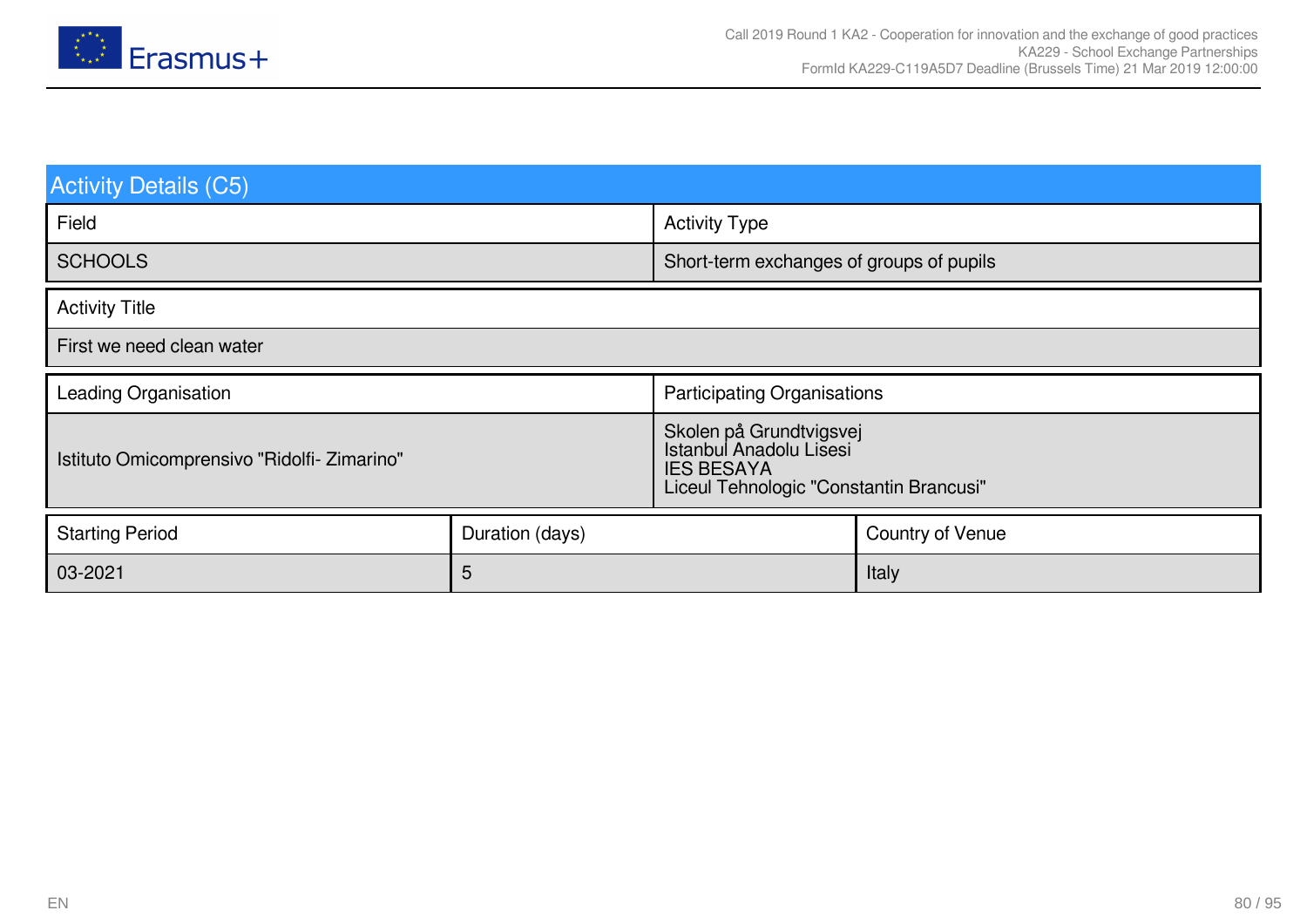## Activity Details (C5)

| Field | Activity Type |
|---|---|
| SCHOOLS | Short-term exchanges of groups of pupils |

| Activity Title |
|---|
| First we need clean water |

| Leading Organisation | Participating Organisations |
|---|---|
| Istituto Omicomprensivo "Ridolfi- Zimarino" | Skolen på Grundtvigsvej<br>Istanbul Anadolu Lisesi<br>IES BESAYA<br>Liceul Tehnologic "Constantin Brancusi" |

| Starting Period | Duration (days) | Country of Venue |
|---|---|---|
| 03-2021 | 5 | Italy |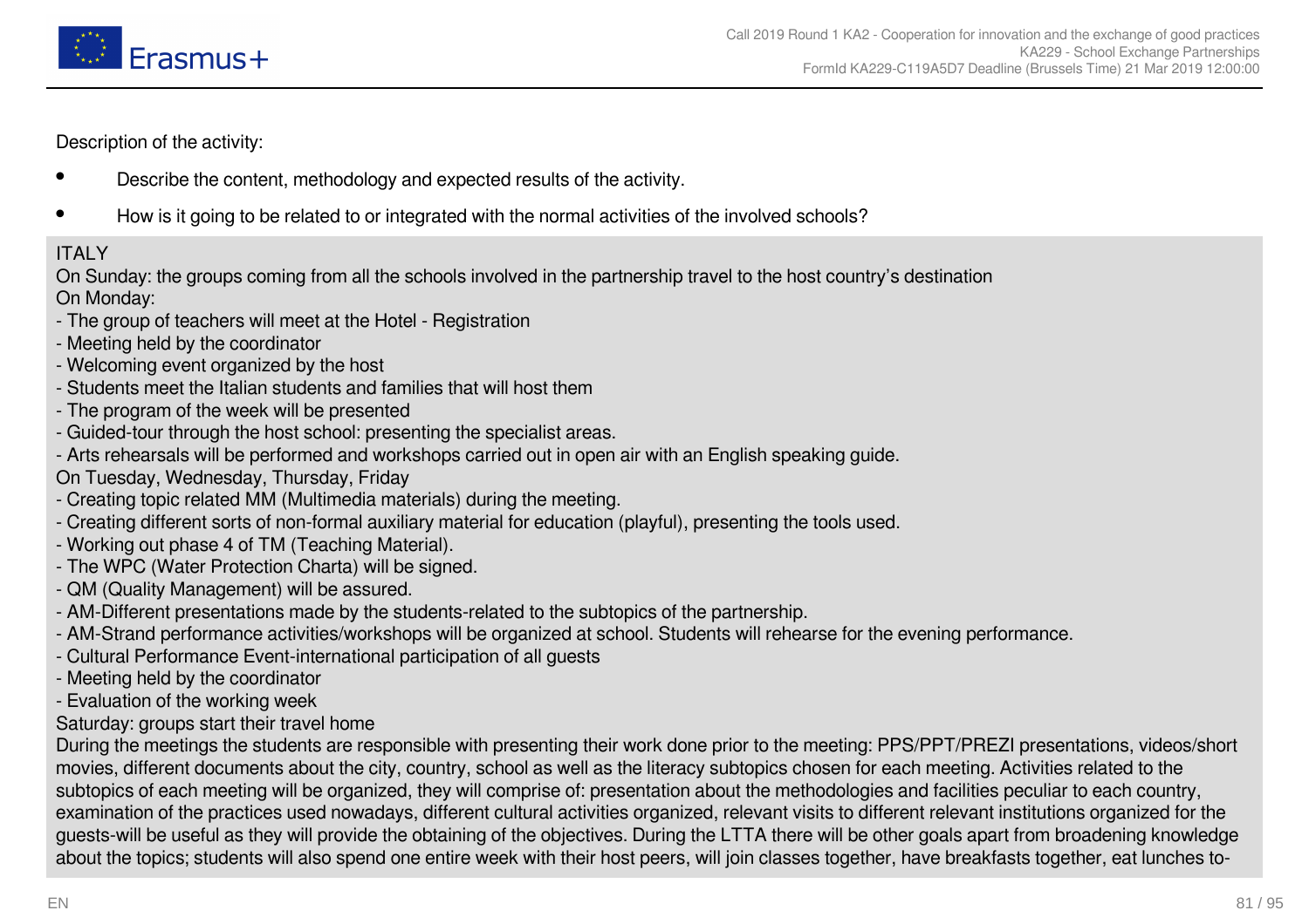Description of the activity:

- Describe the content, methodology and expected results of the activity.
- How is it going to be related to or integrated with the normal activities of the involved schools?

ITALY
On Sunday: the groups coming from all the schools involved in the partnership travel to the host country's destination
On Monday:
- The group of teachers will meet at the Hotel - Registration
- Meeting held by the coordinator
- Welcoming event organized by the host
- Students meet the Italian students and families that will host them
- The program of the week will be presented
- Guided-tour through the host school: presenting the specialist areas.
- Arts rehearsals will be performed and workshops carried out in open air with an English speaking guide.

On Tuesday, Wednesday, Thursday, Friday
- Creating topic related MM (Multimedia materials) during the meeting.
- Creating different sorts of non-formal auxiliary material for education (playful), presenting the tools used.
- Working out phase 4 of TM (Teaching Material).
- The WPC (Water Protection Charta) will be signed.
- QM (Quality Management) will be assured.
- AM-Different presentations made by the students-related to the subtopics of the partnership.
- AM-Strand performance activities/workshops will be organized at school. Students will rehearse for the evening performance.
- Cultural Performance Event-international participation of all guests
- Meeting held by the coordinator
- Evaluation of the working week

Saturday: groups start their travel home
During the meetings the students are responsible with presenting their work done prior to the meeting: PPS/PPT/PREZI presentations, videos/short movies, different documents about the city, country, school as well as the literacy subtopics chosen for each meeting. Activities related to the subtopics of each meeting will be organized, they will comprise of: presentation about the methodologies and facilities peculiar to each country, examination of the practices used nowadays, different cultural activities organized, relevant visits to different relevant institutions organized for the guests-will be useful as they will provide the obtaining of the objectives. During the LTTA there will be other goals apart from broadening knowledge about the topics; students will also spend one entire week with their host peers, will join classes together, have breakfasts together, eat lunches to-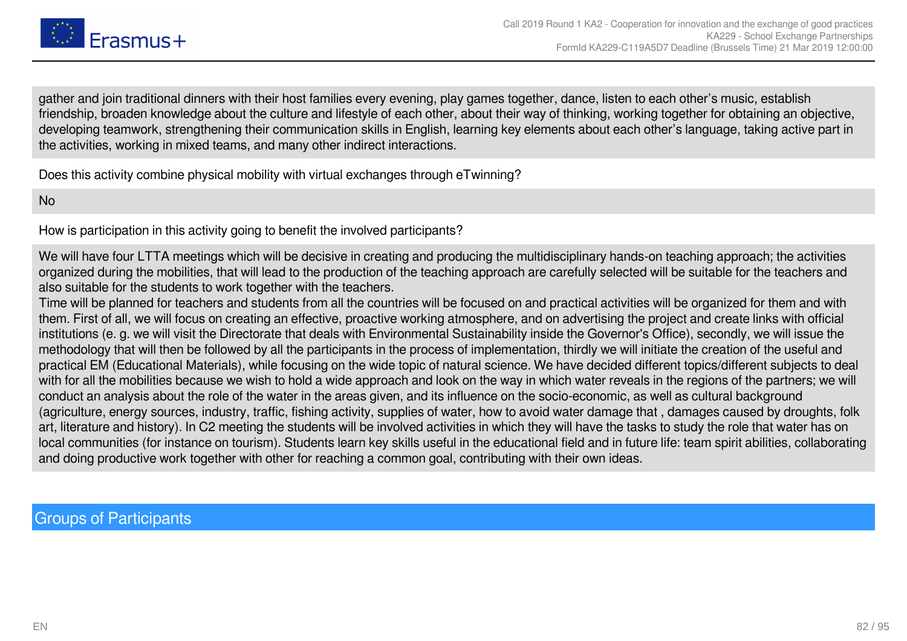gather and join traditional dinners with their host families every evening, play games together, dance, listen to each other's music, establish friendship, broaden knowledge about the culture and lifestyle of each other, about their way of thinking, working together for obtaining an objective, developing teamwork, strengthening their communication skills in English, learning key elements about each other's language, taking active part in the activities, working in mixed teams, and many other indirect interactions.

Does this activity combine physical mobility with virtual exchanges through eTwinning?

No

How is participation in this activity going to benefit the involved participants?

We will have four LTTA meetings which will be decisive in creating and producing the multidisciplinary hands-on teaching approach; the activities organized during the mobilities, that will lead to the production of the teaching approach are carefully selected will be suitable for the teachers and also suitable for the students to work together with the teachers.
Time will be planned for teachers and students from all the countries will be focused on and practical activities will be organized for them and with them. First of all, we will focus on creating an effective, proactive working atmosphere, and on advertising the project and create links with official institutions (e. g. we will visit the Directorate that deals with Environmental Sustainability inside the Governor's Office), secondly, we will issue the methodology that will then be followed by all the participants in the process of implementation, thirdly we will initiate the creation of the useful and practical EM (Educational Materials), while focusing on the wide topic of natural science. We have decided different topics/different subjects to deal with for all the mobilities because we wish to hold a wide approach and look on the way in which water reveals in the regions of the partners; we will conduct an analysis about the role of the water in the areas given, and its influence on the socio-economic, as well as cultural background (agriculture, energy sources, industry, traffic, fishing activity, supplies of water, how to avoid water damage that , damages caused by droughts, folk art, literature and history). In C2 meeting the students will be involved activities in which they will have the tasks to study the role that water has on local communities (for instance on tourism). Students learn key skills useful in the educational field and in future life: team spirit abilities, collaborating and doing productive work together with other for reaching a common goal, contributing with their own ideas.

## Groups of Participants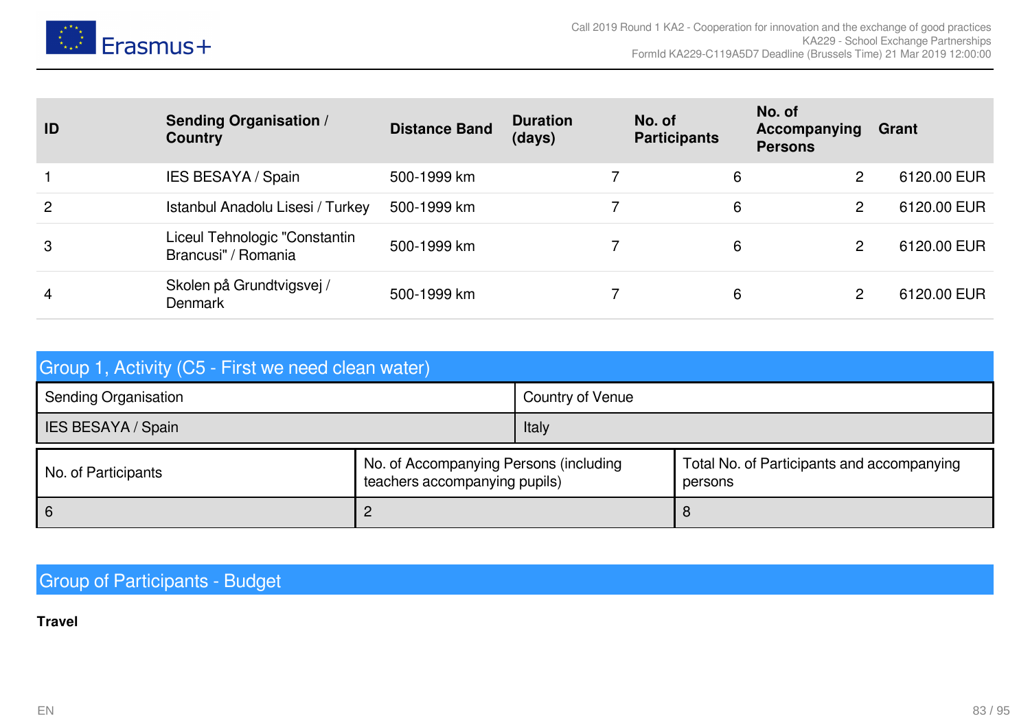| ID | Sending Organisation / Country | Distance Band | Duration (days) | No. of Participants | No. of Accompanying Persons | Grant |
|---|---|---|---|---|---|---|
| 1 | IES BESAYA / Spain | 500-1999 km | 7 | 6 | 2 | 6120.00 EUR |
| 2 | Istanbul Anadolu Lisesi / Turkey | 500-1999 km | 7 | 6 | 2 | 6120.00 EUR |
| 3 | Liceul Tehnologic "Constantin Brancusi" / Romania | 500-1999 km | 7 | 6 | 2 | 6120.00 EUR |
| 4 | Skolen på Grundtvigsvej / Denmark | 500-1999 km | 7 | 6 | 2 | 6120.00 EUR |

## Group 1, Activity (C5 - First we need clean water)

| Sending Organisation | Country of Venue |
|---|---|
| IES BESAYA / Spain | Italy |

| No. of Participants | No. of Accompanying Persons (including teachers accompanying pupils) | Total No. of Participants and accompanying persons |
|---|---|---|
| 6 | 2 | 8 |

## Group of Participants - Budget

**Travel**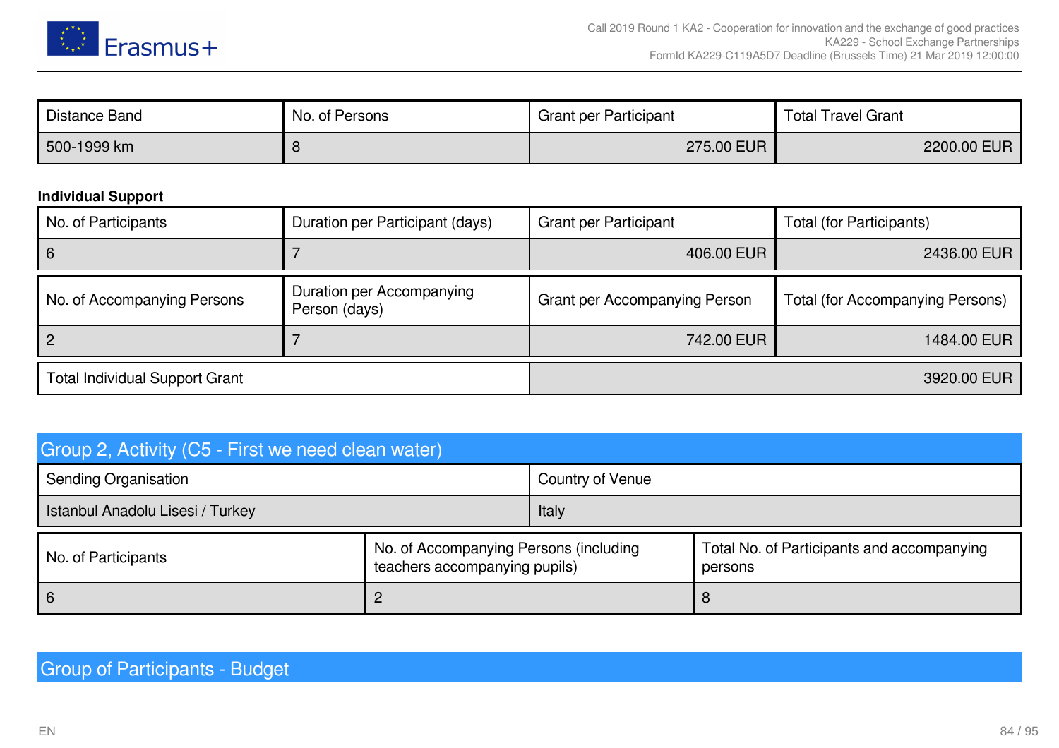| Distance Band | No. of Persons | Grant per Participant | Total Travel Grant |
| --- | --- | --- | --- |
| 500-1999 km | 8 | 275.00 EUR | 2200.00 EUR |

**Individual Support**

| No. of Participants | Duration per Participant (days) | Grant per Participant | Total (for Participants) |
| --- | --- | --- | --- |
| 6 | 7 | 406.00 EUR | 2436.00 EUR |

| No. of Accompanying Persons | Duration per Accompanying Person (days) | Grant per Accompanying Person | Total (for Accompanying Persons) |
| --- | --- | --- | --- |
| 2 | 7 | 742.00 EUR | 1484.00 EUR |

| Total Individual Support Grant | 3920.00 EUR |
| --- | --- |

## Group 2, Activity (C5 - First we need clean water)

| Sending Organisation | Country of Venue |
| --- | --- |
| Istanbul Anadolu Lisesi / Turkey | Italy |

| No. of Participants | No. of Accompanying Persons (including teachers accompanying pupils) | Total No. of Participants and accompanying persons |
| --- | --- | --- |
| 6 | 2 | 8 |

## Group of Participants - Budget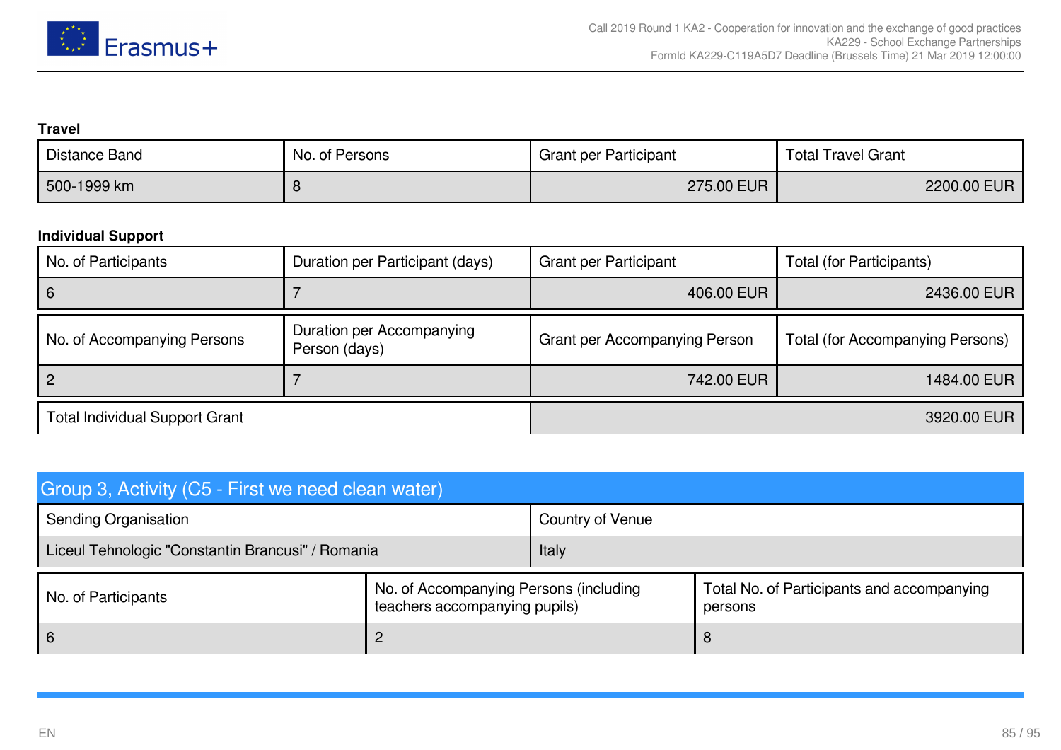**Travel**

| Distance Band | No. of Persons | Grant per Participant | Total Travel Grant |
|---|---|---|---|
| 500-1999 km | 8 | 275.00 EUR | 2200.00 EUR |

**Individual Support**

| No. of Participants | Duration per Participant (days) | Grant per Participant | Total (for Participants) |
|---|---|---|---|
| 6 | 7 | 406.00 EUR | 2436.00 EUR |

| No. of Accompanying Persons | Duration per Accompanying Person (days) | Grant per Accompanying Person | Total (for Accompanying Persons) |
|---|---|---|---|
| 2 | 7 | 742.00 EUR | 1484.00 EUR |

| Total Individual Support Grant | 3920.00 EUR |
|---|---|

## Group 3, Activity (C5 - First we need clean water)

| Sending Organisation | Country of Venue |
|---|---|
| Liceul Tehnologic "Constantin Brancusi" / Romania | Italy |

| No. of Participants | No. of Accompanying Persons (including teachers accompanying pupils) | Total No. of Participants and accompanying persons |
|---|---|---|
| 6 | 2 | 8 |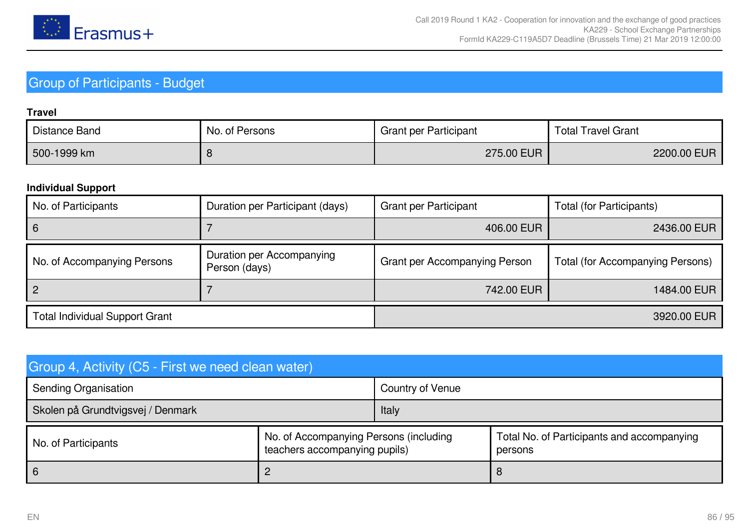## Group of Participants - Budget

**Travel**

| Distance Band | No. of Persons | Grant per Participant | Total Travel Grant |
|---|---|---|---|
| 500-1999 km | 8 | 275.00 EUR | 2200.00 EUR |

**Individual Support**

| No. of Participants | Duration per Participant (days) | Grant per Participant | Total (for Participants) |
|---|---|---|---|
| 6 | 7 | 406.00 EUR | 2436.00 EUR |

| No. of Accompanying Persons | Duration per Accompanying Person (days) | Grant per Accompanying Person | Total (for Accompanying Persons) |
|---|---|---|---|
| 2 | 7 | 742.00 EUR | 1484.00 EUR |

| Total Individual Support Grant | 3920.00 EUR |
|---|---|

## Group 4, Activity (C5 - First we need clean water)

| Sending Organisation | Country of Venue |
|---|---|
| Skolen på Grundtvigsvej / Denmark | Italy |

| No. of Participants | No. of Accompanying Persons (including teachers accompanying pupils) | Total No. of Participants and accompanying persons |
|---|---|---|
| 6 | 2 | 8 |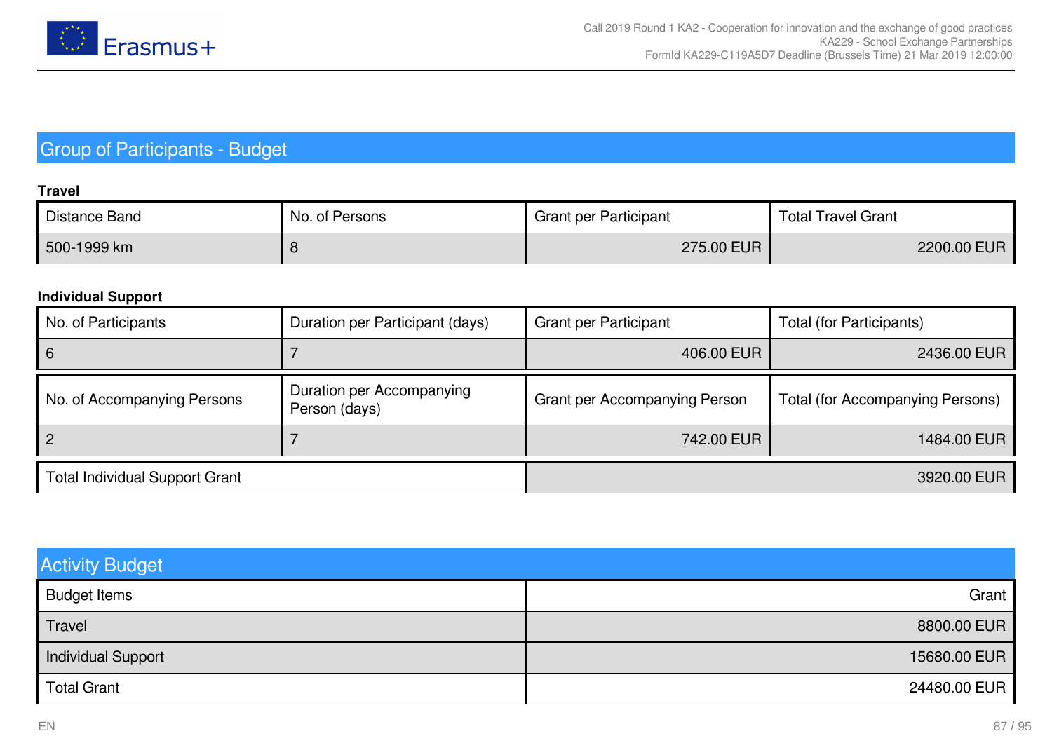## Group of Participants - Budget

**Travel**

| Distance Band | No. of Persons | Grant per Participant | Total Travel Grant |
|---|---|---|---|
| 500-1999 km | 8 | 275.00 EUR | 2200.00 EUR |

**Individual Support**

| No. of Participants | Duration per Participant (days) | Grant per Participant | Total (for Participants) |
|---|---|---|---|
| 6 | 7 | 406.00 EUR | 2436.00 EUR |

| No. of Accompanying Persons | Duration per Accompanying Person (days) | Grant per Accompanying Person | Total (for Accompanying Persons) |
|---|---|---|---|
| 2 | 7 | 742.00 EUR | 1484.00 EUR |

| Total Individual Support Grant | 3920.00 EUR |
|---|---|

## Activity Budget

| Budget Items | Grant |
|---|---|
| Travel | 8800.00 EUR |
| Individual Support | 15680.00 EUR |
| Total Grant | 24480.00 EUR |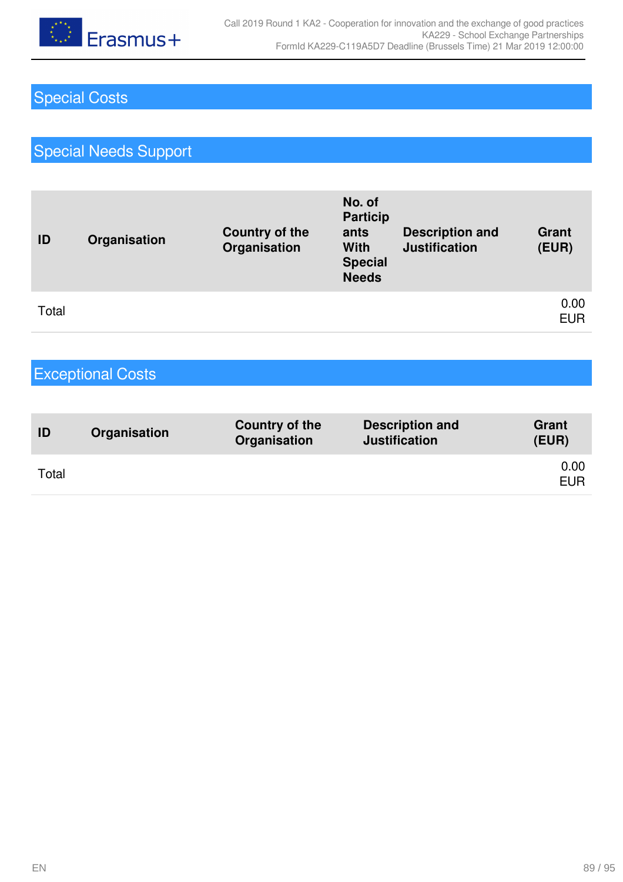## Special Costs

### Special Needs Support

| ID | Organisation | Country of the Organisation | No. of Participants With Special Needs | Description and Justification | Grant (EUR) |
| --- | --- | --- | --- | --- | --- |
| Total | | | | | 0.00 EUR |

### Exceptional Costs

| ID | Organisation | Country of the Organisation | Description and Justification | Grant (EUR) |
| --- | --- | --- | --- | --- |
| Total | | | | 0.00 EUR |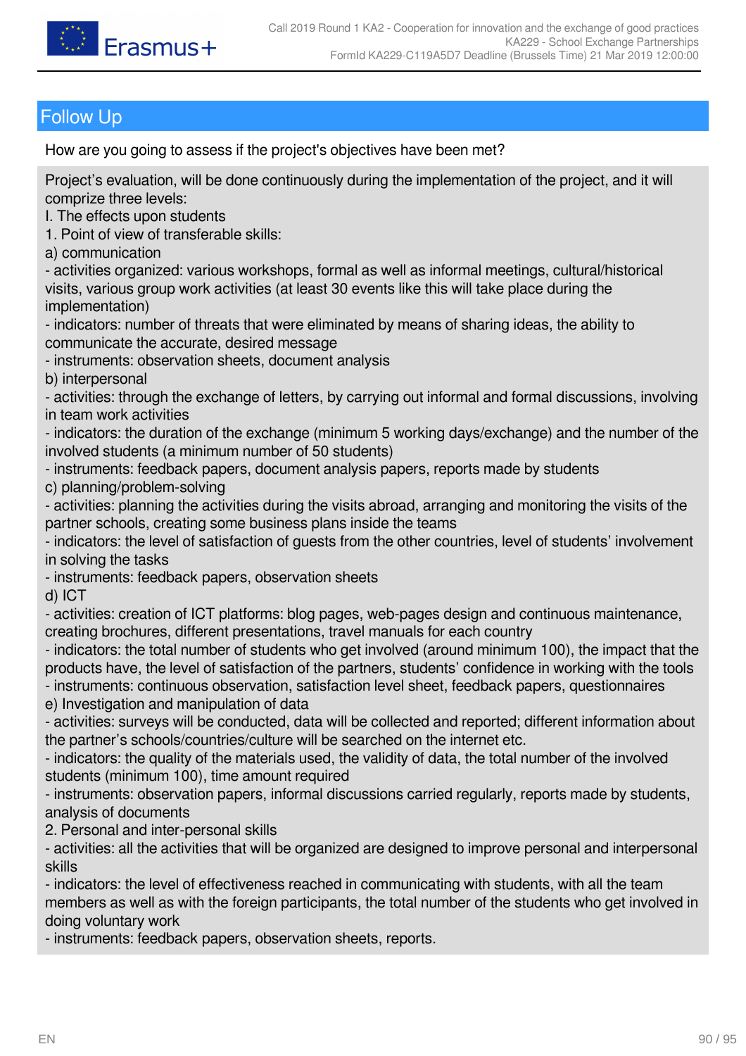## Follow Up

How are you going to assess if the project's objectives have been met?

Project's evaluation, will be done continuously during the implementation of the project, and it will comprize three levels:
I. The effects upon students
1. Point of view of transferable skills:
a) communication
- activities organized: various workshops, formal as well as informal meetings, cultural/historical visits, various group work activities (at least 30 events like this will take place during the implementation)
- indicators: number of threats that were eliminated by means of sharing ideas, the ability to communicate the accurate, desired message
- instruments: observation sheets, document analysis
b) interpersonal
- activities: through the exchange of letters, by carrying out informal and formal discussions, involving in team work activities
- indicators: the duration of the exchange (minimum 5 working days/exchange) and the number of the involved students (a minimum number of 50 students)
- instruments: feedback papers, document analysis papers, reports made by students
c) planning/problem-solving
- activities: planning the activities during the visits abroad, arranging and monitoring the visits of the partner schools, creating some business plans inside the teams
- indicators: the level of satisfaction of guests from the other countries, level of students' involvement in solving the tasks
- instruments: feedback papers, observation sheets
d) ICT
- activities: creation of ICT platforms: blog pages, web-pages design and continuous maintenance, creating brochures, different presentations, travel manuals for each country
- indicators: the total number of students who get involved (around minimum 100), the impact that the products have, the level of satisfaction of the partners, students' confidence in working with the tools
- instruments: continuous observation, satisfaction level sheet, feedback papers, questionnaires
e) Investigation and manipulation of data
- activities: surveys will be conducted, data will be collected and reported; different information about the partner's schools/countries/culture will be searched on the internet etc.
- indicators: the quality of the materials used, the validity of data, the total number of the involved students (minimum 100), time amount required
- instruments: observation papers, informal discussions carried regularly, reports made by students, analysis of documents
2. Personal and inter-personal skills
- activities: all the activities that will be organized are designed to improve personal and interpersonal skills
- indicators: the level of effectiveness reached in communicating with students, with all the team members as well as with the foreign participants, the total number of the students who get involved in doing voluntary work
- instruments: feedback papers, observation sheets, reports.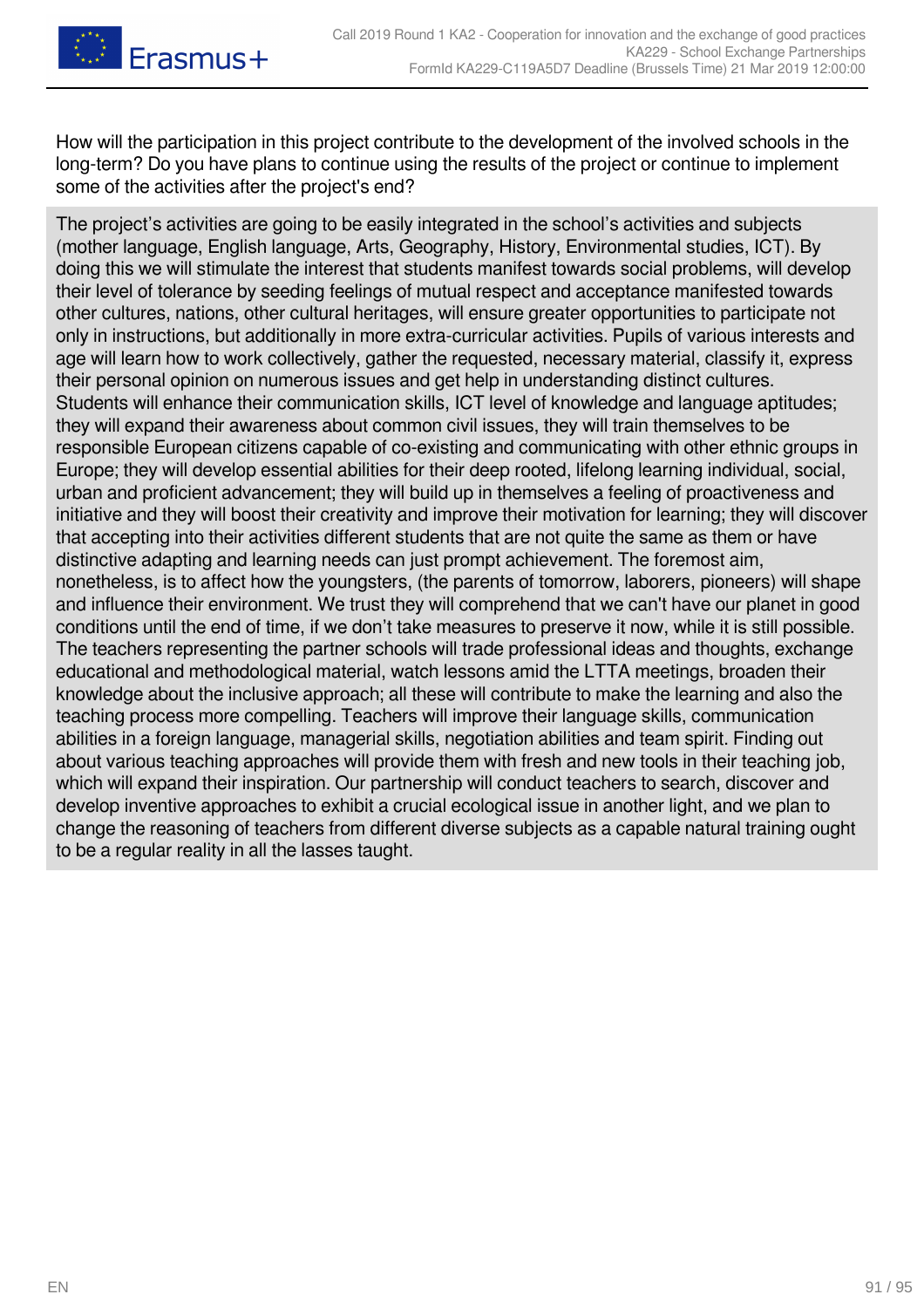How will the participation in this project contribute to the development of the involved schools in the long-term? Do you have plans to continue using the results of the project or continue to implement some of the activities after the project's end?

The project's activities are going to be easily integrated in the school's activities and subjects (mother language, English language, Arts, Geography, History, Environmental studies, ICT). By doing this we will stimulate the interest that students manifest towards social problems, will develop their level of tolerance by seeding feelings of mutual respect and acceptance manifested towards other cultures, nations, other cultural heritages, will ensure greater opportunities to participate not only in instructions, but additionally in more extra-curricular activities. Pupils of various interests and age will learn how to work collectively, gather the requested, necessary material, classify it, express their personal opinion on numerous issues and get help in understanding distinct cultures.
Students will enhance their communication skills, ICT level of knowledge and language aptitudes; they will expand their awareness about common civil issues, they will train themselves to be responsible European citizens capable of co-existing and communicating with other ethnic groups in Europe; they will develop essential abilities for their deep rooted, lifelong learning individual, social, urban and proficient advancement; they will build up in themselves a feeling of proactiveness and initiative and they will boost their creativity and improve their motivation for learning; they will discover that accepting into their activities different students that are not quite the same as them or have distinctive adapting and learning needs can just prompt achievement. The foremost aim, nonetheless, is to affect how the youngsters, (the parents of tomorrow, laborers, pioneers) will shape and influence their environment. We trust they will comprehend that we can't have our planet in good conditions until the end of time, if we don't take measures to preserve it now, while it is still possible.
The teachers representing the partner schools will trade professional ideas and thoughts, exchange educational and methodological material, watch lessons amid the LTTA meetings, broaden their knowledge about the inclusive approach; all these will contribute to make the learning and also the teaching process more compelling. Teachers will improve their language skills, communication abilities in a foreign language, managerial skills, negotiation abilities and team spirit. Finding out about various teaching approaches will provide them with fresh and new tools in their teaching job, which will expand their inspiration. Our partnership will conduct teachers to search, discover and develop inventive approaches to exhibit a crucial ecological issue in another light, and we plan to change the reasoning of teachers from different diverse subjects as a capable natural training ought to be a regular reality in all the lasses taught.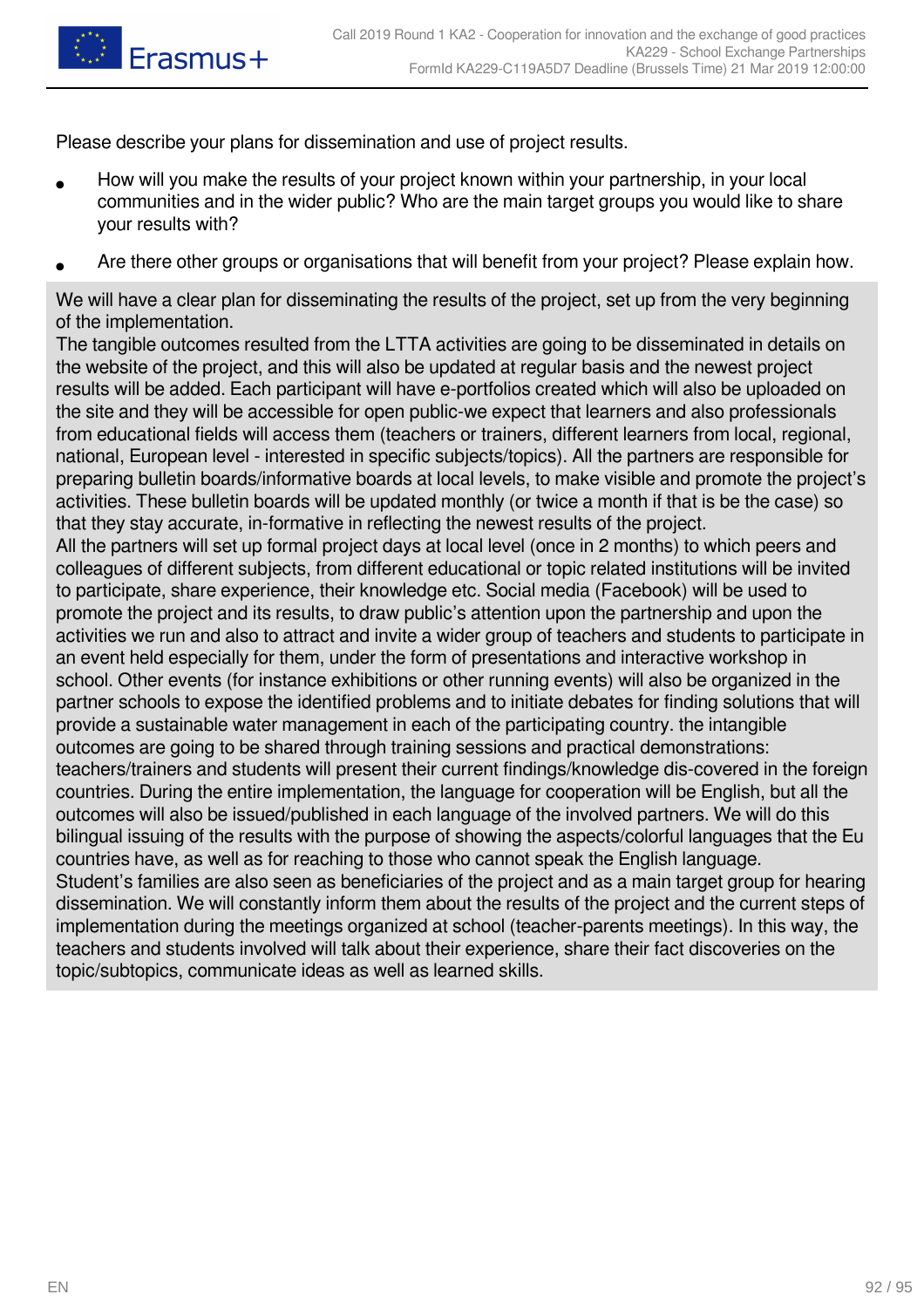Please describe your plans for dissemination and use of project results.

- How will you make the results of your project known within your partnership, in your local communities and in the wider public? Who are the main target groups you would like to share your results with?
- Are there other groups or organisations that will benefit from your project? Please explain how.

We will have a clear plan for disseminating the results of the project, set up from the very beginning of the implementation.
The tangible outcomes resulted from the LTTA activities are going to be disseminated in details on the website of the project, and this will also be updated at regular basis and the newest project results will be added. Each participant will have e-portfolios created which will also be uploaded on the site and they will be accessible for open public-we expect that learners and also professionals from educational fields will access them (teachers or trainers, different learners from local, regional, national, European level - interested in specific subjects/topics). All the partners are responsible for preparing bulletin boards/informative boards at local levels, to make visible and promote the project's activities. These bulletin boards will be updated monthly (or twice a month if that is be the case) so that they stay accurate, in-formative in reflecting the newest results of the project.
All the partners will set up formal project days at local level (once in 2 months) to which peers and colleagues of different subjects, from different educational or topic related institutions will be invited to participate, share experience, their knowledge etc. Social media (Facebook) will be used to promote the project and its results, to draw public's attention upon the partnership and upon the activities we run and also to attract and invite a wider group of teachers and students to participate in an event held especially for them, under the form of presentations and interactive workshop in school. Other events (for instance exhibitions or other running events) will also be organized in the partner schools to expose the identified problems and to initiate debates for finding solutions that will provide a sustainable water management in each of the participating country. the intangible outcomes are going to be shared through training sessions and practical demonstrations: teachers/trainers and students will present their current findings/knowledge dis-covered in the foreign countries. During the entire implementation, the language for cooperation will be English, but all the outcomes will also be issued/published in each language of the involved partners. We will do this bilingual issuing of the results with the purpose of showing the aspects/colorful languages that the Eu countries have, as well as for reaching to those who cannot speak the English language.
Student's families are also seen as beneficiaries of the project and as a main target group for hearing dissemination. We will constantly inform them about the results of the project and the current steps of implementation during the meetings organized at school (teacher-parents meetings). In this way, the teachers and students involved will talk about their experience, share their fact discoveries on the topic/subtopics, communicate ideas as well as learned skills.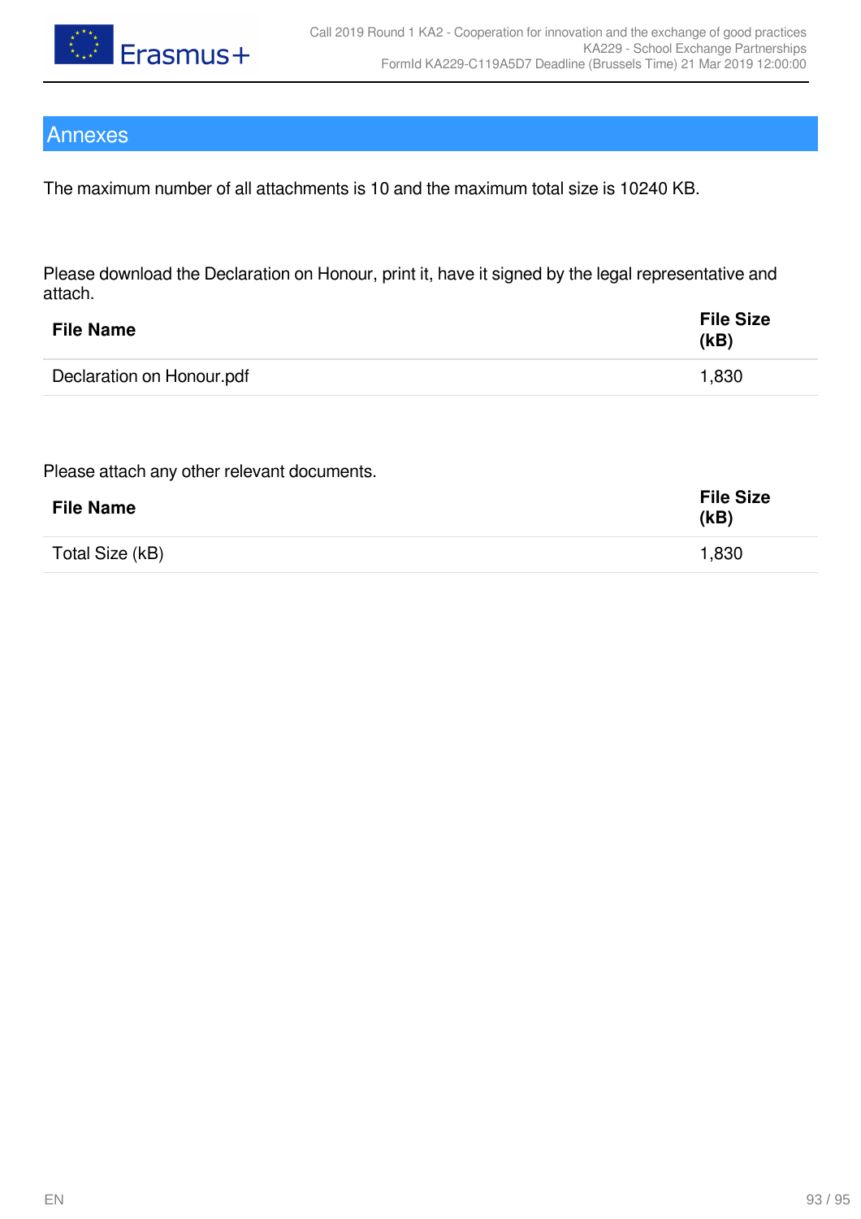## Annexes

The maximum number of all attachments is 10 and the maximum total size is 10240 KB.

Please download the Declaration on Honour, print it, have it signed by the legal representative and attach.

| File Name | File Size (kB) |
|---|---|
| Declaration on Honour.pdf | 1,830 |

Please attach any other relevant documents.

| File Name | File Size (kB) |
|---|---|
| Total Size (kB) | 1,830 |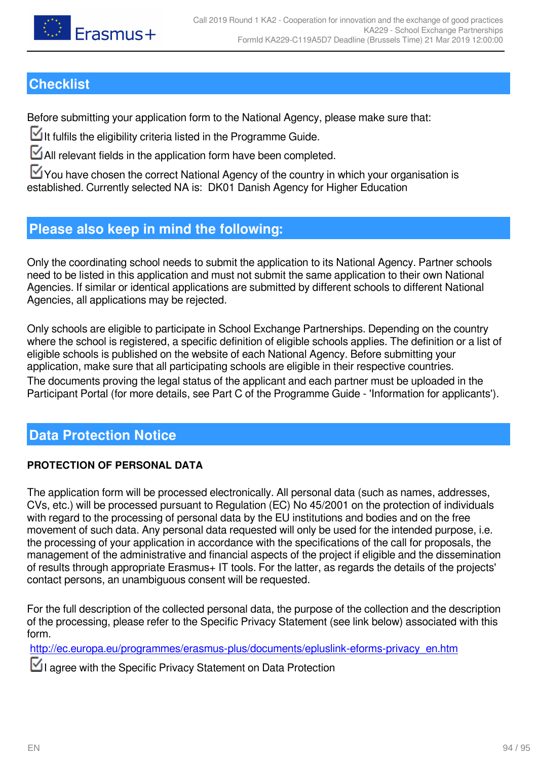## Checklist

Before submitting your application form to the National Agency, please make sure that:

☑ It fulfils the eligibility criteria listed in the Programme Guide.

☑ All relevant fields in the application form have been completed.

☑ You have chosen the correct National Agency of the country in which your organisation is established. Currently selected NA is: DK01 Danish Agency for Higher Education

## Please also keep in mind the following:

Only the coordinating school needs to submit the application to its National Agency. Partner schools need to be listed in this application and must not submit the same application to their own National Agencies. If similar or identical applications are submitted by different schools to different National Agencies, all applications may be rejected.

Only schools are eligible to participate in School Exchange Partnerships. Depending on the country where the school is registered, a specific definition of eligible schools applies. The definition or a list of eligible schools is published on the website of each National Agency. Before submitting your application, make sure that all participating schools are eligible in their respective countries.
The documents proving the legal status of the applicant and each partner must be uploaded in the Participant Portal (for more details, see Part C of the Programme Guide - 'Information for applicants').

## Data Protection Notice

**PROTECTION OF PERSONAL DATA**

The application form will be processed electronically. All personal data (such as names, addresses, CVs, etc.) will be processed pursuant to Regulation (EC) No 45/2001 on the protection of individuals with regard to the processing of personal data by the EU institutions and bodies and on the free movement of such data. Any personal data requested will only be used for the intended purpose, i.e. the processing of your application in accordance with the specifications of the call for proposals, the management of the administrative and financial aspects of the project if eligible and the dissemination of results through appropriate Erasmus+ IT tools. For the latter, as regards the details of the projects' contact persons, an unambiguous consent will be requested.

For the full description of the collected personal data, the purpose of the collection and the description of the processing, please refer to the Specific Privacy Statement (see link below) associated with this form.

http://ec.europa.eu/programmes/erasmus-plus/documents/epluslink-eforms-privacy_en.htm

☑ I agree with the Specific Privacy Statement on Data Protection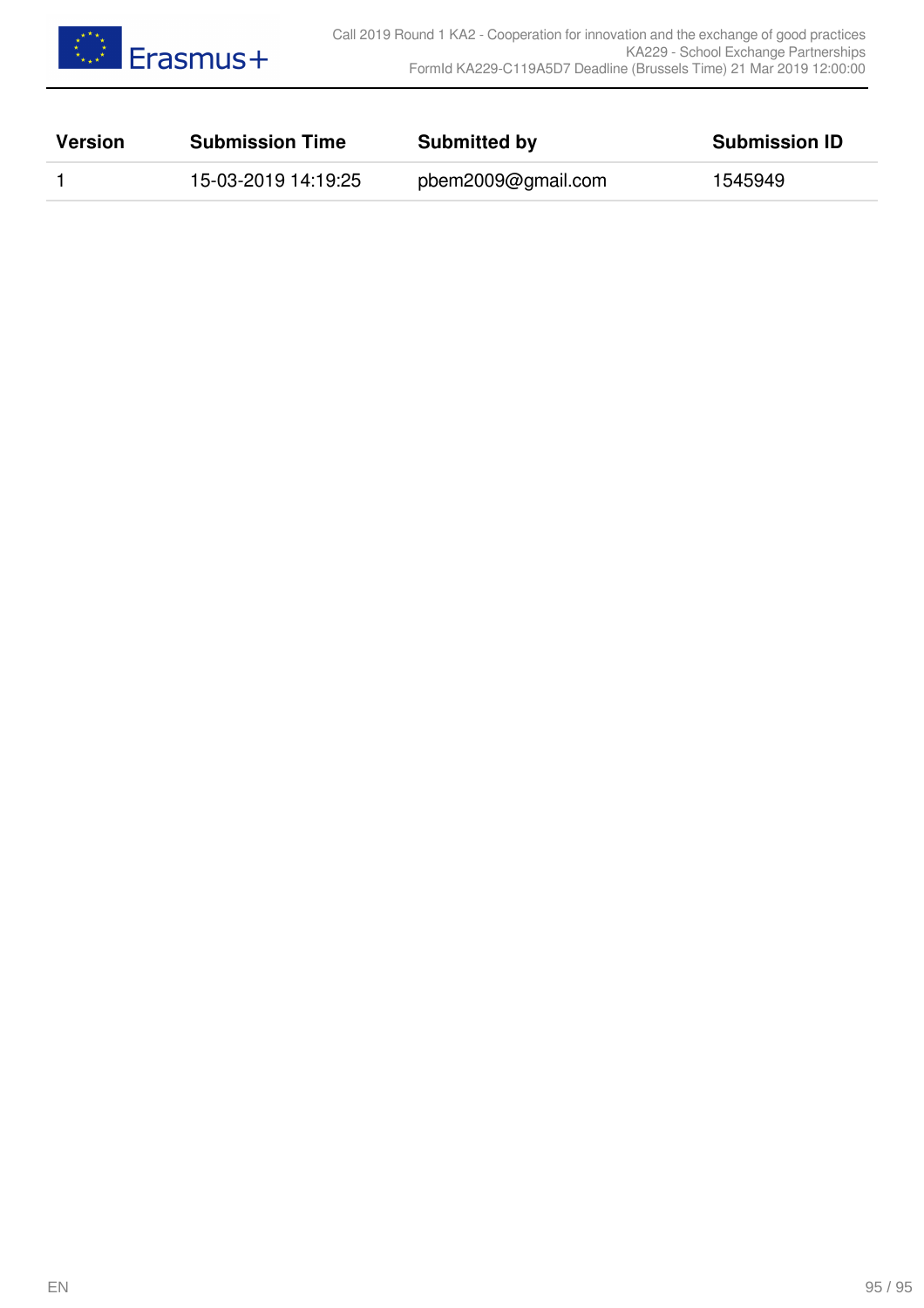| Version | Submission Time | Submitted by | Submission ID |
|---|---|---|---|
| 1 | 15-03-2019 14:19:25 | pbem2009@gmail.com | 1545949 |